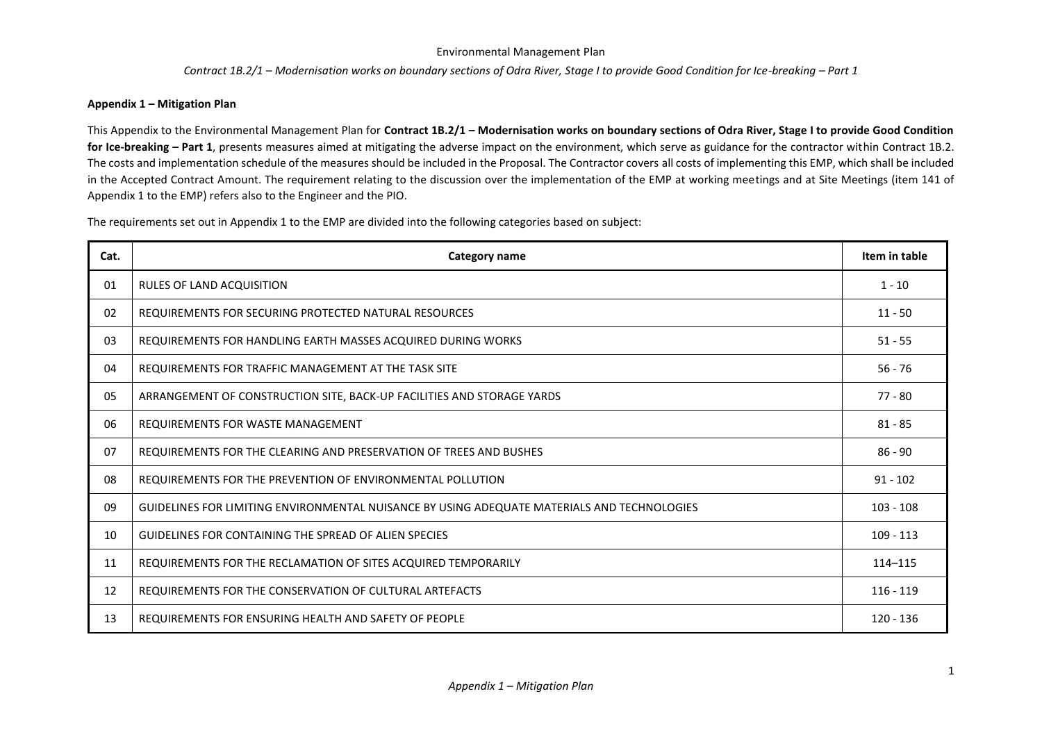**Appendix 1 – Mitigation Plan**

This Appendix to the Environmental Management Plan for **Contract 1B.2/1 – Modernisation works on boundary sections of Odra River, Stage I to provide Good Condition for Ice-breaking – Part 1**, presents measures aimed at mitigating the adverse impact on the environment, which serve as guidance for the contractor within Contract 1B.2. The costs and implementation schedule of the measures should be included in the Proposal. The Contractor covers all costs of implementing this EMP, which shall be included in the Accepted Contract Amount. The requirement relating to the discussion over the implementation of the EMP at working meetings and at Site Meetings (item 141 of Appendix 1 to the EMP) refers also to the Engineer and the PIO.

The requirements set out in Appendix 1 to the EMP are divided into the following categories based on subject:

| Cat. | Category name | Item in table |
|---|---|---|
| 01 | RULES OF LAND ACQUISITION | 1 - 10 |
| 02 | REQUIREMENTS FOR SECURING PROTECTED NATURAL RESOURCES | 11 - 50 |
| 03 | REQUIREMENTS FOR HANDLING EARTH MASSES ACQUIRED DURING WORKS | 51 - 55 |
| 04 | REQUIREMENTS FOR TRAFFIC MANAGEMENT AT THE TASK SITE | 56 - 76 |
| 05 | ARRANGEMENT OF CONSTRUCTION SITE, BACK-UP FACILITIES AND STORAGE YARDS | 77 - 80 |
| 06 | REQUIREMENTS FOR WASTE MANAGEMENT | 81 - 85 |
| 07 | REQUIREMENTS FOR THE CLEARING AND PRESERVATION OF TREES AND BUSHES | 86 - 90 |
| 08 | REQUIREMENTS FOR THE PREVENTION OF ENVIRONMENTAL POLLUTION | 91 - 102 |
| 09 | GUIDELINES FOR LIMITING ENVIRONMENTAL NUISANCE BY USING ADEQUATE MATERIALS AND TECHNOLOGIES | 103 - 108 |
| 10 | GUIDELINES FOR CONTAINING THE SPREAD OF ALIEN SPECIES | 109 - 113 |
| 11 | REQUIREMENTS FOR THE RECLAMATION OF SITES ACQUIRED TEMPORARILY | 114–115 |
| 12 | REQUIREMENTS FOR THE CONSERVATION OF CULTURAL ARTEFACTS | 116 - 119 |
| 13 | REQUIREMENTS FOR ENSURING HEALTH AND SAFETY OF PEOPLE | 120 - 136 |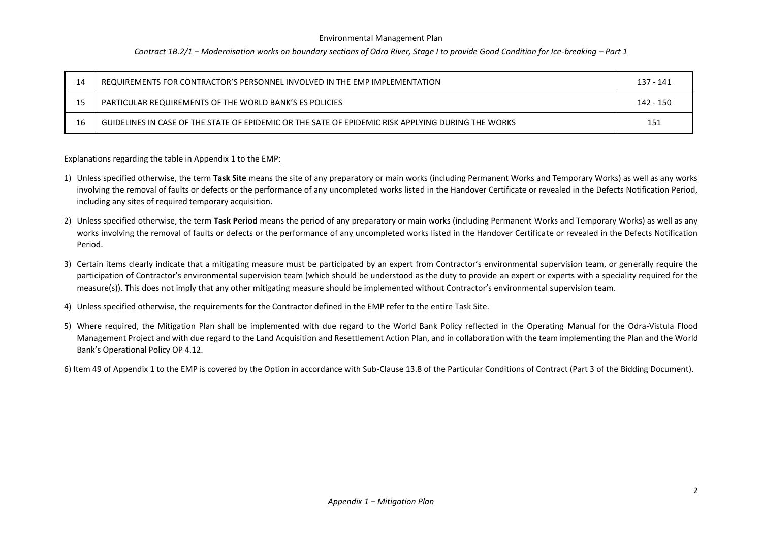| 14 | REQUIREMENTS FOR CONTRACTOR'S PERSONNEL INVOLVED IN THE EMP IMPLEMENTATION | 137 - 141 |
|---|---|---|
| 15 | PARTICULAR REQUIREMENTS OF THE WORLD BANK'S ES POLICIES | 142 - 150 |
| 16 | GUIDELINES IN CASE OF THE STATE OF EPIDEMIC OR THE SATE OF EPIDEMIC RISK APPLYING DURING THE WORKS | 151 |

Explanations regarding the table in Appendix 1 to the EMP:

1) Unless specified otherwise, the term **Task Site** means the site of any preparatory or main works (including Permanent Works and Temporary Works) as well as any works involving the removal of faults or defects or the performance of any uncompleted works listed in the Handover Certificate or revealed in the Defects Notification Period, including any sites of required temporary acquisition.

2) Unless specified otherwise, the term **Task Period** means the period of any preparatory or main works (including Permanent Works and Temporary Works) as well as any works involving the removal of faults or defects or the performance of any uncompleted works listed in the Handover Certificate or revealed in the Defects Notification Period.

3) Certain items clearly indicate that a mitigating measure must be participated by an expert from Contractor's environmental supervision team, or generally require the participation of Contractor's environmental supervision team (which should be understood as the duty to provide an expert or experts with a speciality required for the measure(s)). This does not imply that any other mitigating measure should be implemented without Contractor's environmental supervision team.

4) Unless specified otherwise, the requirements for the Contractor defined in the EMP refer to the entire Task Site.

5) Where required, the Mitigation Plan shall be implemented with due regard to the World Bank Policy reflected in the Operating Manual for the Odra-Vistula Flood Management Project and with due regard to the Land Acquisition and Resettlement Action Plan, and in collaboration with the team implementing the Plan and the World Bank's Operational Policy OP 4.12.

6) Item 49 of Appendix 1 to the EMP is covered by the Option in accordance with Sub-Clause 13.8 of the Particular Conditions of Contract (Part 3 of the Bidding Document).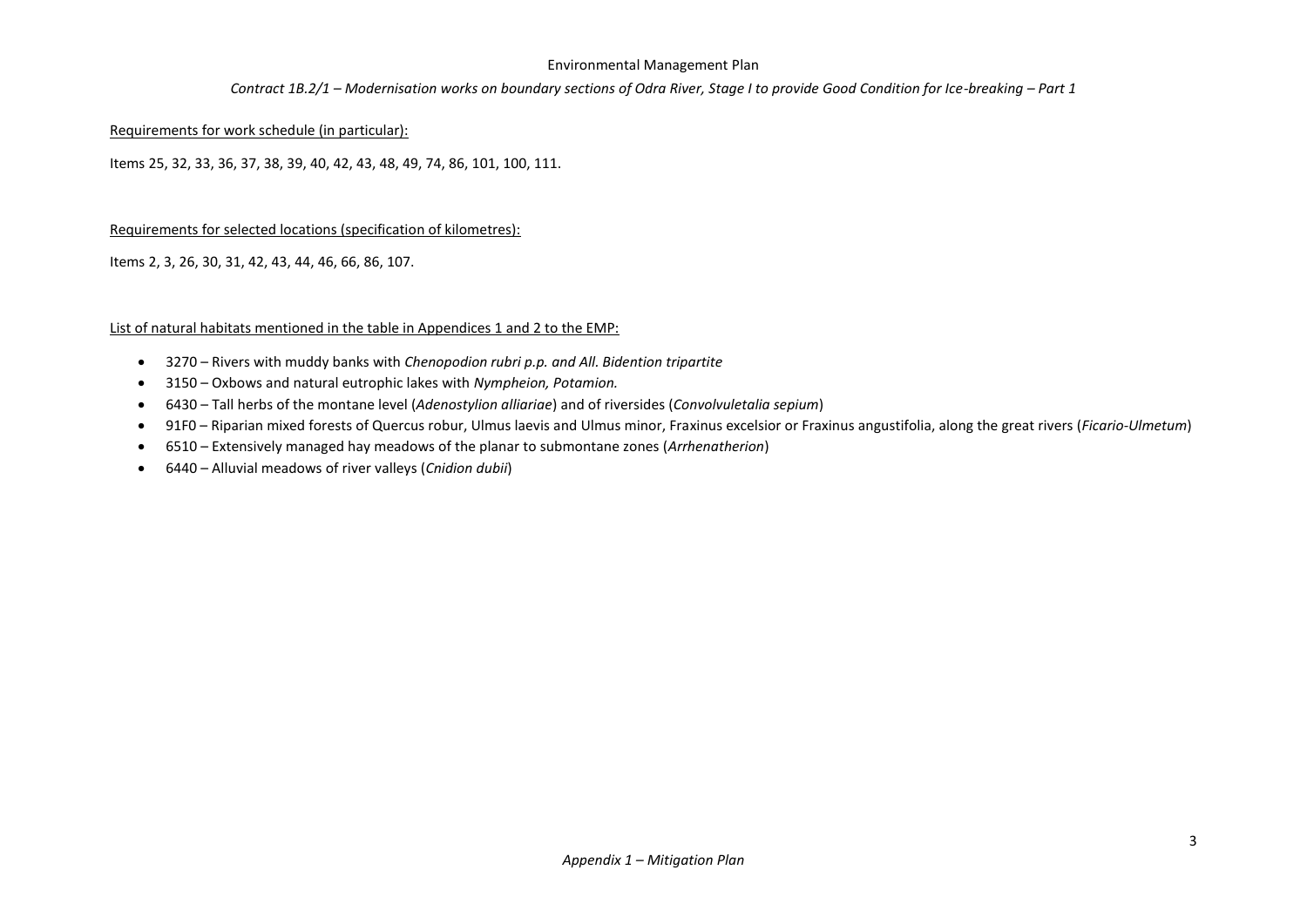Requirements for work schedule (in particular):

Items 25, 32, 33, 36, 37, 38, 39, 40, 42, 43, 48, 49, 74, 86, 101, 100, 111.

Requirements for selected locations (specification of kilometres):

Items 2, 3, 26, 30, 31, 42, 43, 44, 46, 66, 86, 107.

List of natural habitats mentioned in the table in Appendices 1 and 2 to the EMP:

- 3270 – Rivers with muddy banks with *Chenopodion rubri p.p. and All. Bidention tripartite*
- 3150 – Oxbows and natural eutrophic lakes with *Nympheion, Potamion.*
- 6430 – Tall herbs of the montane level (*Adenostylion alliariae*) and of riversides (*Convolvuletalia sepium*)
- 91F0 – Riparian mixed forests of Quercus robur, Ulmus laevis and Ulmus minor, Fraxinus excelsior or Fraxinus angustifolia, along the great rivers (*Ficario-Ulmetum*)
- 6510 – Extensively managed hay meadows of the planar to submontane zones (*Arrhenatherion*)
- 6440 – Alluvial meadows of river valleys (*Cnidion dubii*)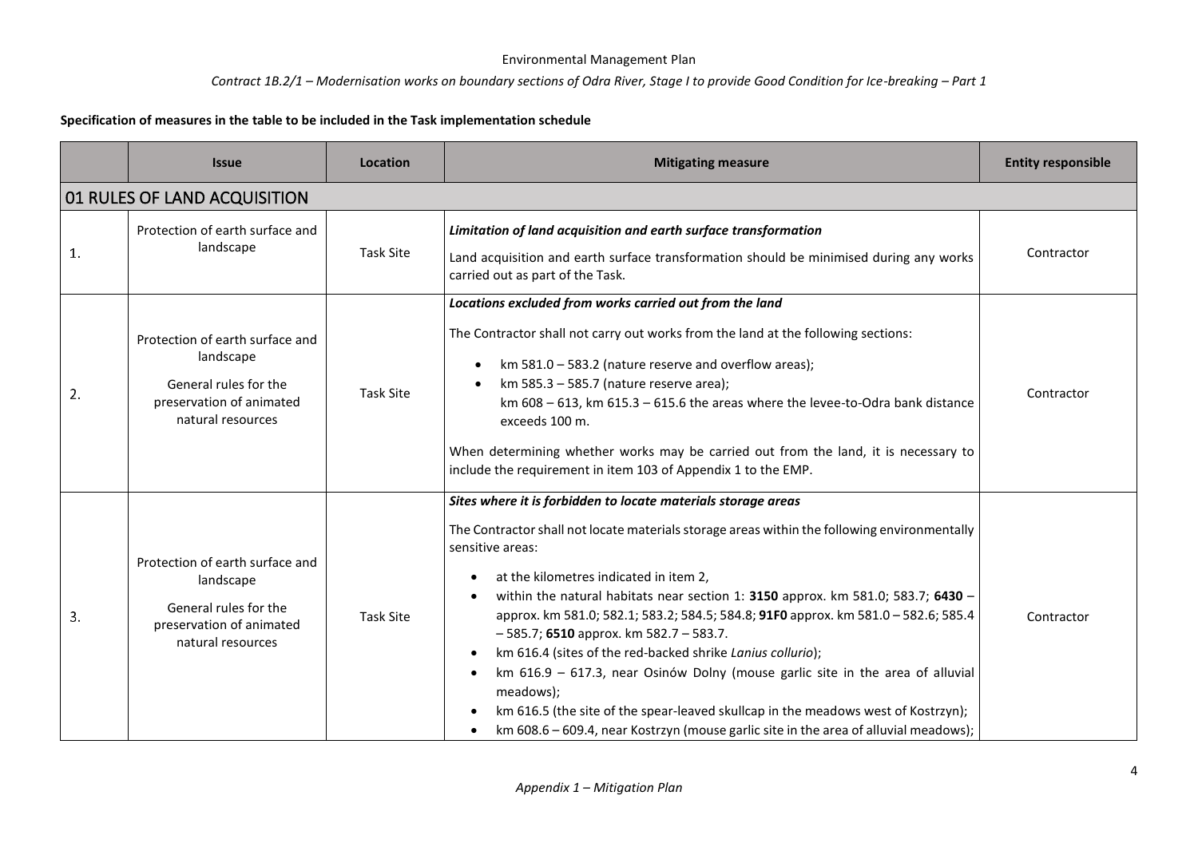**Specification of measures in the table to be included in the Task implementation schedule**

| | Issue | Location | Mitigating measure | Entity responsible |
|---|---|---|---|---|
| **01 RULES OF LAND ACQUISITION** | | | | |
| 1. | Protection of earth surface and landscape | Task Site | ***Limitation of land acquisition and earth surface transformation***<br><br>Land acquisition and earth surface transformation should be minimised during any works carried out as part of the Task. | Contractor |
| 2. | Protection of earth surface and landscape<br><br>General rules for the preservation of animated natural resources | Task Site | ***Locations excluded from works carried out from the land***<br><br>The Contractor shall not carry out works from the land at the following sections:<br>• km 581.0 – 583.2 (nature reserve and overflow areas);<br>• km 585.3 – 585.7 (nature reserve area);<br>km 608 – 613, km 615.3 – 615.6 the areas where the levee-to-Odra bank distance exceeds 100 m.<br><br>When determining whether works may be carried out from the land, it is necessary to include the requirement in item 103 of Appendix 1 to the EMP. | Contractor |
| 3. | Protection of earth surface and landscape<br><br>General rules for the preservation of animated natural resources | Task Site | ***Sites where it is forbidden to locate materials storage areas***<br><br>The Contractor shall not locate materials storage areas within the following environmentally sensitive areas:<br>• at the kilometres indicated in item 2,<br>• within the natural habitats near section 1: **3150** approx. km 581.0; 583.7; **6430** – approx. km 581.0; 582.1; 583.2; 584.5; 584.8; **91F0** approx. km 581.0 – 582.6; 585.4 – 585.7; **6510** approx. km 582.7 – 583.7.<br>• km 616.4 (sites of the red-backed shrike *Lanius collurio*);<br>• km 616.9 – 617.3, near Osinów Dolny (mouse garlic site in the area of alluvial meadows);<br>• km 616.5 (the site of the spear-leaved skullcap in the meadows west of Kostrzyn);<br>• km 608.6 – 609.4, near Kostrzyn (mouse garlic site in the area of alluvial meadows); | Contractor |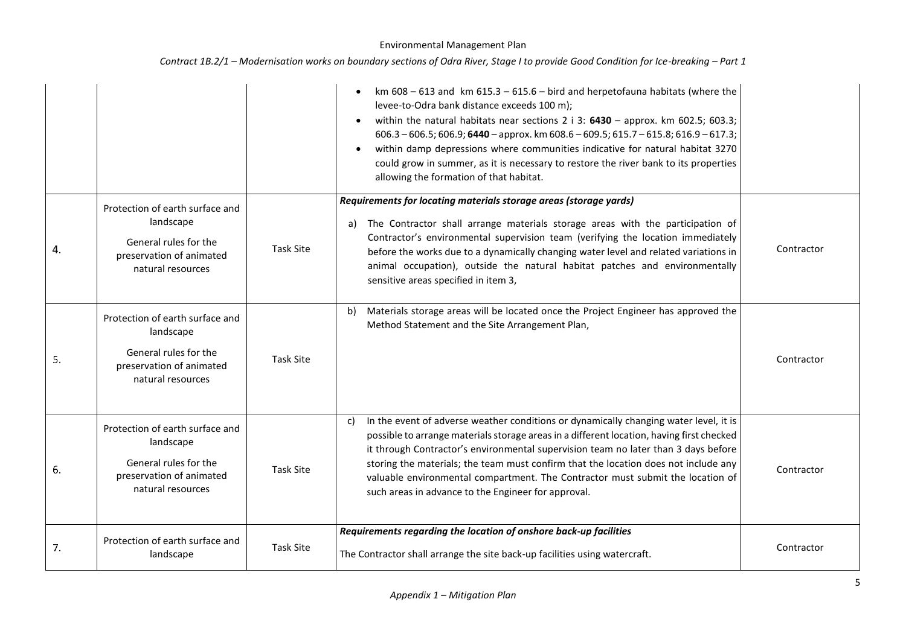| | | | | |
|---|---|---|---|---|
| | | | • km 608 – 613 and km 615.3 – 615.6 – bird and herpetofauna habitats (where the levee-to-Odra bank distance exceeds 100 m);<br>• within the natural habitats near sections 2 i 3: **6430** – approx. km 602.5; 603.3; 606.3 – 606.5; 606.9; **6440** – approx. km 608.6 – 609.5; 615.7 – 615.8; 616.9 – 617.3;<br>• within damp depressions where communities indicative for natural habitat 3270 could grow in summer, as it is necessary to restore the river bank to its properties allowing the formation of that habitat. | |
| 4. | Protection of earth surface and landscape<br><br>General rules for the preservation of animated natural resources | Task Site | ***Requirements for locating materials storage areas (storage yards)***<br><br>a) The Contractor shall arrange materials storage areas with the participation of Contractor's environmental supervision team (verifying the location immediately before the works due to a dynamically changing water level and related variations in animal occupation), outside the natural habitat patches and environmentally sensitive areas specified in item 3, | Contractor |
| 5. | Protection of earth surface and landscape<br><br>General rules for the preservation of animated natural resources | Task Site | b) Materials storage areas will be located once the Project Engineer has approved the Method Statement and the Site Arrangement Plan, | Contractor |
| 6. | Protection of earth surface and landscape<br><br>General rules for the preservation of animated natural resources | Task Site | c) In the event of adverse weather conditions or dynamically changing water level, it is possible to arrange materials storage areas in a different location, having first checked it through Contractor's environmental supervision team no later than 3 days before storing the materials; the team must confirm that the location does not include any valuable environmental compartment. The Contractor must submit the location of such areas in advance to the Engineer for approval. | Contractor |
| 7. | Protection of earth surface and landscape | Task Site | ***Requirements regarding the location of onshore back-up facilities***<br><br>The Contractor shall arrange the site back-up facilities using watercraft. | Contractor |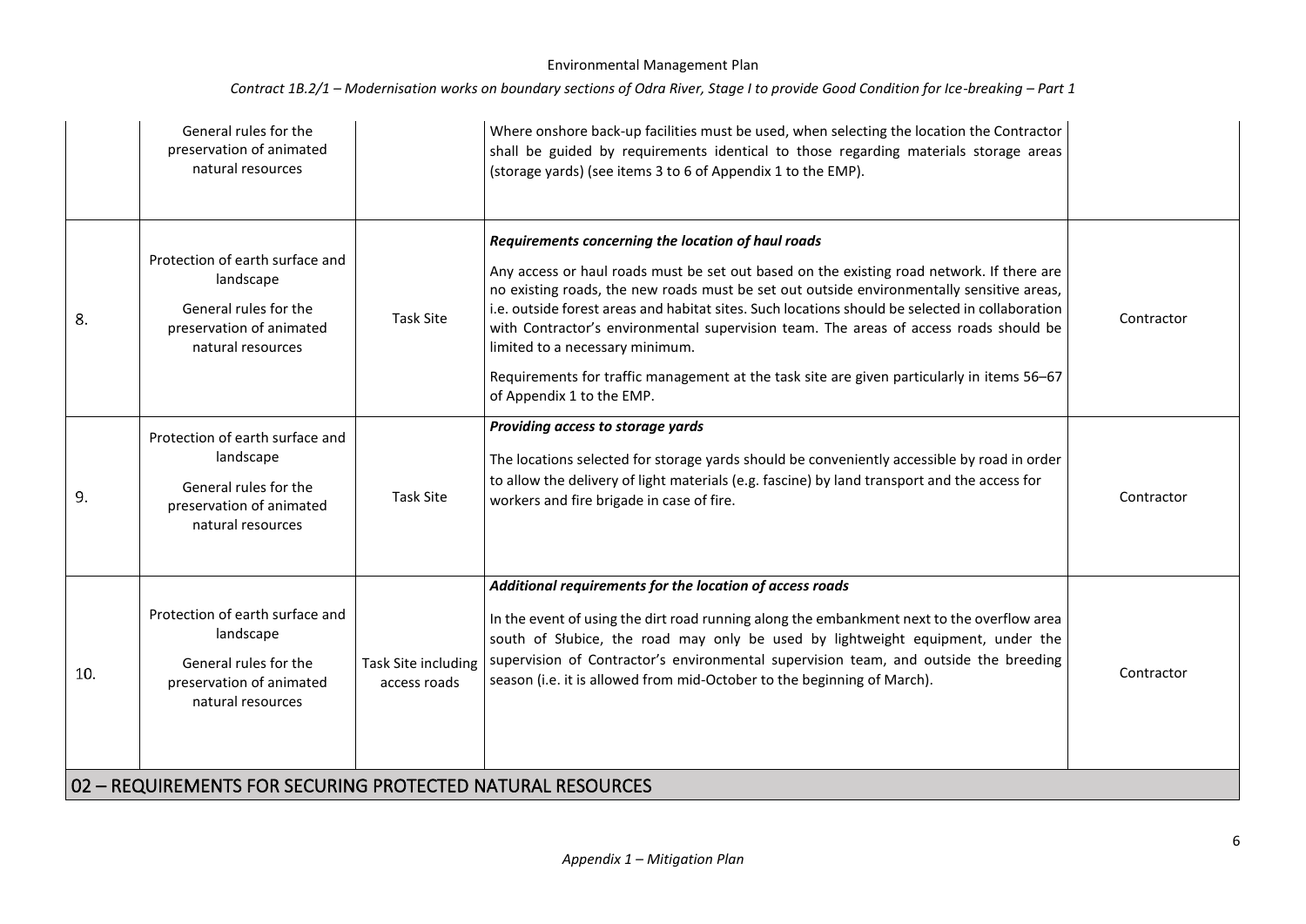| | | | | |
|---|---|---|---|---|
| | General rules for the preservation of animated natural resources | | Where onshore back-up facilities must be used, when selecting the location the Contractor shall be guided by requirements identical to those regarding materials storage areas (storage yards) (see items 3 to 6 of Appendix 1 to the EMP). | |
| 8. | Protection of earth surface and landscape<br>General rules for the preservation of animated natural resources | Task Site | ***Requirements concerning the location of haul roads***<br>Any access or haul roads must be set out based on the existing road network. If there are no existing roads, the new roads must be set out outside environmentally sensitive areas, i.e. outside forest areas and habitat sites. Such locations should be selected in collaboration with Contractor's environmental supervision team. The areas of access roads should be limited to a necessary minimum.<br>Requirements for traffic management at the task site are given particularly in items 56–67 of Appendix 1 to the EMP. | Contractor |
| 9. | Protection of earth surface and landscape<br>General rules for the preservation of animated natural resources | Task Site | ***Providing access to storage yards***<br>The locations selected for storage yards should be conveniently accessible by road in order to allow the delivery of light materials (e.g. fascine) by land transport and the access for workers and fire brigade in case of fire. | Contractor |
| 10. | Protection of earth surface and landscape<br>General rules for the preservation of animated natural resources | Task Site including access roads | ***Additional requirements for the location of access roads***<br>In the event of using the dirt road running along the embankment next to the overflow area south of Słubice, the road may only be used by lightweight equipment, under the supervision of Contractor's environmental supervision team, and outside the breeding season (i.e. it is allowed from mid-October to the beginning of March). | Contractor |

## 02 – REQUIREMENTS FOR SECURING PROTECTED NATURAL RESOURCES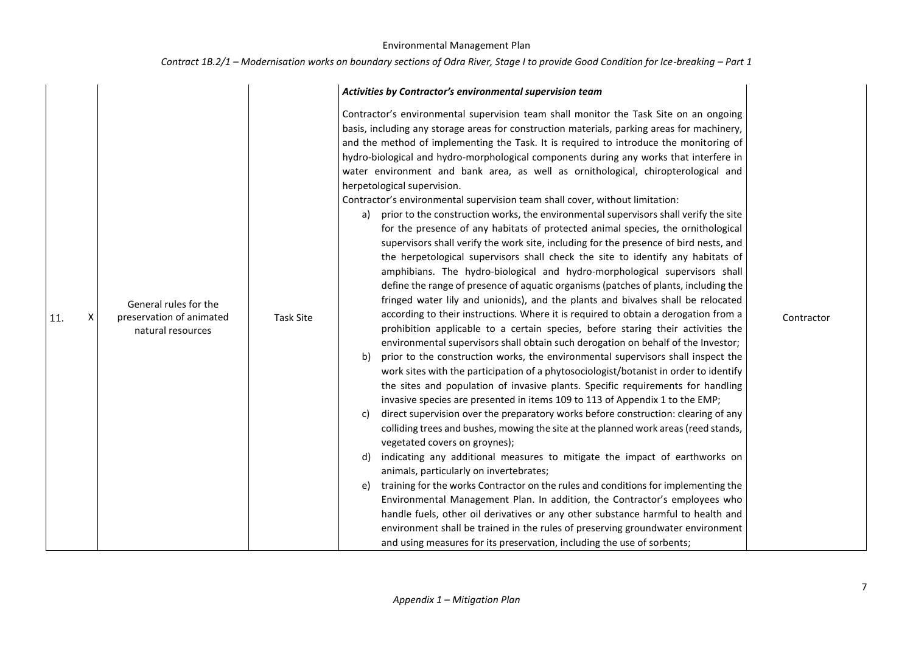| 11. | X | General rules for the preservation of animated natural resources | Task Site | ***Activities by Contractor's environmental supervision team***<br><br>Contractor's environmental supervision team shall monitor the Task Site on an ongoing basis, including any storage areas for construction materials, parking areas for machinery, and the method of implementing the Task. It is required to introduce the monitoring of hydro-biological and hydro-morphological components during any works that interfere in water environment and bank area, as well as ornithological, chiropterological and herpetological supervision.<br>Contractor's environmental supervision team shall cover, without limitation:<br>a) prior to the construction works, the environmental supervisors shall verify the site for the presence of any habitats of protected animal species, the ornithological supervisors shall verify the work site, including for the presence of bird nests, and the herpetological supervisors shall check the site to identify any habitats of amphibians. The hydro-biological and hydro-morphological supervisors shall define the range of presence of aquatic organisms (patches of plants, including the fringed water lily and unionids), and the plants and bivalves shall be relocated according to their instructions. Where it is required to obtain a derogation from a prohibition applicable to a certain species, before staring their activities the environmental supervisors shall obtain such derogation on behalf of the Investor;<br>b) prior to the construction works, the environmental supervisors shall inspect the work sites with the participation of a phytosociologist/botanist in order to identify the sites and population of invasive plants. Specific requirements for handling invasive species are presented in items 109 to 113 of Appendix 1 to the EMP;<br>c) direct supervision over the preparatory works before construction: clearing of any colliding trees and bushes, mowing the site at the planned work areas (reed stands, vegetated covers on groynes);<br>d) indicating any additional measures to mitigate the impact of earthworks on animals, particularly on invertebrates;<br>e) training for the works Contractor on the rules and conditions for implementing the Environmental Management Plan. In addition, the Contractor's employees who handle fuels, other oil derivatives or any other substance harmful to health and environment shall be trained in the rules of preserving groundwater environment and using measures for its preservation, including the use of sorbents; | Contractor |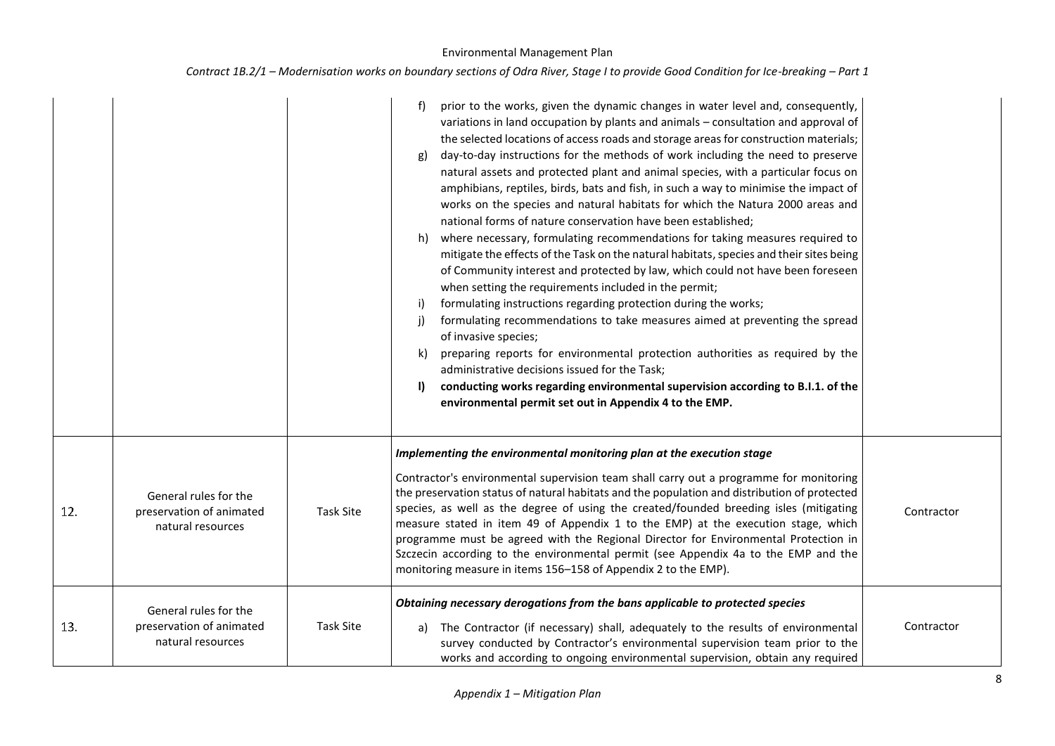| | | | | |
|---|---|---|---|---|
| | | | f) prior to the works, given the dynamic changes in water level and, consequently, variations in land occupation by plants and animals – consultation and approval of the selected locations of access roads and storage areas for construction materials;<br>g) day-to-day instructions for the methods of work including the need to preserve natural assets and protected plant and animal species, with a particular focus on amphibians, reptiles, birds, bats and fish, in such a way to minimise the impact of works on the species and natural habitats for which the Natura 2000 areas and national forms of nature conservation have been established;<br>h) where necessary, formulating recommendations for taking measures required to mitigate the effects of the Task on the natural habitats, species and their sites being of Community interest and protected by law, which could not have been foreseen when setting the requirements included in the permit;<br>i) formulating instructions regarding protection during the works;<br>j) formulating recommendations to take measures aimed at preventing the spread of invasive species;<br>k) preparing reports for environmental protection authorities as required by the administrative decisions issued for the Task;<br>**l) conducting works regarding environmental supervision according to B.I.1. of the environmental permit set out in Appendix 4 to the EMP.** | |
| 12. | General rules for the preservation of animated natural resources | Task Site | ***Implementing the environmental monitoring plan at the execution stage***<br><br>Contractor's environmental supervision team shall carry out a programme for monitoring the preservation status of natural habitats and the population and distribution of protected species, as well as the degree of using the created/founded breeding isles (mitigating measure stated in item 49 of Appendix 1 to the EMP) at the execution stage, which programme must be agreed with the Regional Director for Environmental Protection in Szczecin according to the environmental permit (see Appendix 4a to the EMP and the monitoring measure in items 156–158 of Appendix 2 to the EMP). | Contractor |
| 13. | General rules for the preservation of animated natural resources | Task Site | ***Obtaining necessary derogations from the bans applicable to protected species***<br><br>a) The Contractor (if necessary) shall, adequately to the results of environmental survey conducted by Contractor's environmental supervision team prior to the works and according to ongoing environmental supervision, obtain any required | Contractor |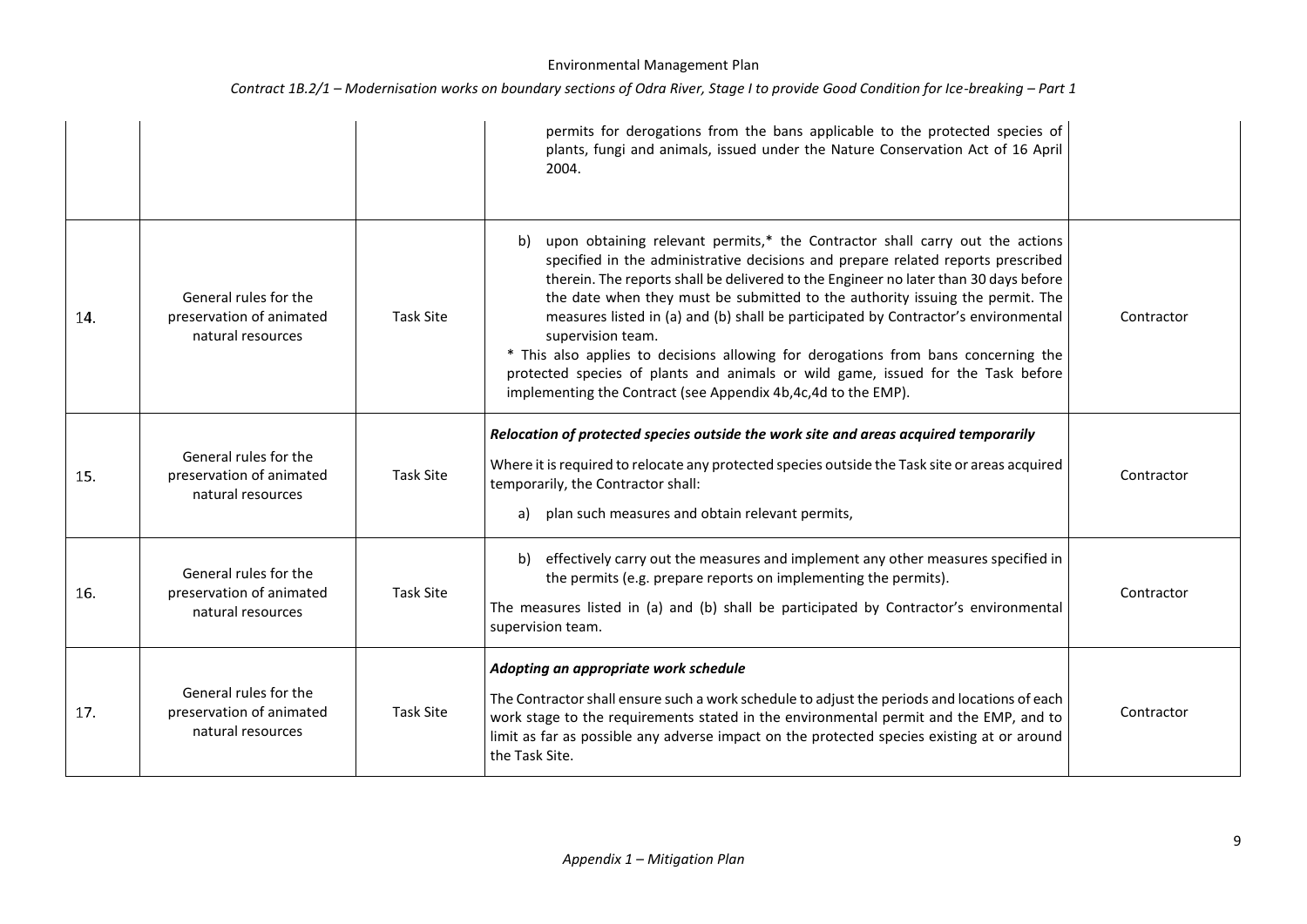| | | | | |
|---|---|---|---|---|
| | | | permits for derogations from the bans applicable to the protected species of plants, fungi and animals, issued under the Nature Conservation Act of 16 April 2004. | |
| 14. | General rules for the preservation of animated natural resources | Task Site | b) upon obtaining relevant permits,* the Contractor shall carry out the actions specified in the administrative decisions and prepare related reports prescribed therein. The reports shall be delivered to the Engineer no later than 30 days before the date when they must be submitted to the authority issuing the permit. The measures listed in (a) and (b) shall be participated by Contractor's environmental supervision team.<br>* This also applies to decisions allowing for derogations from bans concerning the protected species of plants and animals or wild game, issued for the Task before implementing the Contract (see Appendix 4b,4c,4d to the EMP). | Contractor |
| 15. | General rules for the preservation of animated natural resources | Task Site | ***Relocation of protected species outside the work site and areas acquired temporarily***<br>Where it is required to relocate any protected species outside the Task site or areas acquired temporarily, the Contractor shall:<br>a) plan such measures and obtain relevant permits, | Contractor |
| 16. | General rules for the preservation of animated natural resources | Task Site | b) effectively carry out the measures and implement any other measures specified in the permits (e.g. prepare reports on implementing the permits).<br>The measures listed in (a) and (b) shall be participated by Contractor's environmental supervision team. | Contractor |
| 17. | General rules for the preservation of animated natural resources | Task Site | ***Adopting an appropriate work schedule***<br>The Contractor shall ensure such a work schedule to adjust the periods and locations of each work stage to the requirements stated in the environmental permit and the EMP, and to limit as far as possible any adverse impact on the protected species existing at or around the Task Site. | Contractor |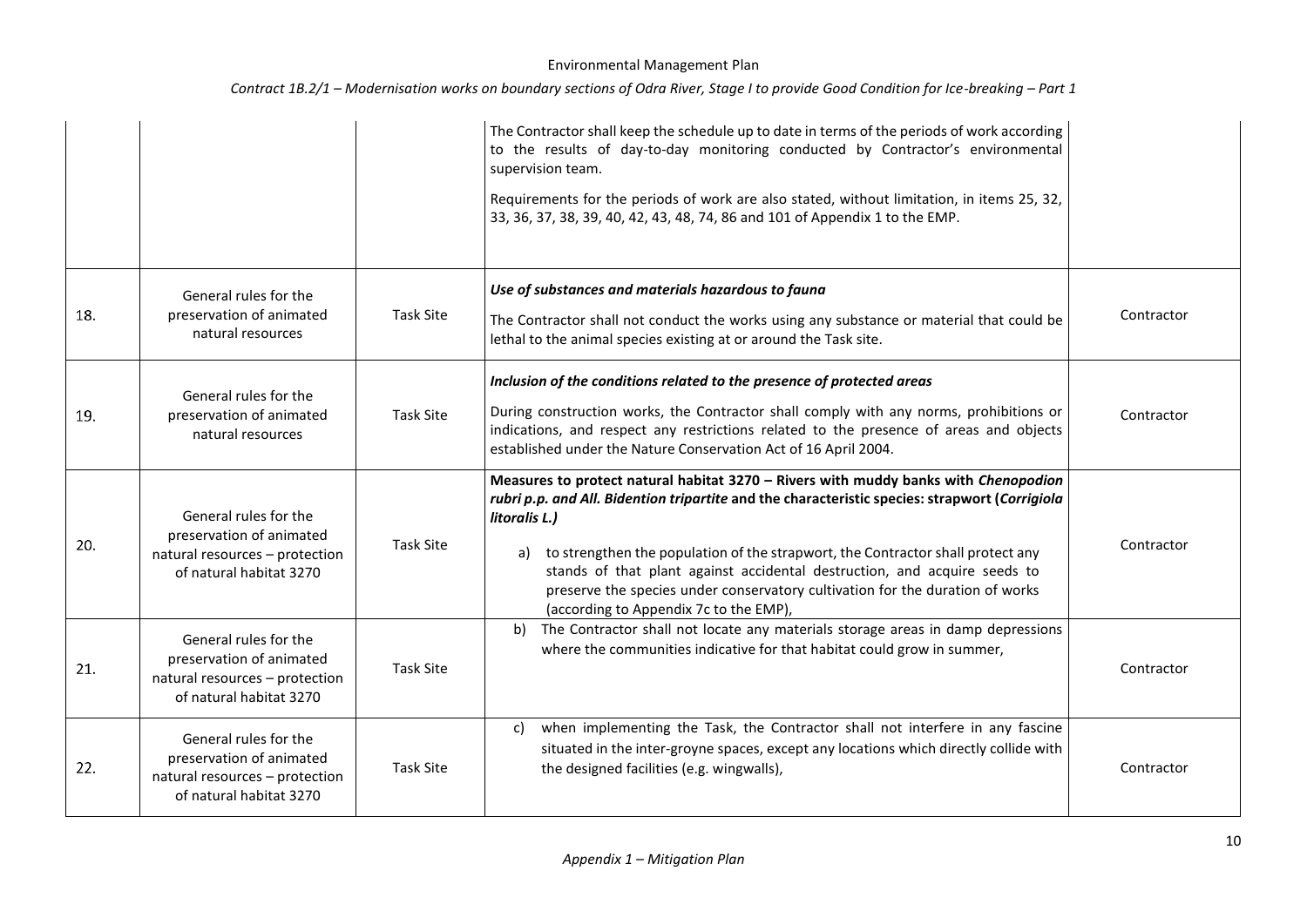| | | | | |
|---|---|---|---|---|
| | | | The Contractor shall keep the schedule up to date in terms of the periods of work according to the results of day-to-day monitoring conducted by Contractor's environmental supervision team.<br><br>Requirements for the periods of work are also stated, without limitation, in items 25, 32, 33, 36, 37, 38, 39, 40, 42, 43, 48, 74, 86 and 101 of Appendix 1 to the EMP. | |
| 18. | General rules for the preservation of animated natural resources | Task Site | ***Use of substances and materials hazardous to fauna***<br><br>The Contractor shall not conduct the works using any substance or material that could be lethal to the animal species existing at or around the Task site. | Contractor |
| 19. | General rules for the preservation of animated natural resources | Task Site | ***Inclusion of the conditions related to the presence of protected areas***<br><br>During construction works, the Contractor shall comply with any norms, prohibitions or indications, and respect any restrictions related to the presence of areas and objects established under the Nature Conservation Act of 16 April 2004. | Contractor |
| 20. | General rules for the preservation of animated natural resources – protection of natural habitat 3270 | Task Site | **Measures to protect natural habitat 3270 – Rivers with muddy banks with *Chenopodion rubri p.p. and All. Bidention tripartite* and the characteristic species: strapwort (*Corrigiola litoralis L.)***<br><br>a) to strengthen the population of the strapwort, the Contractor shall protect any stands of that plant against accidental destruction, and acquire seeds to preserve the species under conservatory cultivation for the duration of works (according to Appendix 7c to the EMP), | Contractor |
| 21. | General rules for the preservation of animated natural resources – protection of natural habitat 3270 | Task Site | b) The Contractor shall not locate any materials storage areas in damp depressions where the communities indicative for that habitat could grow in summer, | Contractor |
| 22. | General rules for the preservation of animated natural resources – protection of natural habitat 3270 | Task Site | c) when implementing the Task, the Contractor shall not interfere in any fascine situated in the inter-groyne spaces, except any locations which directly collide with the designed facilities (e.g. wingwalls), | Contractor |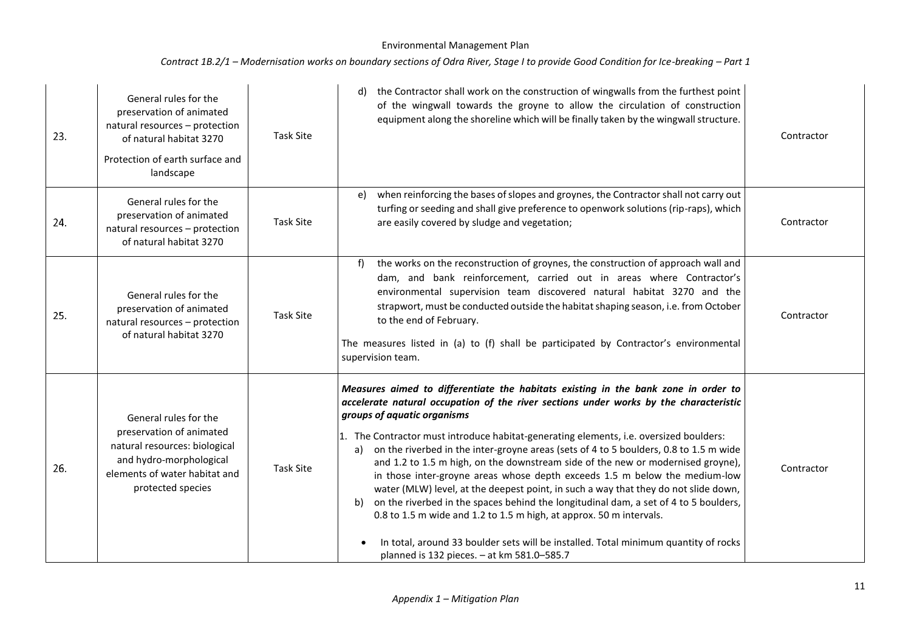| 23. | General rules for the preservation of animated natural resources – protection of natural habitat 3270<br><br>Protection of earth surface and landscape | Task Site | d) the Contractor shall work on the construction of wingwalls from the furthest point of the wingwall towards the groyne to allow the circulation of construction equipment along the shoreline which will be finally taken by the wingwall structure. | Contractor |
|---|---|---|---|---|
| 24. | General rules for the preservation of animated natural resources – protection of natural habitat 3270 | Task Site | e) when reinforcing the bases of slopes and groynes, the Contractor shall not carry out turfing or seeding and shall give preference to openwork solutions (rip-raps), which are easily covered by sludge and vegetation; | Contractor |
| 25. | General rules for the preservation of animated natural resources – protection of natural habitat 3270 | Task Site | f) the works on the reconstruction of groynes, the construction of approach wall and dam, and bank reinforcement, carried out in areas where Contractor's environmental supervision team discovered natural habitat 3270 and the strapwort, must be conducted outside the habitat shaping season, i.e. from October to the end of February.<br><br>The measures listed in (a) to (f) shall be participated by Contractor's environmental supervision team. | Contractor |
| 26. | General rules for the preservation of animated natural resources: biological and hydro-morphological elements of water habitat and protected species | Task Site | ***Measures aimed to differentiate the habitats existing in the bank zone in order to accelerate natural occupation of the river sections under works by the characteristic groups of aquatic organisms***<br><br>1. The Contractor must introduce habitat-generating elements, i.e. oversized boulders:<br>a) on the riverbed in the inter-groyne areas (sets of 4 to 5 boulders, 0.8 to 1.5 m wide and 1.2 to 1.5 m high, on the downstream side of the new or modernised groyne), in those inter-groyne areas whose depth exceeds 1.5 m below the medium-low water (MLW) level, at the deepest point, in such a way that they do not slide down,<br>b) on the riverbed in the spaces behind the longitudinal dam, a set of 4 to 5 boulders, 0.8 to 1.5 m wide and 1.2 to 1.5 m high, at approx. 50 m intervals.<br><br>• In total, around 33 boulder sets will be installed. Total minimum quantity of rocks planned is 132 pieces. – at km 581.0–585.7 | Contractor |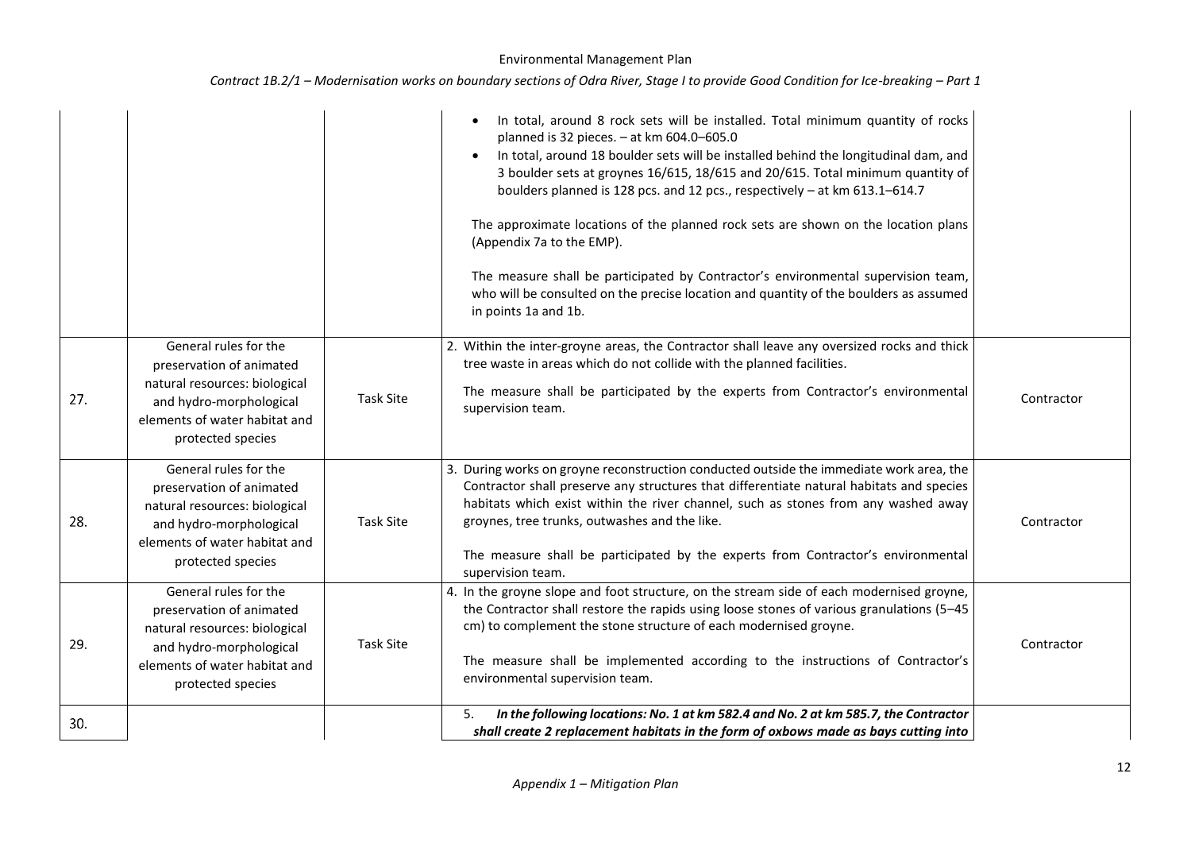| | | | | |
|---|---|---|---|---|
| | | | • In total, around 8 rock sets will be installed. Total minimum quantity of rocks planned is 32 pieces. – at km 604.0–605.0<br>• In total, around 18 boulder sets will be installed behind the longitudinal dam, and 3 boulder sets at groynes 16/615, 18/615 and 20/615. Total minimum quantity of boulders planned is 128 pcs. and 12 pcs., respectively – at km 613.1–614.7<br><br>The approximate locations of the planned rock sets are shown on the location plans (Appendix 7a to the EMP).<br><br>The measure shall be participated by Contractor's environmental supervision team, who will be consulted on the precise location and quantity of the boulders as assumed in points 1a and 1b. | |
| 27. | General rules for the preservation of animated natural resources: biological and hydro-morphological elements of water habitat and protected species | Task Site | 2. Within the inter-groyne areas, the Contractor shall leave any oversized rocks and thick tree waste in areas which do not collide with the planned facilities.<br><br>The measure shall be participated by the experts from Contractor's environmental supervision team. | Contractor |
| 28. | General rules for the preservation of animated natural resources: biological and hydro-morphological elements of water habitat and protected species | Task Site | 3. During works on groyne reconstruction conducted outside the immediate work area, the Contractor shall preserve any structures that differentiate natural habitats and species habitats which exist within the river channel, such as stones from any washed away groynes, tree trunks, outwashes and the like.<br><br>The measure shall be participated by the experts from Contractor's environmental supervision team. | Contractor |
| 29. | General rules for the preservation of animated natural resources: biological and hydro-morphological elements of water habitat and protected species | Task Site | 4. In the groyne slope and foot structure, on the stream side of each modernised groyne, the Contractor shall restore the rapids using loose stones of various granulations (5–45 cm) to complement the stone structure of each modernised groyne.<br><br>The measure shall be implemented according to the instructions of Contractor's environmental supervision team. | Contractor |
| 30. | | | 5. ***In the following locations: No. 1 at km 582.4 and No. 2 at km 585.7, the Contractor shall create 2 replacement habitats in the form of oxbows made as bays cutting into*** | |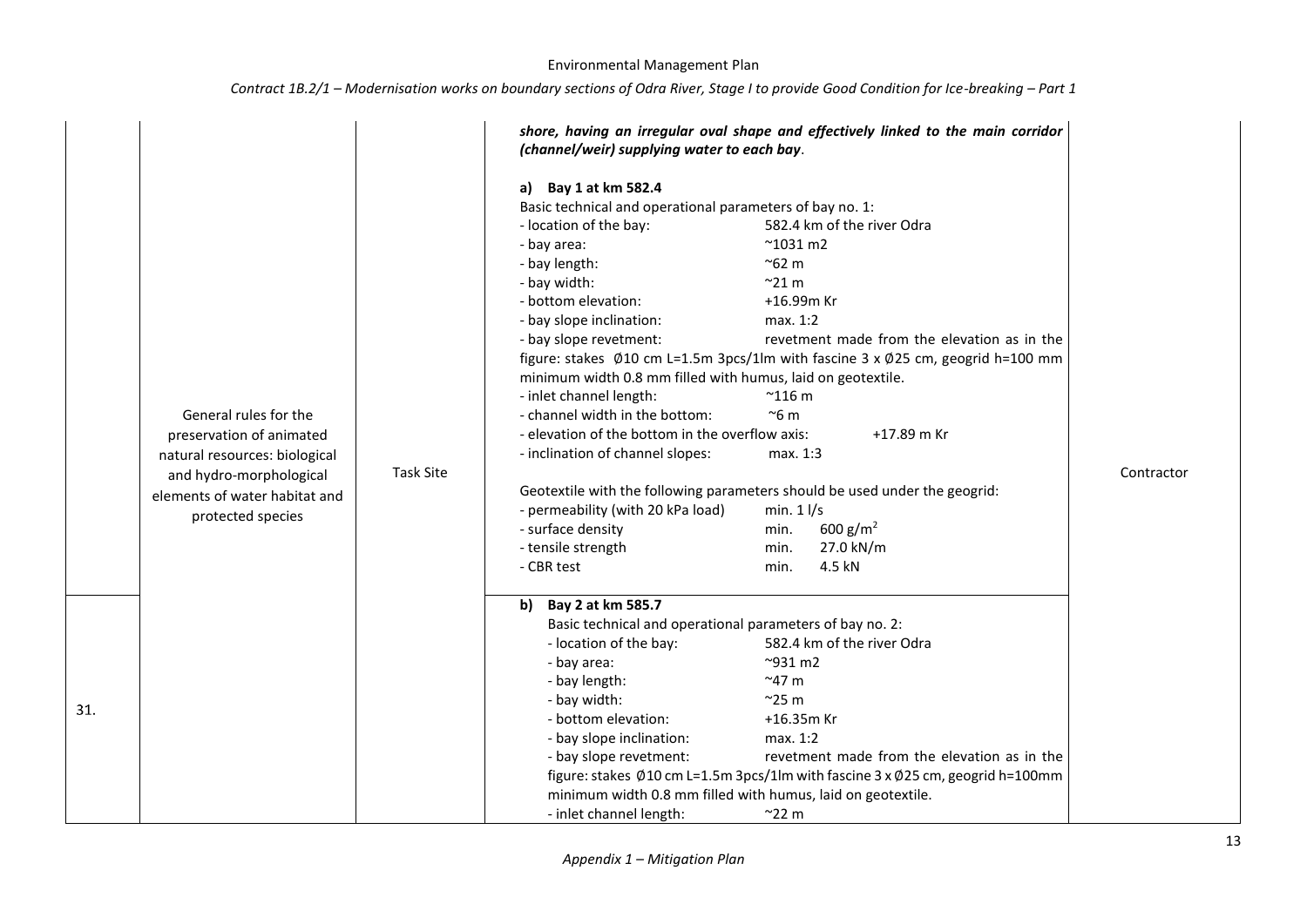| | | | | |
|---|---|---|---|---|
| | General rules for the preservation of animated natural resources: biological and hydro-morphological elements of water habitat and protected species | Task Site | ***shore, having an irregular oval shape and effectively linked to the main corridor (channel/weir) supplying water to each bay*.**<br><br>**a) Bay 1 at km 582.4**<br>Basic technical and operational parameters of bay no. 1:<br>- location of the bay: 582.4 km of the river Odra<br>- bay area: ~1031 m2<br>- bay length: ~62 m<br>- bay width: ~21 m<br>- bottom elevation: +16.99m Kr<br>- bay slope inclination: max. 1:2<br>- bay slope revetment: revetment made from the elevation as in the figure: stakes Ø10 cm L=1.5m 3pcs/1lm with fascine 3 x Ø25 cm, geogrid h=100 mm minimum width 0.8 mm filled with humus, laid on geotextile.<br>- inlet channel length: ~116 m<br>- channel width in the bottom: ~6 m<br>- elevation of the bottom in the overflow axis: +17.89 m Kr<br>- inclination of channel slopes: max. 1:3<br><br>Geotextile with the following parameters should be used under the geogrid:<br>- permeability (with 20 kPa load) min. 1 l/s<br>- surface density min. 600 g/m$^2$<br>- tensile strength min. 27.0 kN/m<br>- CBR test min. 4.5 kN | Contractor |
| 31. | | | **b) Bay 2 at km 585.7**<br>Basic technical and operational parameters of bay no. 2:<br>- location of the bay: 582.4 km of the river Odra<br>- bay area: ~931 m2<br>- bay length: ~47 m<br>- bay width: ~25 m<br>- bottom elevation: +16.35m Kr<br>- bay slope inclination: max. 1:2<br>- bay slope revetment: revetment made from the elevation as in the figure: stakes Ø10 cm L=1.5m 3pcs/1lm with fascine 3 x Ø25 cm, geogrid h=100mm minimum width 0.8 mm filled with humus, laid on geotextile.<br>- inlet channel length: ~22 m | |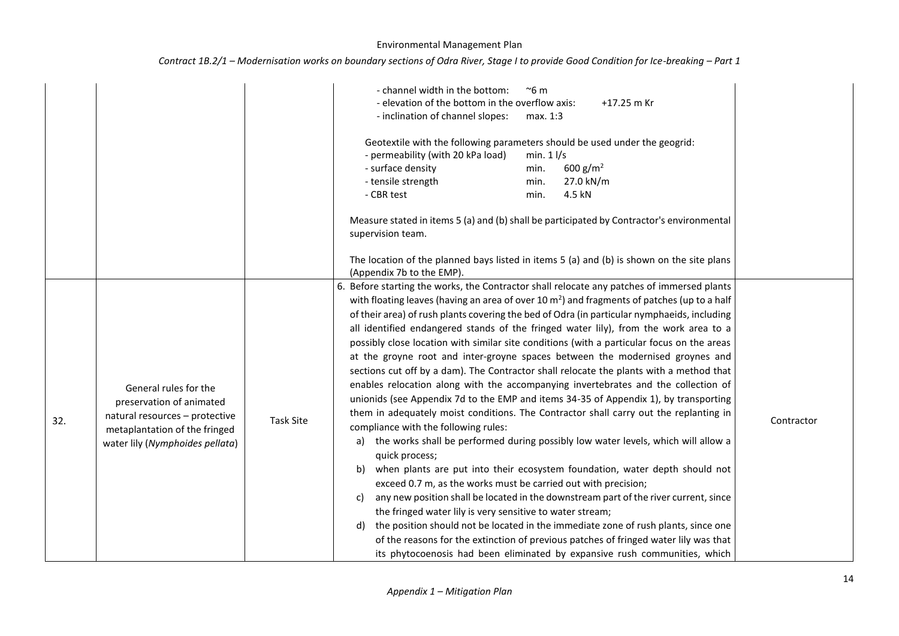| | | | | |
|---|---|---|---|---|
| | | | - channel width in the bottom: ~6 m<br>- elevation of the bottom in the overflow axis: +17.25 m Kr<br>- inclination of channel slopes: max. 1:3<br><br>Geotextile with the following parameters should be used under the geogrid:<br>- permeability (with 20 kPa load) min. 1 l/s<br>- surface density min. 600 g/m$^2$<br>- tensile strength min. 27.0 kN/m<br>- CBR test min. 4.5 kN<br><br>Measure stated in items 5 (a) and (b) shall be participated by Contractor's environmental supervision team.<br><br>The location of the planned bays listed in items 5 (a) and (b) is shown on the site plans (Appendix 7b to the EMP). | |
| 32. | General rules for the preservation of animated natural resources – protective metaplantation of the fringed water lily (*Nymphoides pellata*) | Task Site | 6. Before starting the works, the Contractor shall relocate any patches of immersed plants with floating leaves (having an area of over 10 m$^2$) and fragments of patches (up to a half of their area) of rush plants covering the bed of Odra (in particular nymphaeids, including all identified endangered stands of the fringed water lily), from the work area to a possibly close location with similar site conditions (with a particular focus on the areas at the groyne root and inter-groyne spaces between the modernised groynes and sections cut off by a dam). The Contractor shall relocate the plants with a method that enables relocation along with the accompanying invertebrates and the collection of unionids (see Appendix 7d to the EMP and items 34-35 of Appendix 1), by transporting them in adequately moist conditions. The Contractor shall carry out the replanting in compliance with the following rules:<br>a) the works shall be performed during possibly low water levels, which will allow a quick process;<br>b) when plants are put into their ecosystem foundation, water depth should not exceed 0.7 m, as the works must be carried out with precision;<br>c) any new position shall be located in the downstream part of the river current, since the fringed water lily is very sensitive to water stream;<br>d) the position should not be located in the immediate zone of rush plants, since one of the reasons for the extinction of previous patches of fringed water lily was that its phytocoenosis had been eliminated by expansive rush communities, which | Contractor |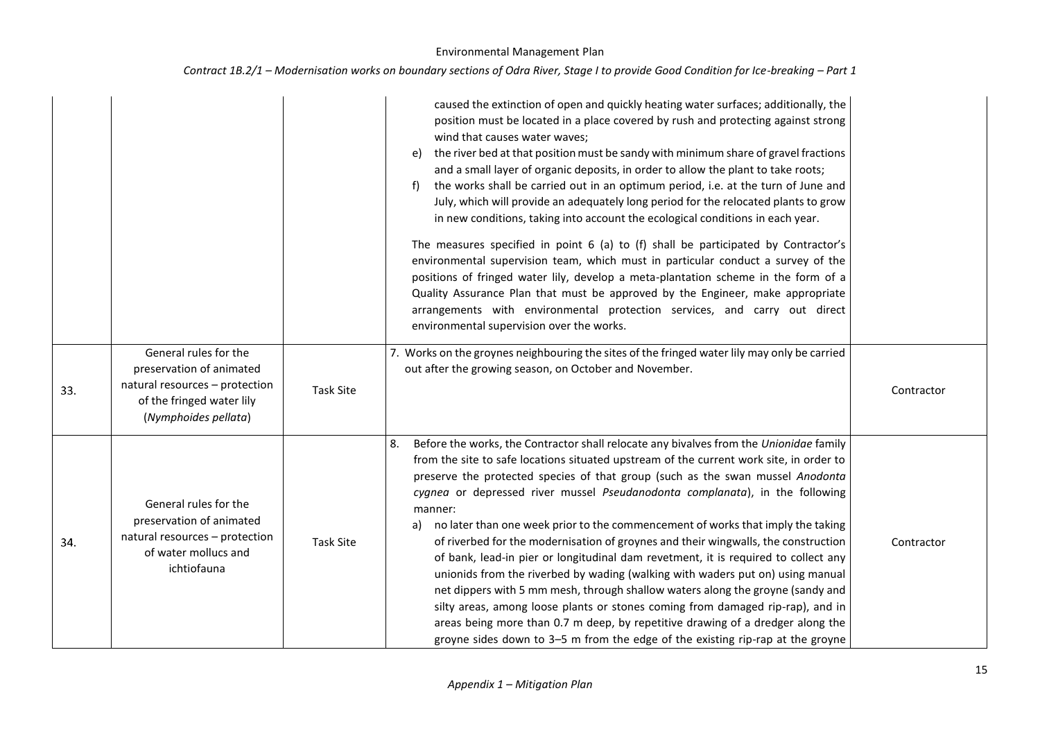| | | | | |
|---|---|---|---|---|
| | | | caused the extinction of open and quickly heating water surfaces; additionally, the position must be located in a place covered by rush and protecting against strong wind that causes water waves;<br>e) the river bed at that position must be sandy with minimum share of gravel fractions and a small layer of organic deposits, in order to allow the plant to take roots;<br>f) the works shall be carried out in an optimum period, i.e. at the turn of June and July, which will provide an adequately long period for the relocated plants to grow in new conditions, taking into account the ecological conditions in each year.<br><br>The measures specified in point 6 (a) to (f) shall be participated by Contractor's environmental supervision team, which must in particular conduct a survey of the positions of fringed water lily, develop a meta-plantation scheme in the form of a Quality Assurance Plan that must be approved by the Engineer, make appropriate arrangements with environmental protection services, and carry out direct environmental supervision over the works. | |
| 33. | General rules for the preservation of animated natural resources – protection of the fringed water lily (*Nymphoides pellata*) | Task Site | 7. Works on the groynes neighbouring the sites of the fringed water lily may only be carried out after the growing season, on October and November. | Contractor |
| 34. | General rules for the preservation of animated natural resources – protection of water molluscs and ichtiofauna | Task Site | 8. Before the works, the Contractor shall relocate any bivalves from the *Unionidae* family from the site to safe locations situated upstream of the current work site, in order to preserve the protected species of that group (such as the swan mussel *Anodonta cygnea* or depressed river mussel *Pseudanodonta complanata*), in the following manner:<br>a) no later than one week prior to the commencement of works that imply the taking of riverbed for the modernisation of groynes and their wingwalls, the construction of bank, lead-in pier or longitudinal dam revetment, it is required to collect any unionids from the riverbed by wading (walking with waders put on) using manual net dippers with 5 mm mesh, through shallow waters along the groyne (sandy and silty areas, among loose plants or stones coming from damaged rip-rap), and in areas being more than 0.7 m deep, by repetitive drawing of a dredger along the groyne sides down to 3–5 m from the edge of the existing rip-rap at the groyne | Contractor |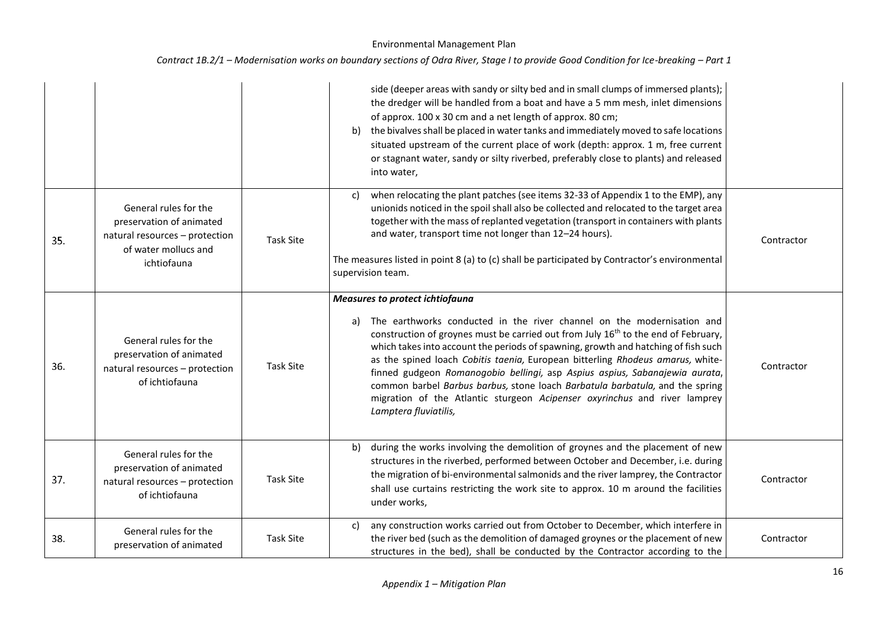| | | | | |
|---|---|---|---|---|
| | | | side (deeper areas with sandy or silty bed and in small clumps of immersed plants); the dredger will be handled from a boat and have a 5 mm mesh, inlet dimensions of approx. 100 x 30 cm and a net length of approx. 80 cm;<br>b) the bivalves shall be placed in water tanks and immediately moved to safe locations situated upstream of the current place of work (depth: approx. 1 m, free current or stagnant water, sandy or silty riverbed, preferably close to plants) and released into water, | |
| 35. | General rules for the preservation of animated natural resources – protection of water mollucs and ichtiofauna | Task Site | c) when relocating the plant patches (see items 32-33 of Appendix 1 to the EMP), any unionids noticed in the spoil shall also be collected and relocated to the target area together with the mass of replanted vegetation (transport in containers with plants and water, transport time not longer than 12–24 hours).<br><br>The measures listed in point 8 (a) to (c) shall be participated by Contractor's environmental supervision team. | Contractor |
| 36. | General rules for the preservation of animated natural resources – protection of ichtiofauna | Task Site | ***Measures to protect ichtiofauna***<br><br>a) The earthworks conducted in the river channel on the modernisation and construction of groynes must be carried out from July 16th to the end of February, which takes into account the periods of spawning, growth and hatching of fish such as the spined loach *Cobitis taenia,* European bitterling *Rhodeus amarus,* white-finned gudgeon *Romanogobio bellingi,* asp *Aspius aspius, Sabanajewia aurata*, common barbel *Barbus barbus,* stone loach *Barbatula barbatula,* and the spring migration of the Atlantic sturgeon *Acipenser oxyrinchus* and river lamprey *Lamptera fluviatilis,* | Contractor |
| 37. | General rules for the preservation of animated natural resources – protection of ichtiofauna | Task Site | b) during the works involving the demolition of groynes and the placement of new structures in the riverbed, performed between October and December, i.e. during the migration of bi-environmental salmonids and the river lamprey, the Contractor shall use curtains restricting the work site to approx. 10 m around the facilities under works, | Contractor |
| 38. | General rules for the preservation of animated | Task Site | c) any construction works carried out from October to December, which interfere in the river bed (such as the demolition of damaged groynes or the placement of new structures in the bed), shall be conducted by the Contractor according to the | Contractor |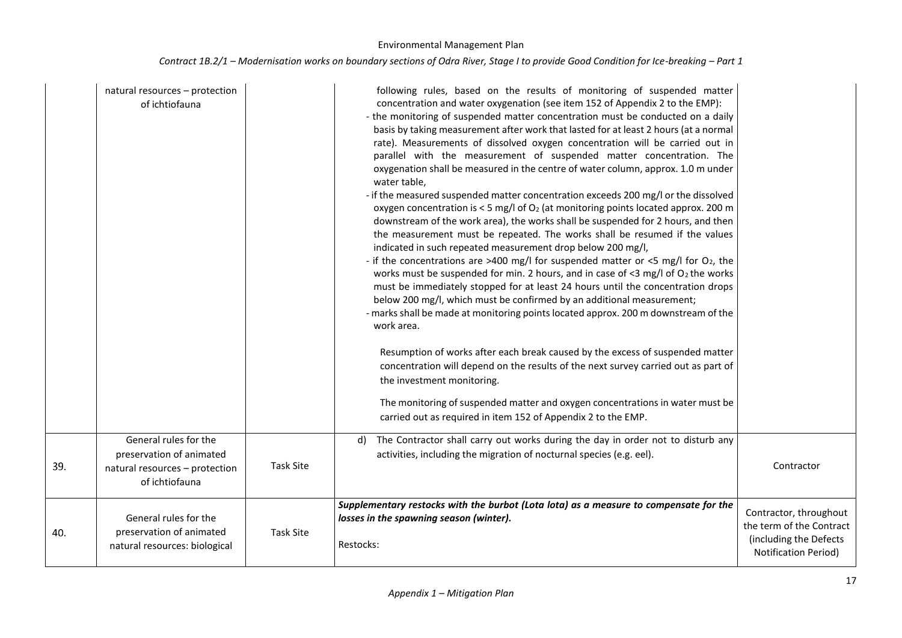| | | | | |
|---|---|---|---|---|
| | natural resources – protection of ichtiofauna | | following rules, based on the results of monitoring of suspended matter concentration and water oxygenation (see item 152 of Appendix 2 to the EMP):<br>- the monitoring of suspended matter concentration must be conducted on a daily basis by taking measurement after work that lasted for at least 2 hours (at a normal rate). Measurements of dissolved oxygen concentration will be carried out in parallel with the measurement of suspended matter concentration. The oxygenation shall be measured in the centre of water column, approx. 1.0 m under water table,<br>- if the measured suspended matter concentration exceeds 200 mg/l or the dissolved oxygen concentration is < 5 mg/l of $O_2$ (at monitoring points located approx. 200 m downstream of the work area), the works shall be suspended for 2 hours, and then the measurement must be repeated. The works shall be resumed if the values indicated in such repeated measurement drop below 200 mg/l,<br>- if the concentrations are >400 mg/l for suspended matter or <5 mg/l for $O_2$, the works must be suspended for min. 2 hours, and in case of <3 mg/l of $O_2$ the works must be immediately stopped for at least 24 hours until the concentration drops below 200 mg/l, which must be confirmed by an additional measurement;<br>- marks shall be made at monitoring points located approx. 200 m downstream of the work area.<br><br>Resumption of works after each break caused by the excess of suspended matter concentration will depend on the results of the next survey carried out as part of the investment monitoring.<br><br>The monitoring of suspended matter and oxygen concentrations in water must be carried out as required in item 152 of Appendix 2 to the EMP. | |
| 39. | General rules for the preservation of animated natural resources – protection of ichtiofauna | Task Site | d) The Contractor shall carry out works during the day in order not to disturb any activities, including the migration of nocturnal species (e.g. eel). | Contractor |
| 40. | General rules for the preservation of animated natural resources: biological | Task Site | ***Supplementary restocks with the burbot (Lota lota) as a measure to compensate for the losses in the spawning season (winter).***<br><br>Restocks: | Contractor, throughout the term of the Contract (including the Defects Notification Period) |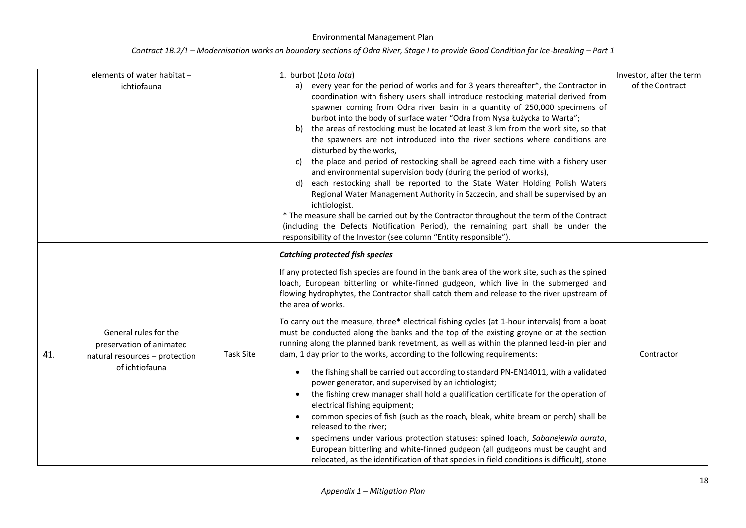| | | | | |
|---|---|---|---|---|
| | elements of water habitat – ichtiofauna | | 1. burbot (*Lota lota*)<br>a) every year for the period of works and for 3 years thereafter*, the Contractor in coordination with fishery users shall introduce restocking material derived from spawner coming from Odra river basin in a quantity of 250,000 specimens of burbot into the body of surface water "Odra from Nysa Łużycka to Warta";<br>b) the areas of restocking must be located at least 3 km from the work site, so that the spawners are not introduced into the river sections where conditions are disturbed by the works,<br>c) the place and period of restocking shall be agreed each time with a fishery user and environmental supervision body (during the period of works),<br>d) each restocking shall be reported to the State Water Holding Polish Waters Regional Water Management Authority in Szczecin, and shall be supervised by an ichtiologist.<br>* The measure shall be carried out by the Contractor throughout the term of the Contract (including the Defects Notification Period), the remaining part shall be under the responsibility of the Investor (see column "Entity responsible"). | Investor, after the term of the Contract |
| 41. | General rules for the preservation of animated natural resources – protection of ichtiofauna | Task Site | ***Catching protected fish species***<br><br>If any protected fish species are found in the bank area of the work site, such as the spined loach, European bitterling or white-finned gudgeon, which live in the submerged and flowing hydrophytes, the Contractor shall catch them and release to the river upstream of the area of works.<br><br>To carry out the measure, three**\*** electrical fishing cycles (at 1-hour intervals) from a boat must be conducted along the banks and the top of the existing groyne or at the section running along the planned bank revetment, as well as within the planned lead-in pier and dam, 1 day prior to the works, according to the following requirements:<br>• the fishing shall be carried out according to standard PN-EN14011, with a validated power generator, and supervised by an ichtiologist;<br>• the fishing crew manager shall hold a qualification certificate for the operation of electrical fishing equipment;<br>• common species of fish (such as the roach, bleak, white bream or perch) shall be released to the river;<br>• specimens under various protection statuses: spined loach, *Sabanejewia aurata*, European bitterling and white-finned gudgeon (all gudgeons must be caught and relocated, as the identification of that species in field conditions is difficult), stone | Contractor |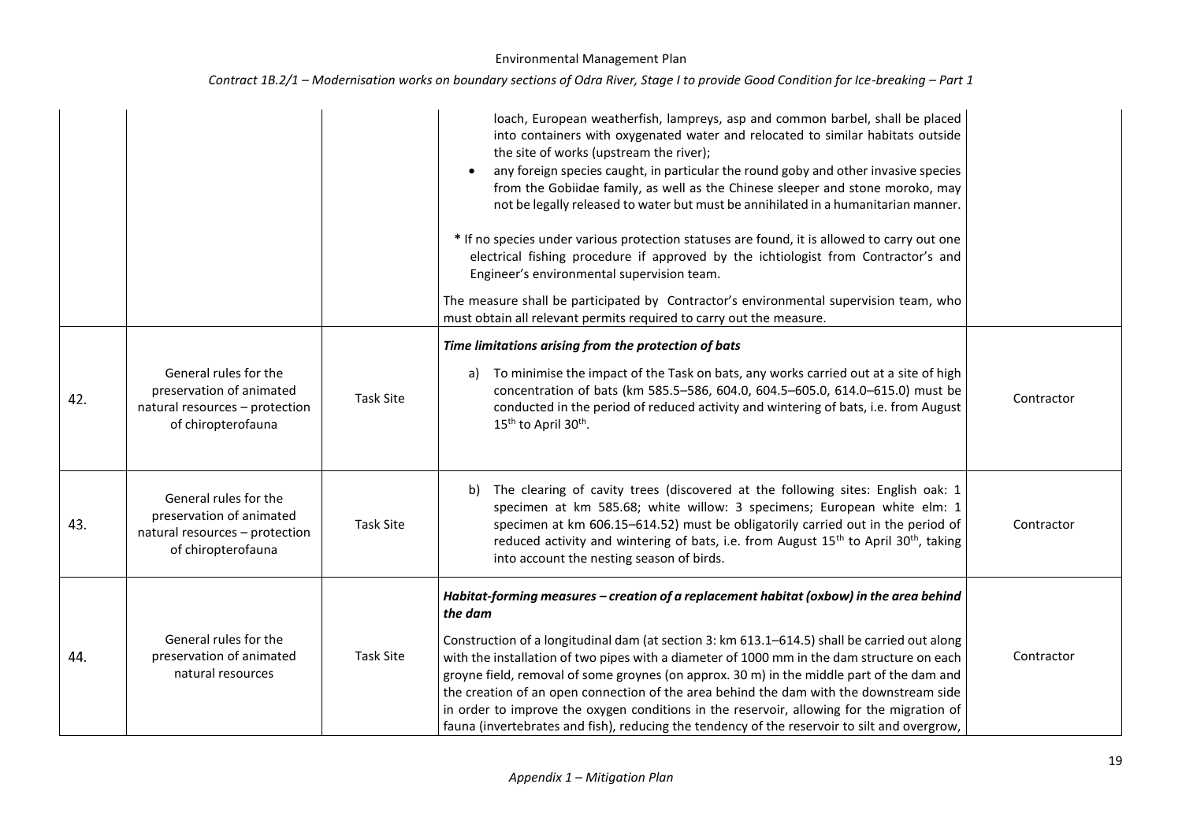| | | | | |
|---|---|---|---|---|
| | | | loach, European weatherfish, lampreys, asp and common barbel, shall be placed into containers with oxygenated water and relocated to similar habitats outside the site of works (upstream the river);<br>• any foreign species caught, in particular the round goby and other invasive species from the Gobiidae family, as well as the Chinese sleeper and stone moroko, may not be legally released to water but must be annihilated in a humanitarian manner.<br><br>* If no species under various protection statuses are found, it is allowed to carry out one electrical fishing procedure if approved by the ichtiologist from Contractor's and Engineer's environmental supervision team.<br><br>The measure shall be participated by Contractor's environmental supervision team, who must obtain all relevant permits required to carry out the measure. | |
| 42. | General rules for the preservation of animated natural resources – protection of chiropterofauna | Task Site | ***Time limitations arising from the protection of bats***<br><br>a) To minimise the impact of the Task on bats, any works carried out at a site of high concentration of bats (km 585.5–586, 604.0, 604.5–605.0, 614.0–615.0) must be conducted in the period of reduced activity and wintering of bats, i.e. from August 15th to April 30th. | Contractor |
| 43. | General rules for the preservation of animated natural resources – protection of chiropterofauna | Task Site | b) The clearing of cavity trees (discovered at the following sites: English oak: 1 specimen at km 585.68; white willow: 3 specimens; European white elm: 1 specimen at km 606.15–614.52) must be obligatorily carried out in the period of reduced activity and wintering of bats, i.e. from August 15th to April 30th, taking into account the nesting season of birds. | Contractor |
| 44. | General rules for the preservation of animated natural resources | Task Site | ***Habitat-forming measures – creation of a replacement habitat (oxbow) in the area behind the dam***<br><br>Construction of a longitudinal dam (at section 3: km 613.1–614.5) shall be carried out along with the installation of two pipes with a diameter of 1000 mm in the dam structure on each groyne field, removal of some groynes (on approx. 30 m) in the middle part of the dam and the creation of an open connection of the area behind the dam with the downstream side in order to improve the oxygen conditions in the reservoir, allowing for the migration of fauna (invertebrates and fish), reducing the tendency of the reservoir to silt and overgrow, | Contractor |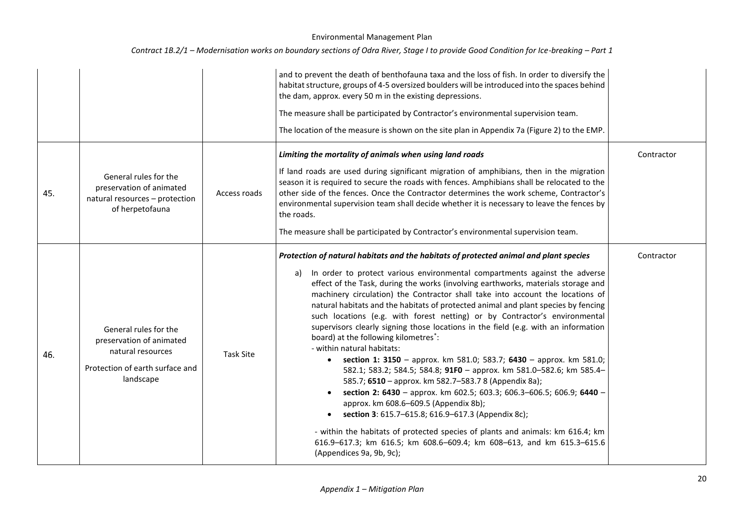| | | | and to prevent the death of benthofauna taxa and the loss of fish. In order to diversify the habitat structure, groups of 4-5 oversized boulders will be introduced into the spaces behind the dam, approx. every 50 m in the existing depressions.<br><br>The measure shall be participated by Contractor's environmental supervision team.<br><br>The location of the measure is shown on the site plan in Appendix 7a (Figure 2) to the EMP. | |
|---|---|---|---|---|
| 45. | General rules for the preservation of animated natural resources – protection of herpetofauna | Access roads | ***Limiting the mortality of animals when using land roads***<br><br>If land roads are used during significant migration of amphibians, then in the migration season it is required to secure the roads with fences. Amphibians shall be relocated to the other side of the fences. Once the Contractor determines the work scheme, Contractor's environmental supervision team shall decide whether it is necessary to leave the fences by the roads.<br><br>The measure shall be participated by Contractor's environmental supervision team. | Contractor |
| 46. | General rules for the preservation of animated natural resources<br><br>Protection of earth surface and landscape | Task Site | ***Protection of natural habitats and the habitats of protected animal and plant species***<br><br>a) In order to protect various environmental compartments against the adverse effect of the Task, during the works (involving earthworks, materials storage and machinery circulation) the Contractor shall take into account the locations of natural habitats and the habitats of protected animal and plant species by fencing such locations (e.g. with forest netting) or by Contractor's environmental supervisors clearly signing those locations in the field (e.g. with an information board) at the following kilometres*:<br>- within natural habitats:<br>• **section 1: 3150** – approx. km 581.0; 583.7; **6430** – approx. km 581.0; 582.1; 583.2; 584.5; 584.8; **91F0** – approx. km 581.0–582.6; km 585.4–585.7; **6510** – approx. km 582.7–583.7 8 (Appendix 8a);<br>• **section 2: 6430** – approx. km 602.5; 603.3; 606.3–606.5; 606.9; **6440** – approx. km 608.6–609.5 (Appendix 8b);<br>• **section 3**: 615.7–615.8; 616.9–617.3 (Appendix 8c);<br><br>- within the habitats of protected species of plants and animals: km 616.4; km 616.9–617.3; km 616.5; km 608.6–609.4; km 608–613, and km 615.3–615.6 (Appendices 9a, 9b, 9c); | Contractor |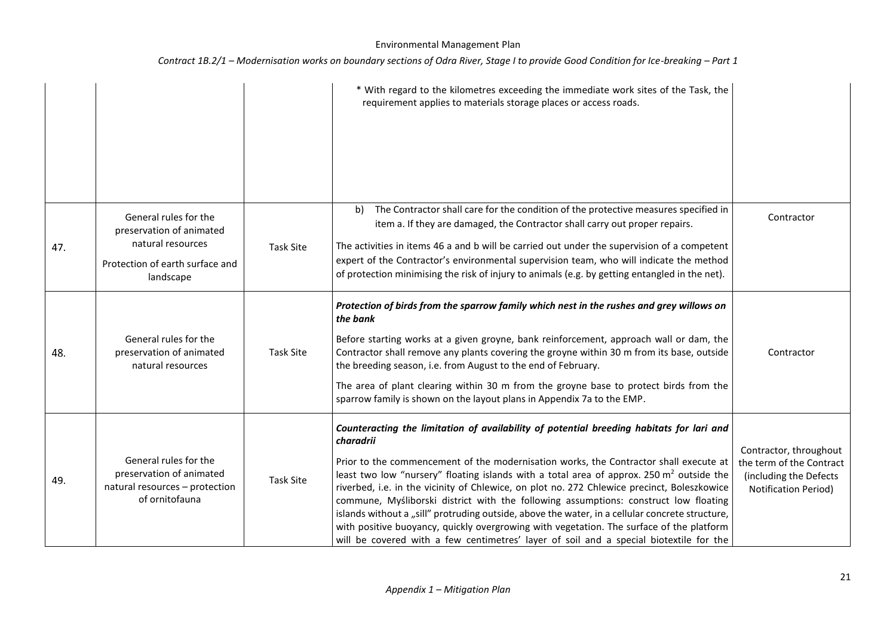| | | | | |
|---|---|---|---|---|
| | | | * With regard to the kilometres exceeding the immediate work sites of the Task, the requirement applies to materials storage places or access roads. | |
| 47. | General rules for the preservation of animated natural resources<br><br>Protection of earth surface and landscape | Task Site | b) The Contractor shall care for the condition of the protective measures specified in item a. If they are damaged, the Contractor shall carry out proper repairs.<br><br>The activities in items 46 a and b will be carried out under the supervision of a competent expert of the Contractor's environmental supervision team, who will indicate the method of protection minimising the risk of injury to animals (e.g. by getting entangled in the net). | Contractor |
| 48. | General rules for the preservation of animated natural resources | Task Site | ***Protection of birds from the sparrow family which nest in the rushes and grey willows on the bank***<br><br>Before starting works at a given groyne, bank reinforcement, approach wall or dam, the Contractor shall remove any plants covering the groyne within 30 m from its base, outside the breeding season, i.e. from August to the end of February.<br><br>The area of plant clearing within 30 m from the groyne base to protect birds from the sparrow family is shown on the layout plans in Appendix 7a to the EMP. | Contractor |
| 49. | General rules for the preservation of animated natural resources – protection of ornitofauna | Task Site | ***Counteracting the limitation of availability of potential breeding habitats for lari and charadrii***<br><br>Prior to the commencement of the modernisation works, the Contractor shall execute at least two low "nursery" floating islands with a total area of approx. 250 m$^2$ outside the riverbed, i.e. in the vicinity of Chlewice, on plot no. 272 Chlewice precinct, Boleszkowice commune, Myśliborski district with the following assumptions: construct low floating islands without a „sill" protruding outside, above the water, in a cellular concrete structure, with positive buoyancy, quickly overgrowing with vegetation. The surface of the platform will be covered with a few centimetres' layer of soil and a special biotextile for the | Contractor, throughout the term of the Contract (including the Defects Notification Period) |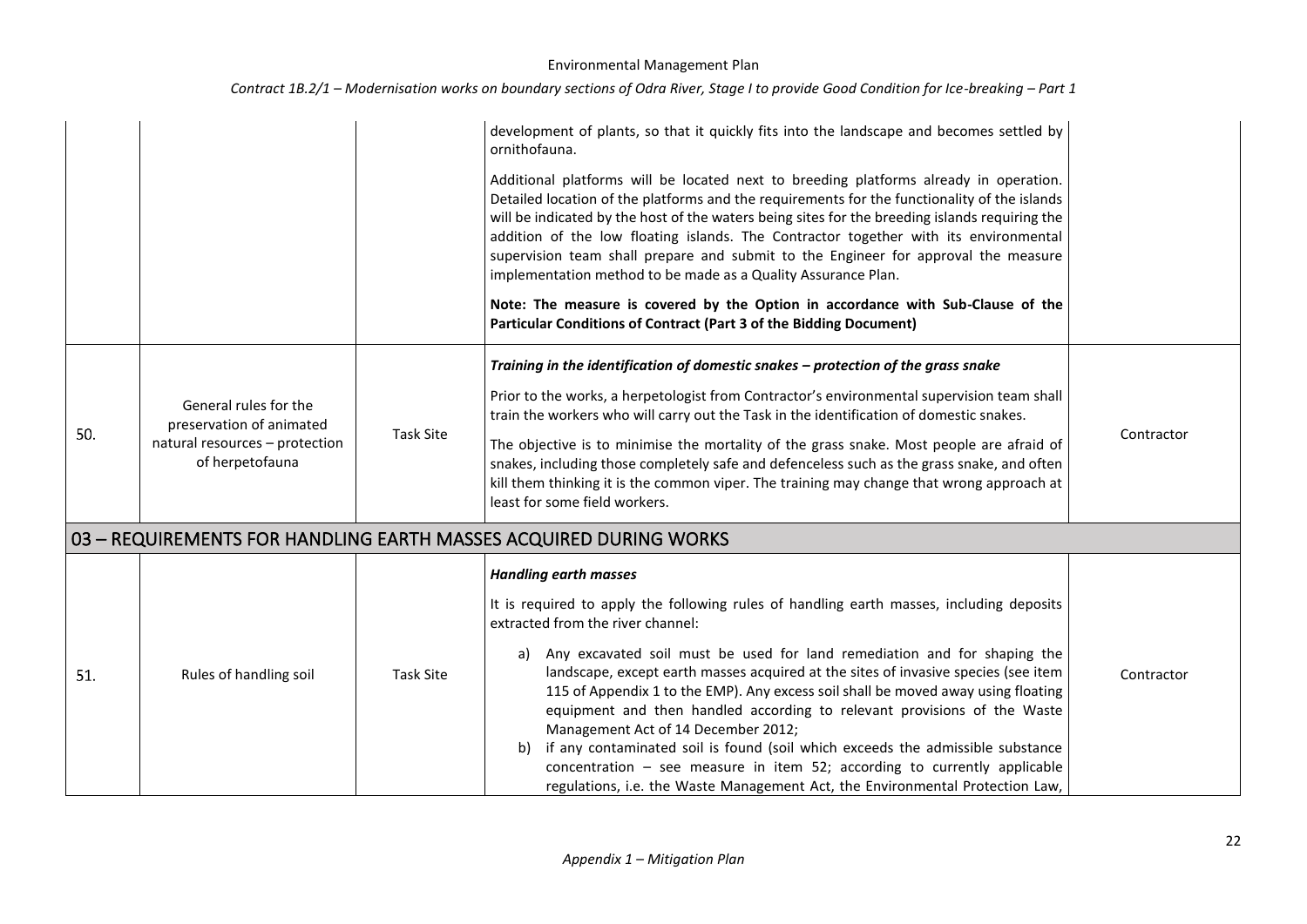| | | | | |
|---|---|---|---|---|
| | | | development of plants, so that it quickly fits into the landscape and becomes settled by ornithofauna.<br><br>Additional platforms will be located next to breeding platforms already in operation. Detailed location of the platforms and the requirements for the functionality of the islands will be indicated by the host of the waters being sites for the breeding islands requiring the addition of the low floating islands. The Contractor together with its environmental supervision team shall prepare and submit to the Engineer for approval the measure implementation method to be made as a Quality Assurance Plan.<br><br>**Note: The measure is covered by the Option in accordance with Sub-Clause of the Particular Conditions of Contract (Part 3 of the Bidding Document)** | |
| 50. | General rules for the preservation of animated natural resources – protection of herpetofauna | Task Site | ***Training in the identification of domestic snakes – protection of the grass snake***<br><br>Prior to the works, a herpetologist from Contractor's environmental supervision team shall train the workers who will carry out the Task in the identification of domestic snakes.<br><br>The objective is to minimise the mortality of the grass snake. Most people are afraid of snakes, including those completely safe and defenceless such as the grass snake, and often kill them thinking it is the common viper. The training may change that wrong approach at least for some field workers. | Contractor |
| **03 – REQUIREMENTS FOR HANDLING EARTH MASSES ACQUIRED DURING WORKS** | | | | |
| 51. | Rules of handling soil | Task Site | ***Handling earth masses***<br><br>It is required to apply the following rules of handling earth masses, including deposits extracted from the river channel:<br><br>a) Any excavated soil must be used for land remediation and for shaping the landscape, except earth masses acquired at the sites of invasive species (see item 115 of Appendix 1 to the EMP). Any excess soil shall be moved away using floating equipment and then handled according to relevant provisions of the Waste Management Act of 14 December 2012;<br>b) if any contaminated soil is found (soil which exceeds the admissible substance concentration – see measure in item 52; according to currently applicable regulations, i.e. the Waste Management Act, the Environmental Protection Law, | Contractor |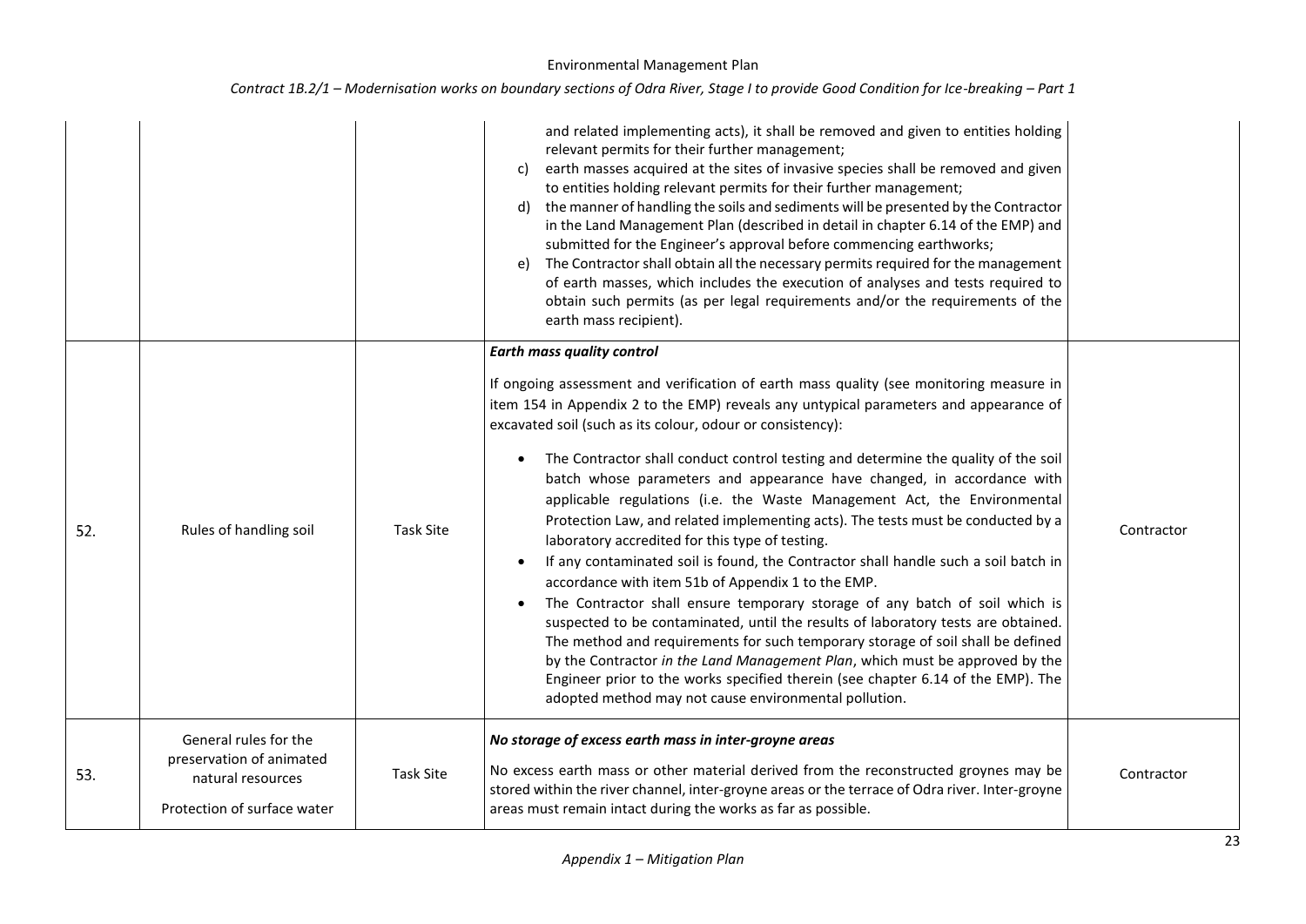| | | | | |
|---|---|---|---|---|
| | | | and related implementing acts), it shall be removed and given to entities holding relevant permits for their further management;<br>c) earth masses acquired at the sites of invasive species shall be removed and given to entities holding relevant permits for their further management;<br>d) the manner of handling the soils and sediments will be presented by the Contractor in the Land Management Plan (described in detail in chapter 6.14 of the EMP) and submitted for the Engineer's approval before commencing earthworks;<br>e) The Contractor shall obtain all the necessary permits required for the management of earth masses, which includes the execution of analyses and tests required to obtain such permits (as per legal requirements and/or the requirements of the earth mass recipient). | |
| 52. | Rules of handling soil | Task Site | ***Earth mass quality control***<br><br>If ongoing assessment and verification of earth mass quality (see monitoring measure in item 154 in Appendix 2 to the EMP) reveals any untypical parameters and appearance of excavated soil (such as its colour, odour or consistency):<br><br>• The Contractor shall conduct control testing and determine the quality of the soil batch whose parameters and appearance have changed, in accordance with applicable regulations (i.e. the Waste Management Act, the Environmental Protection Law, and related implementing acts). The tests must be conducted by a laboratory accredited for this type of testing.<br>• If any contaminated soil is found, the Contractor shall handle such a soil batch in accordance with item 51b of Appendix 1 to the EMP.<br>• The Contractor shall ensure temporary storage of any batch of soil which is suspected to be contaminated, until the results of laboratory tests are obtained. The method and requirements for such temporary storage of soil shall be defined by the Contractor *in the Land Management Plan*, which must be approved by the Engineer prior to the works specified therein (see chapter 6.14 of the EMP). The adopted method may not cause environmental pollution. | Contractor |
| 53. | General rules for the preservation of animated natural resources<br><br>Protection of surface water | Task Site | ***No storage of excess earth mass in inter-groyne areas***<br><br>No excess earth mass or other material derived from the reconstructed groynes may be stored within the river channel, inter-groyne areas or the terrace of Odra river. Inter-groyne areas must remain intact during the works as far as possible. | Contractor |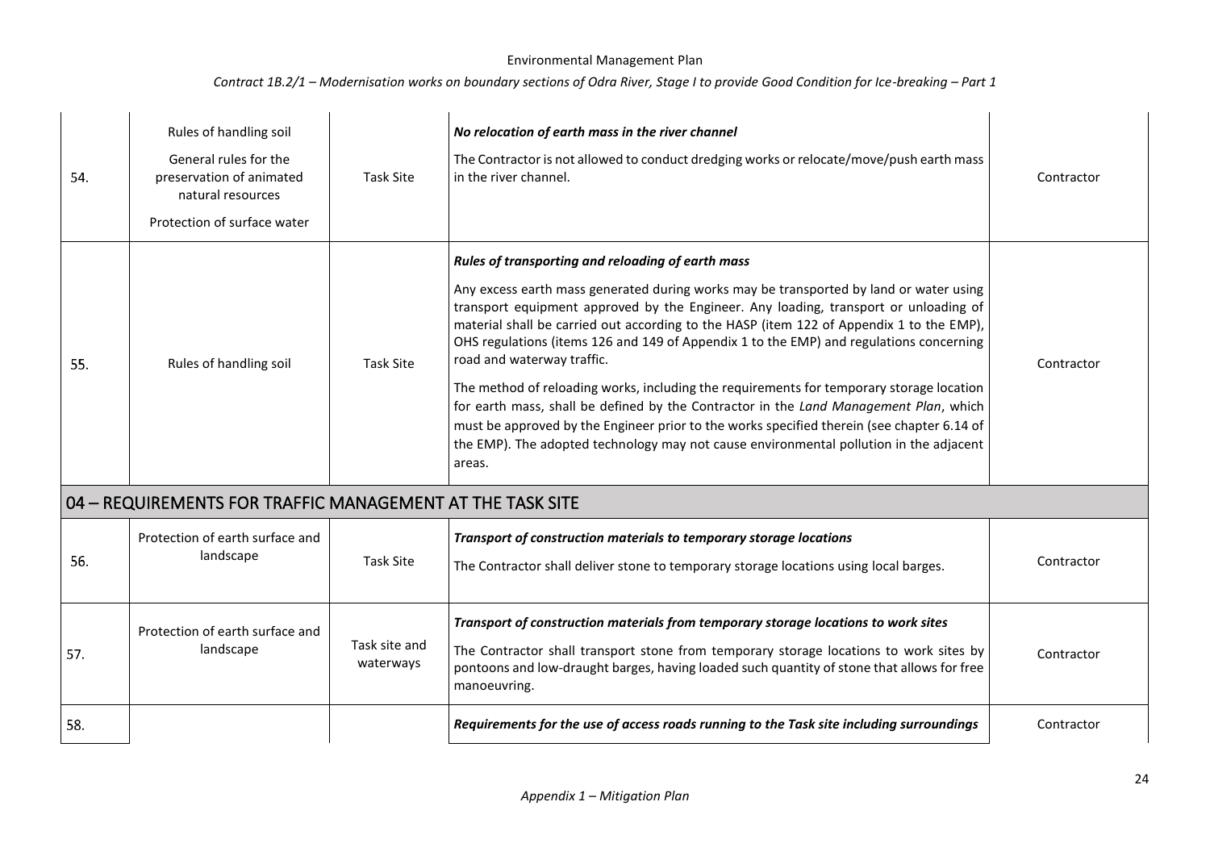| | | | | |
|---|---|---|---|---|
| 54. | Rules of handling soil<br>General rules for the preservation of animated natural resources<br>Protection of surface water | Task Site | ***No relocation of earth mass in the river channel***<br>The Contractor is not allowed to conduct dredging works or relocate/move/push earth mass in the river channel. | Contractor |
| 55. | Rules of handling soil | Task Site | ***Rules of transporting and reloading of earth mass***<br>Any excess earth mass generated during works may be transported by land or water using transport equipment approved by the Engineer. Any loading, transport or unloading of material shall be carried out according to the HASP (item 122 of Appendix 1 to the EMP), OHS regulations (items 126 and 149 of Appendix 1 to the EMP) and regulations concerning road and waterway traffic.<br>The method of reloading works, including the requirements for temporary storage location for earth mass, shall be defined by the Contractor in the *Land Management Plan*, which must be approved by the Engineer prior to the works specified therein (see chapter 6.14 of the EMP). The adopted technology may not cause environmental pollution in the adjacent areas. | Contractor |
| **04 – REQUIREMENTS FOR TRAFFIC MANAGEMENT AT THE TASK SITE** | | | | |
| 56. | Protection of earth surface and landscape | Task Site | ***Transport of construction materials to temporary storage locations***<br>The Contractor shall deliver stone to temporary storage locations using local barges. | Contractor |
| 57. | Protection of earth surface and landscape | Task site and waterways | ***Transport of construction materials from temporary storage locations to work sites***<br>The Contractor shall transport stone from temporary storage locations to work sites by pontoons and low-draught barges, having loaded such quantity of stone that allows for free manoeuvring. | Contractor |
| 58. | | | ***Requirements for the use of access roads running to the Task site including surroundings*** | Contractor |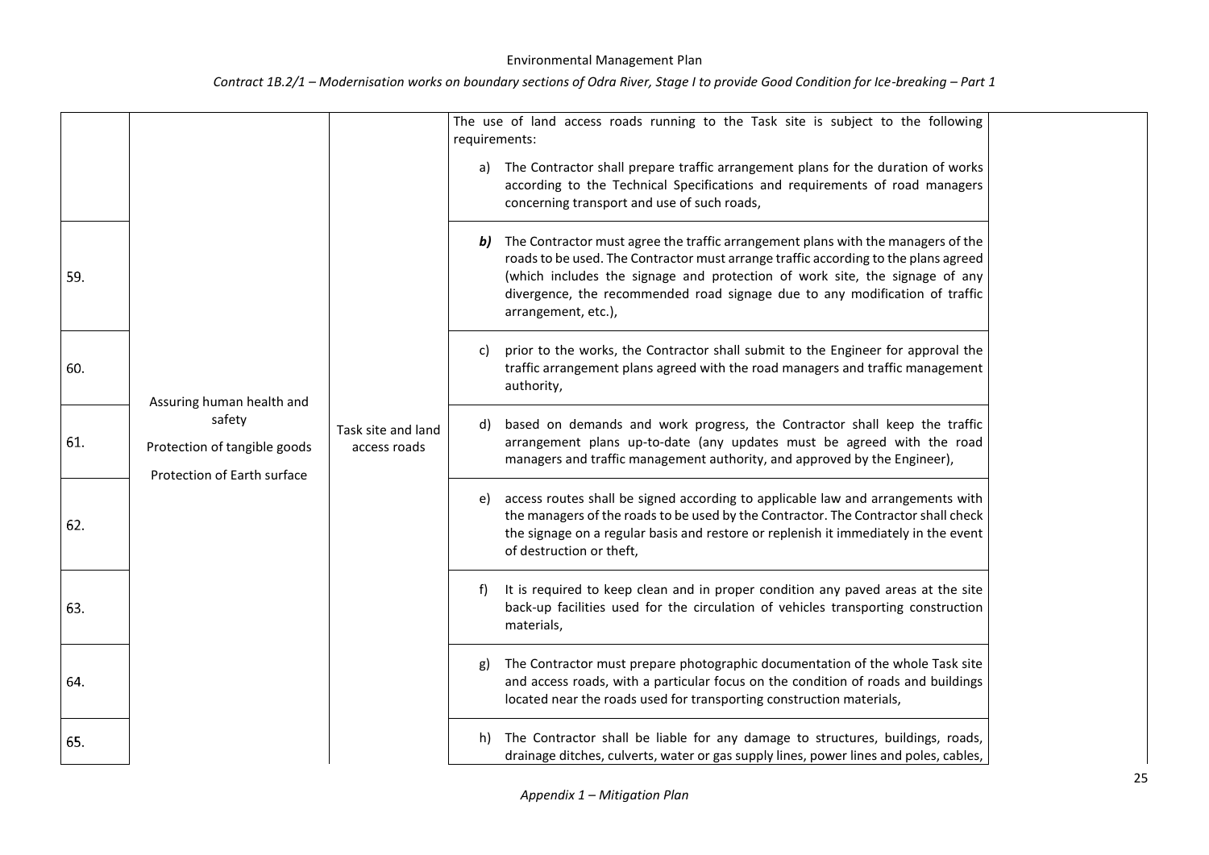| | | | | |
|---|---|---|---|---|
| | Assuring human health and safety<br>Protection of tangible goods<br>Protection of Earth surface | Task site and land access roads | The use of land access roads running to the Task site is subject to the following requirements:<br>a) The Contractor shall prepare traffic arrangement plans for the duration of works according to the Technical Specifications and requirements of road managers concerning transport and use of such roads, | |
| 59. | | | ***b)*** The Contractor must agree the traffic arrangement plans with the managers of the roads to be used. The Contractor must arrange traffic according to the plans agreed (which includes the signage and protection of work site, the signage of any divergence, the recommended road signage due to any modification of traffic arrangement, etc.), | |
| 60. | | | c) prior to the works, the Contractor shall submit to the Engineer for approval the traffic arrangement plans agreed with the road managers and traffic management authority, | |
| 61. | | | d) based on demands and work progress, the Contractor shall keep the traffic arrangement plans up-to-date (any updates must be agreed with the road managers and traffic management authority, and approved by the Engineer), | |
| 62. | | | e) access routes shall be signed according to applicable law and arrangements with the managers of the roads to be used by the Contractor. The Contractor shall check the signage on a regular basis and restore or replenish it immediately in the event of destruction or theft, | |
| 63. | | | f) It is required to keep clean and in proper condition any paved areas at the site back-up facilities used for the circulation of vehicles transporting construction materials, | |
| 64. | | | g) The Contractor must prepare photographic documentation of the whole Task site and access roads, with a particular focus on the condition of roads and buildings located near the roads used for transporting construction materials, | |
| 65. | | | h) The Contractor shall be liable for any damage to structures, buildings, roads, drainage ditches, culverts, water or gas supply lines, power lines and poles, cables, | |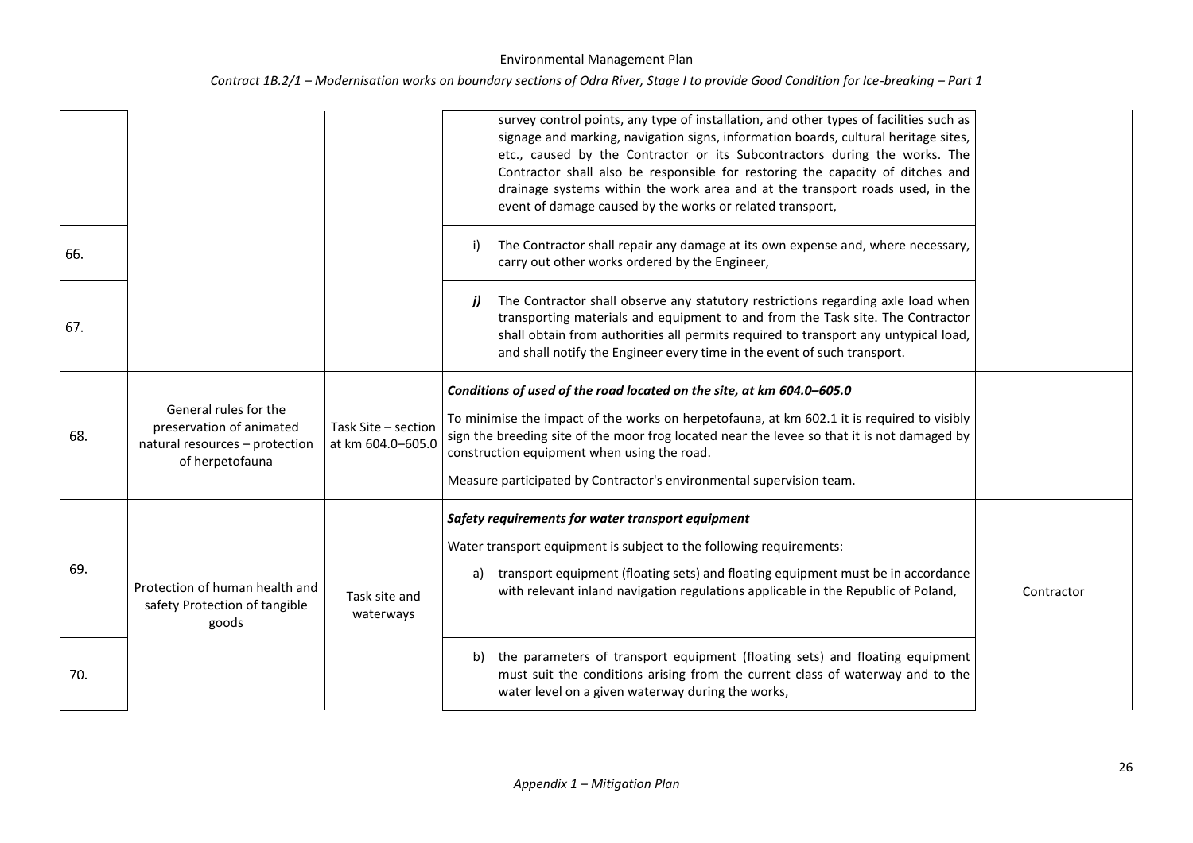| | | | | |
|---|---|---|---|---|
| | | | survey control points, any type of installation, and other types of facilities such as signage and marking, navigation signs, information boards, cultural heritage sites, etc., caused by the Contractor or its Subcontractors during the works. The Contractor shall also be responsible for restoring the capacity of ditches and drainage systems within the work area and at the transport roads used, in the event of damage caused by the works or related transport, | |
| 66. | | | i) The Contractor shall repair any damage at its own expense and, where necessary, carry out other works ordered by the Engineer, | |
| 67. | | | ***j)*** The Contractor shall observe any statutory restrictions regarding axle load when transporting materials and equipment to and from the Task site. The Contractor shall obtain from authorities all permits required to transport any untypical load, and shall notify the Engineer every time in the event of such transport. | |
| 68. | General rules for the preservation of animated natural resources – protection of herpetofauna | Task Site – section at km 604.0–605.0 | ***Conditions of used of the road located on the site, at km 604.0–605.0***<br><br>To minimise the impact of the works on herpetofauna, at km 602.1 it is required to visibly sign the breeding site of the moor frog located near the levee so that it is not damaged by construction equipment when using the road.<br><br>Measure participated by Contractor's environmental supervision team. | |
| 69. | Protection of human health and safety Protection of tangible goods | Task site and waterways | ***Safety requirements for water transport equipment***<br><br>Water transport equipment is subject to the following requirements:<br><br>a) transport equipment (floating sets) and floating equipment must be in accordance with relevant inland navigation regulations applicable in the Republic of Poland, | Contractor |
| 70. | | | b) the parameters of transport equipment (floating sets) and floating equipment must suit the conditions arising from the current class of waterway and to the water level on a given waterway during the works, | |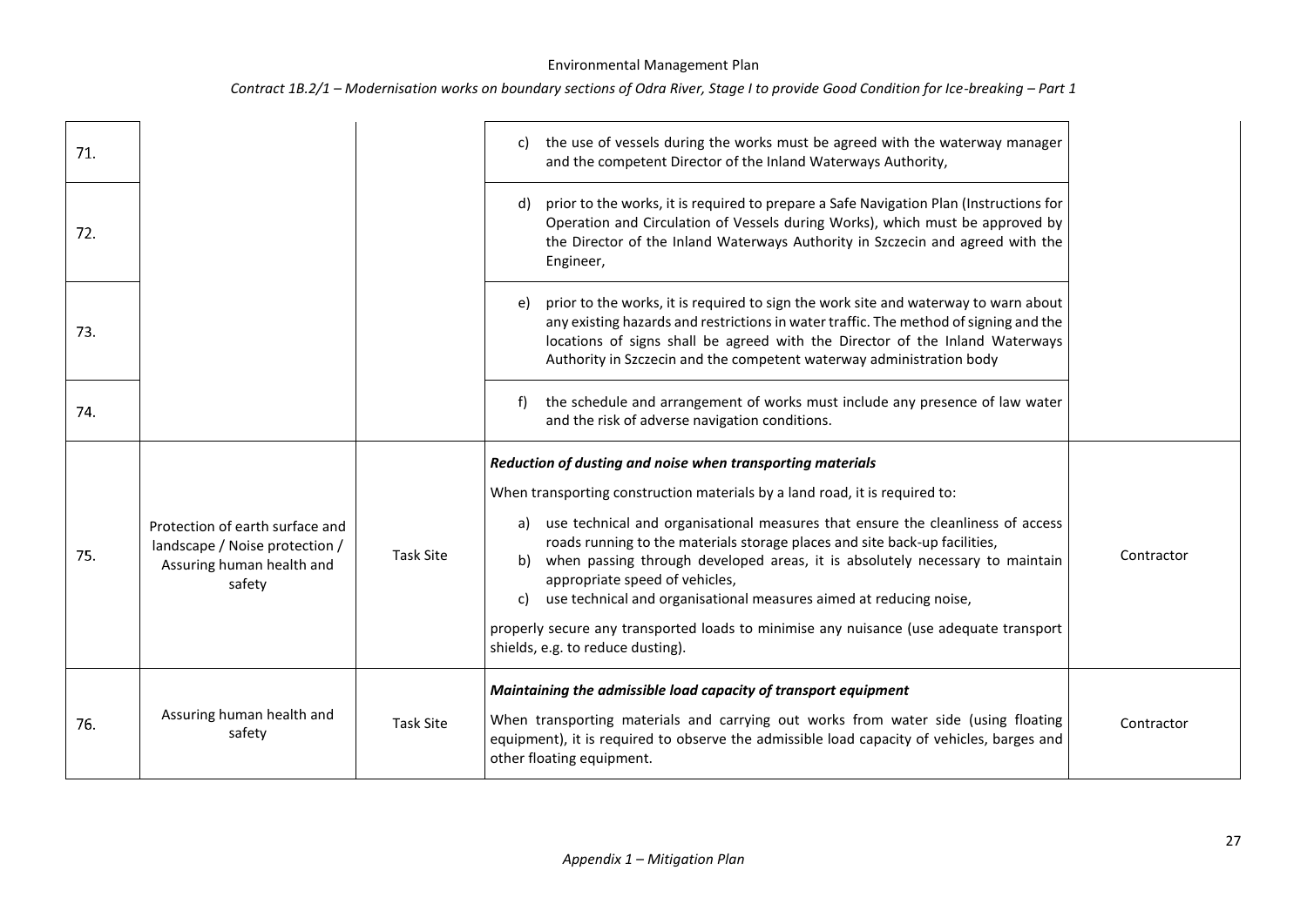| | | | | |
|---|---|---|---|---|
| 71. | | | c) the use of vessels during the works must be agreed with the waterway manager and the competent Director of the Inland Waterways Authority, | |
| 72. | | | d) prior to the works, it is required to prepare a Safe Navigation Plan (Instructions for Operation and Circulation of Vessels during Works), which must be approved by the Director of the Inland Waterways Authority in Szczecin and agreed with the Engineer, | |
| 73. | | | e) prior to the works, it is required to sign the work site and waterway to warn about any existing hazards and restrictions in water traffic. The method of signing and the locations of signs shall be agreed with the Director of the Inland Waterways Authority in Szczecin and the competent waterway administration body | |
| 74. | | | f) the schedule and arrangement of works must include any presence of law water and the risk of adverse navigation conditions. | |
| 75. | Protection of earth surface and landscape / Noise protection / Assuring human health and safety | Task Site | ***Reduction of dusting and noise when transporting materials***<br>When transporting construction materials by a land road, it is required to:<br>a) use technical and organisational measures that ensure the cleanliness of access roads running to the materials storage places and site back-up facilities,<br>b) when passing through developed areas, it is absolutely necessary to maintain appropriate speed of vehicles,<br>c) use technical and organisational measures aimed at reducing noise,<br>properly secure any transported loads to minimise any nuisance (use adequate transport shields, e.g. to reduce dusting). | Contractor |
| 76. | Assuring human health and safety | Task Site | ***Maintaining the admissible load capacity of transport equipment***<br>When transporting materials and carrying out works from water side (using floating equipment), it is required to observe the admissible load capacity of vehicles, barges and other floating equipment. | Contractor |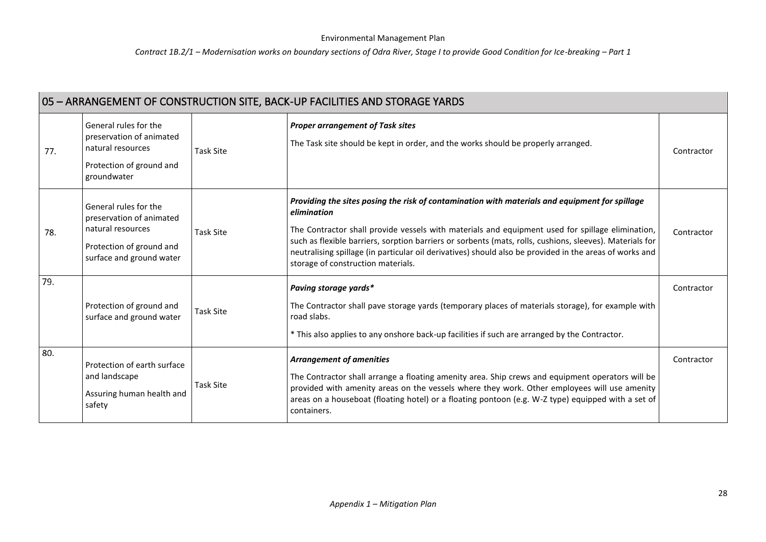## 05 – ARRANGEMENT OF CONSTRUCTION SITE, BACK-UP FACILITIES AND STORAGE YARDS

| | | | | |
|---|---|---|---|---|
| 77. | General rules for the preservation of animated natural resources<br><br>Protection of ground and groundwater | Task Site | ***Proper arrangement of Task sites***<br><br>The Task site should be kept in order, and the works should be properly arranged. | Contractor |
| 78. | General rules for the preservation of animated natural resources<br><br>Protection of ground and surface and ground water | Task Site | ***Providing the sites posing the risk of contamination with materials and equipment for spillage elimination***<br><br>The Contractor shall provide vessels with materials and equipment used for spillage elimination, such as flexible barriers, sorption barriers or sorbents (mats, rolls, cushions, sleeves). Materials for neutralising spillage (in particular oil derivatives) should also be provided in the areas of works and storage of construction materials. | Contractor |
| 79. | Protection of ground and surface and ground water | Task Site | ***Paving storage yards**** <br><br>The Contractor shall pave storage yards (temporary places of materials storage), for example with road slabs.<br><br>* This also applies to any onshore back-up facilities if such are arranged by the Contractor. | Contractor |
| 80. | Protection of earth surface and landscape<br><br>Assuring human health and safety | Task Site | ***Arrangement of amenities***<br><br>The Contractor shall arrange a floating amenity area. Ship crews and equipment operators will be provided with amenity areas on the vessels where they work. Other employees will use amenity areas on a houseboat (floating hotel) or a floating pontoon (e.g. W-Z type) equipped with a set of containers. | Contractor |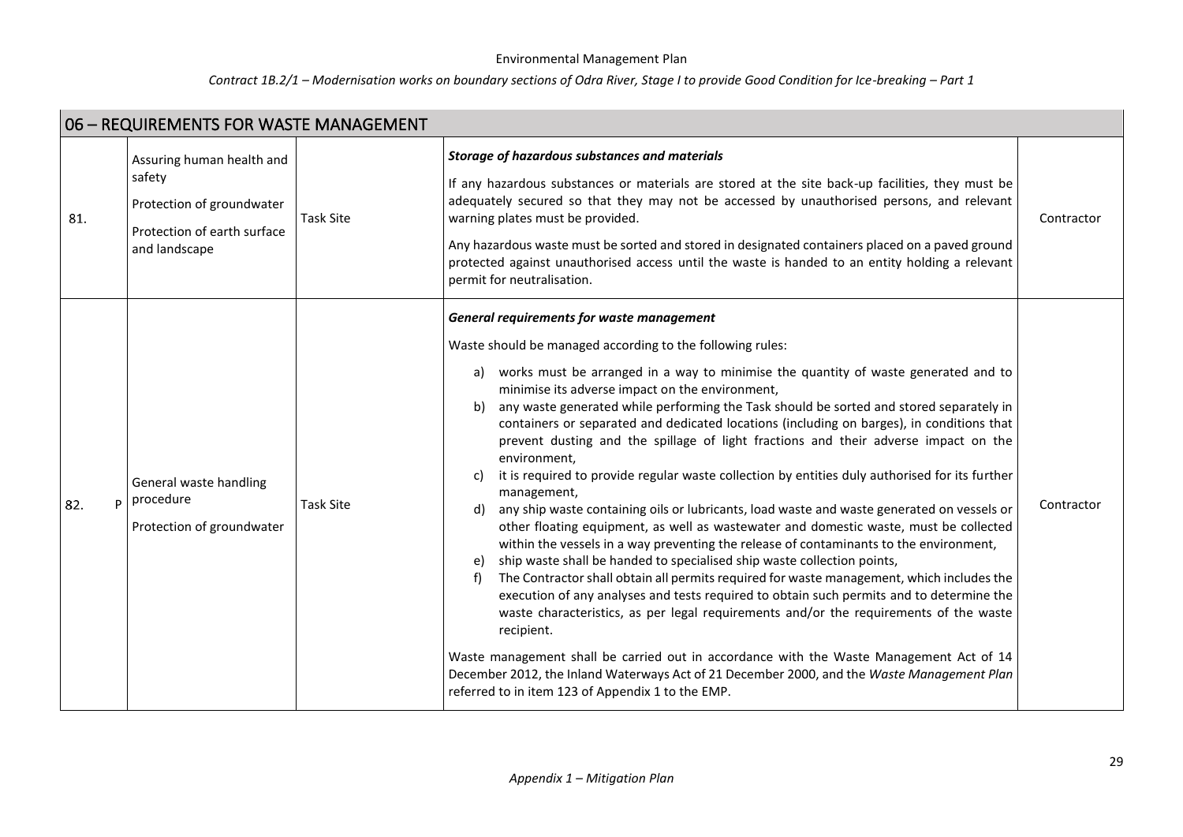## 06 – REQUIREMENTS FOR WASTE MANAGEMENT

| | | | | |
|---|---|---|---|---|
| 81. | Assuring human health and safety<br>Protection of groundwater<br>Protection of earth surface and landscape | Task Site | ***Storage of hazardous substances and materials***<br>If any hazardous substances or materials are stored at the site back-up facilities, they must be adequately secured so that they may not be accessed by unauthorised persons, and relevant warning plates must be provided.<br>Any hazardous waste must be sorted and stored in designated containers placed on a paved ground protected against unauthorised access until the waste is handed to an entity holding a relevant permit for neutralisation. | Contractor |
| 82. P | General waste handling procedure<br>Protection of groundwater | Task Site | ***General requirements for waste management***<br>Waste should be managed according to the following rules:<br>a) works must be arranged in a way to minimise the quantity of waste generated and to minimise its adverse impact on the environment,<br>b) any waste generated while performing the Task should be sorted and stored separately in containers or separated and dedicated locations (including on barges), in conditions that prevent dusting and the spillage of light fractions and their adverse impact on the environment,<br>c) it is required to provide regular waste collection by entities duly authorised for its further management,<br>d) any ship waste containing oils or lubricants, load waste and waste generated on vessels or other floating equipment, as well as wastewater and domestic waste, must be collected within the vessels in a way preventing the release of contaminants to the environment,<br>e) ship waste shall be handed to specialised ship waste collection points,<br>f) The Contractor shall obtain all permits required for waste management, which includes the execution of any analyses and tests required to obtain such permits and to determine the waste characteristics, as per legal requirements and/or the requirements of the waste recipient.<br>Waste management shall be carried out in accordance with the Waste Management Act of 14 December 2012, the Inland Waterways Act of 21 December 2000, and the *Waste Management Plan* referred to in item 123 of Appendix 1 to the EMP. | Contractor |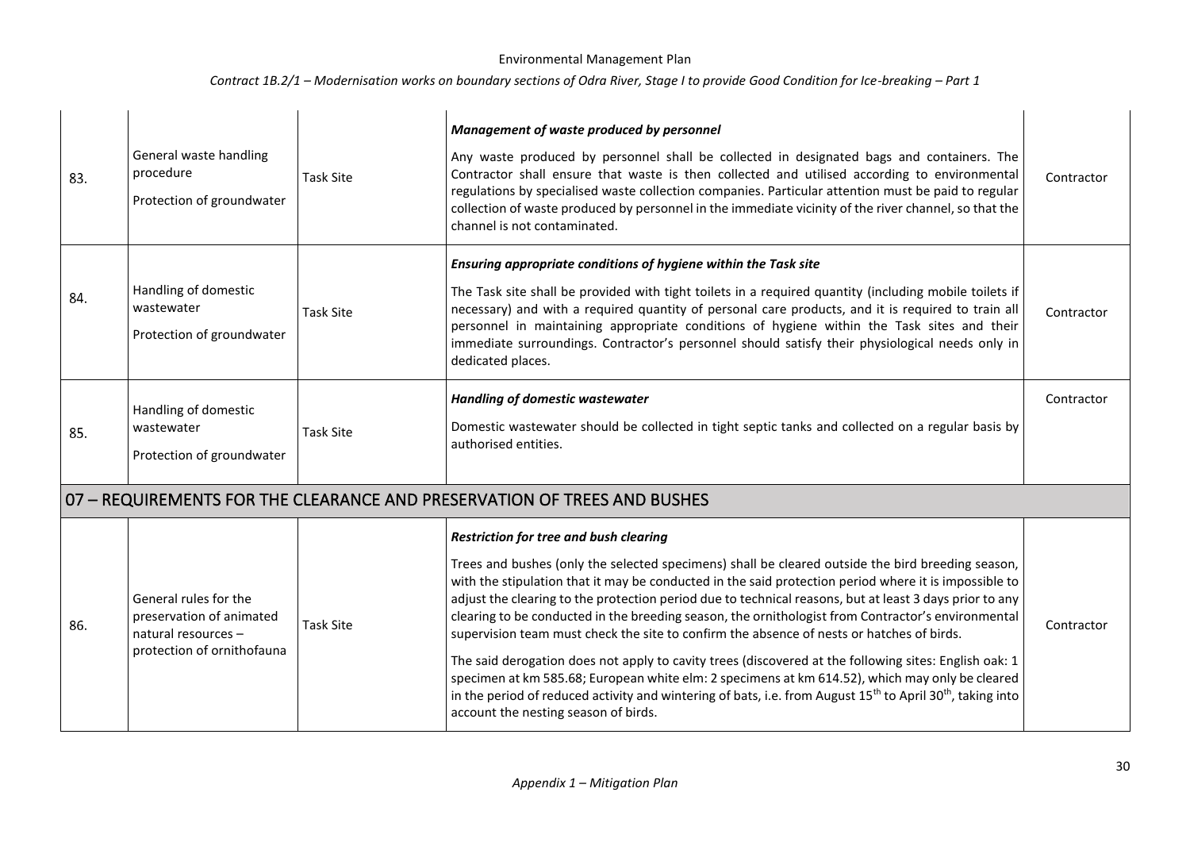| 83. | General waste handling procedure<br><br>Protection of groundwater | Task Site | ***Management of waste produced by personnel***<br><br>Any waste produced by personnel shall be collected in designated bags and containers. The Contractor shall ensure that waste is then collected and utilised according to environmental regulations by specialised waste collection companies. Particular attention must be paid to regular collection of waste produced by personnel in the immediate vicinity of the river channel, so that the channel is not contaminated. | Contractor |
|---|---|---|---|---|
| 84. | Handling of domestic wastewater<br><br>Protection of groundwater | Task Site | ***Ensuring appropriate conditions of hygiene within the Task site***<br><br>The Task site shall be provided with tight toilets in a required quantity (including mobile toilets if necessary) and with a required quantity of personal care products, and it is required to train all personnel in maintaining appropriate conditions of hygiene within the Task sites and their immediate surroundings. Contractor's personnel should satisfy their physiological needs only in dedicated places. | Contractor |
| 85. | Handling of domestic wastewater<br><br>Protection of groundwater | Task Site | ***Handling of domestic wastewater***<br><br>Domestic wastewater should be collected in tight septic tanks and collected on a regular basis by authorised entities. | Contractor |
| **07 – REQUIREMENTS FOR THE CLEARANCE AND PRESERVATION OF TREES AND BUSHES** | | | | |
| 86. | General rules for the preservation of animated natural resources – protection of ornithofauna | Task Site | ***Restriction for tree and bush clearing***<br><br>Trees and bushes (only the selected specimens) shall be cleared outside the bird breeding season, with the stipulation that it may be conducted in the said protection period where it is impossible to adjust the clearing to the protection period due to technical reasons, but at least 3 days prior to any clearing to be conducted in the breeding season, the ornithologist from Contractor's environmental supervision team must check the site to confirm the absence of nests or hatches of birds.<br><br>The said derogation does not apply to cavity trees (discovered at the following sites: English oak: 1 specimen at km 585.68; European white elm: 2 specimens at km 614.52), which may only be cleared in the period of reduced activity and wintering of bats, i.e. from August 15th to April 30th, taking into account the nesting season of birds. | Contractor |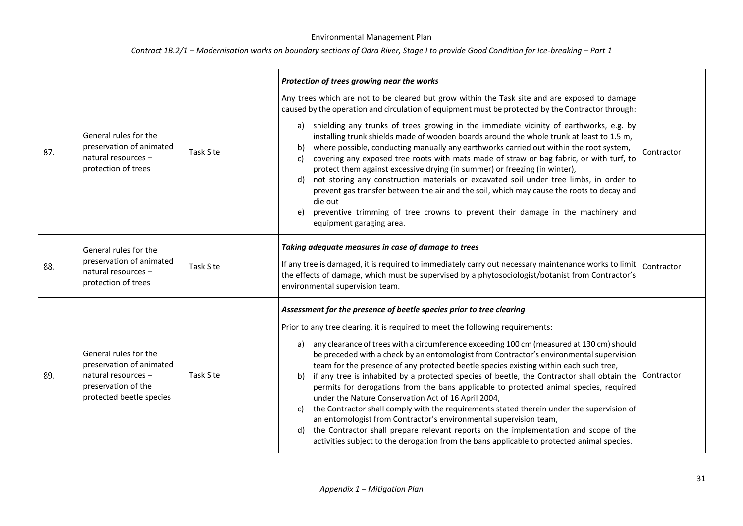| 87. | General rules for the preservation of animated natural resources – protection of trees | Task Site | ***Protection of trees growing near the works***<br><br>Any trees which are not to be cleared but grow within the Task site and are exposed to damage caused by the operation and circulation of equipment must be protected by the Contractor through:<br><br>a) shielding any trunks of trees growing in the immediate vicinity of earthworks, e.g. by installing trunk shields made of wooden boards around the whole trunk at least to 1.5 m,<br>b) where possible, conducting manually any earthworks carried out within the root system,<br>c) covering any exposed tree roots with mats made of straw or bag fabric, or with turf, to protect them against excessive drying (in summer) or freezing (in winter),<br>d) not storing any construction materials or excavated soil under tree limbs, in order to prevent gas transfer between the air and the soil, which may cause the roots to decay and die out<br>e) preventive trimming of tree crowns to prevent their damage in the machinery and equipment garaging area. | Contractor |
|---|---|---|---|---|
| 88. | General rules for the preservation of animated natural resources – protection of trees | Task Site | ***Taking adequate measures in case of damage to trees***<br><br>If any tree is damaged, it is required to immediately carry out necessary maintenance works to limit the effects of damage, which must be supervised by a phytosociologist/botanist from Contractor's environmental supervision team. | Contractor |
| 89. | General rules for the preservation of animated natural resources – preservation of the protected beetle species | Task Site | ***Assessment for the presence of beetle species prior to tree clearing***<br><br>Prior to any tree clearing, it is required to meet the following requirements:<br><br>a) any clearance of trees with a circumference exceeding 100 cm (measured at 130 cm) should be preceded with a check by an entomologist from Contractor's environmental supervision team for the presence of any protected beetle species existing within each such tree,<br>b) if any tree is inhabited by a protected species of beetle, the Contractor shall obtain the permits for derogations from the bans applicable to protected animal species, required under the Nature Conservation Act of 16 April 2004,<br>c) the Contractor shall comply with the requirements stated therein under the supervision of an entomologist from Contractor's environmental supervision team,<br>d) the Contractor shall prepare relevant reports on the implementation and scope of the activities subject to the derogation from the bans applicable to protected animal species. | Contractor |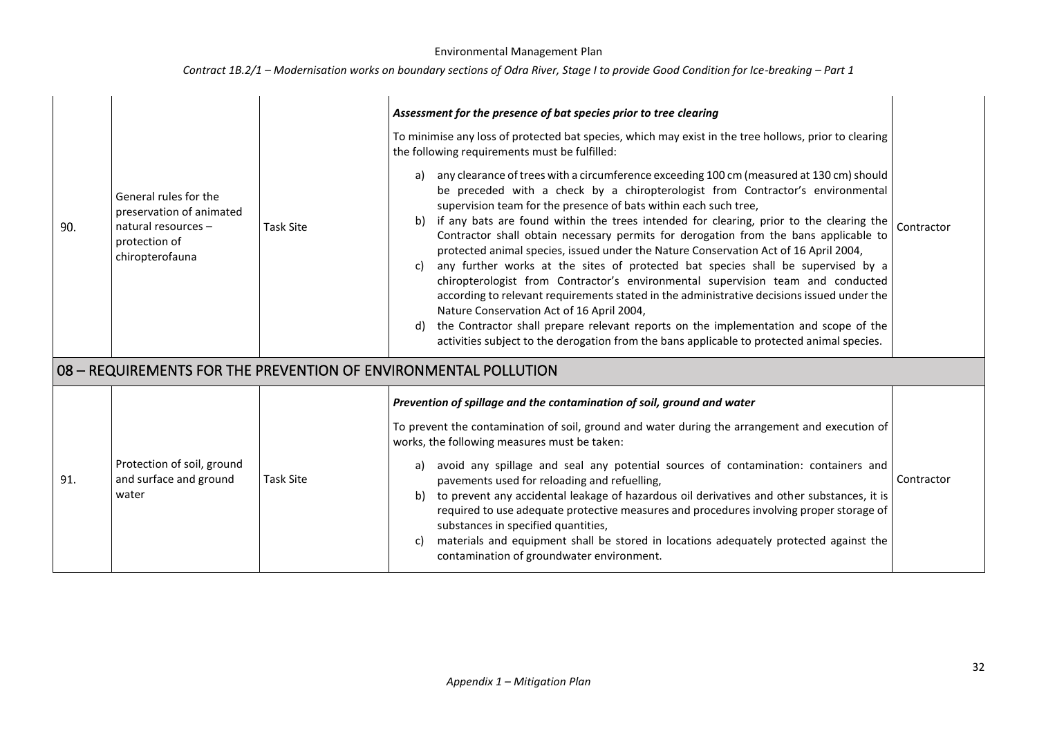| 90. | General rules for the preservation of animated natural resources – protection of chiropterofauna | Task Site | ***Assessment for the presence of bat species prior to tree clearing***<br><br>To minimise any loss of protected bat species, which may exist in the tree hollows, prior to clearing the following requirements must be fulfilled:<br><br>a) any clearance of trees with a circumference exceeding 100 cm (measured at 130 cm) should be preceded with a check by a chiropterologist from Contractor's environmental supervision team for the presence of bats within each such tree,<br>b) if any bats are found within the trees intended for clearing, prior to the clearing the Contractor shall obtain necessary permits for derogation from the bans applicable to protected animal species, issued under the Nature Conservation Act of 16 April 2004,<br>c) any further works at the sites of protected bat species shall be supervised by a chiropterologist from Contractor's environmental supervision team and conducted according to relevant requirements stated in the administrative decisions issued under the Nature Conservation Act of 16 April 2004,<br>d) the Contractor shall prepare relevant reports on the implementation and scope of the activities subject to the derogation from the bans applicable to protected animal species. | Contractor |
|---|---|---|---|---|
| **08 – REQUIREMENTS FOR THE PREVENTION OF ENVIRONMENTAL POLLUTION** | | | | |
| 91. | Protection of soil, ground and surface and ground water | Task Site | ***Prevention of spillage and the contamination of soil, ground and water***<br><br>To prevent the contamination of soil, ground and water during the arrangement and execution of works, the following measures must be taken:<br><br>a) avoid any spillage and seal any potential sources of contamination: containers and pavements used for reloading and refuelling,<br>b) to prevent any accidental leakage of hazardous oil derivatives and other substances, it is required to use adequate protective measures and procedures involving proper storage of substances in specified quantities,<br>c) materials and equipment shall be stored in locations adequately protected against the contamination of groundwater environment. | Contractor |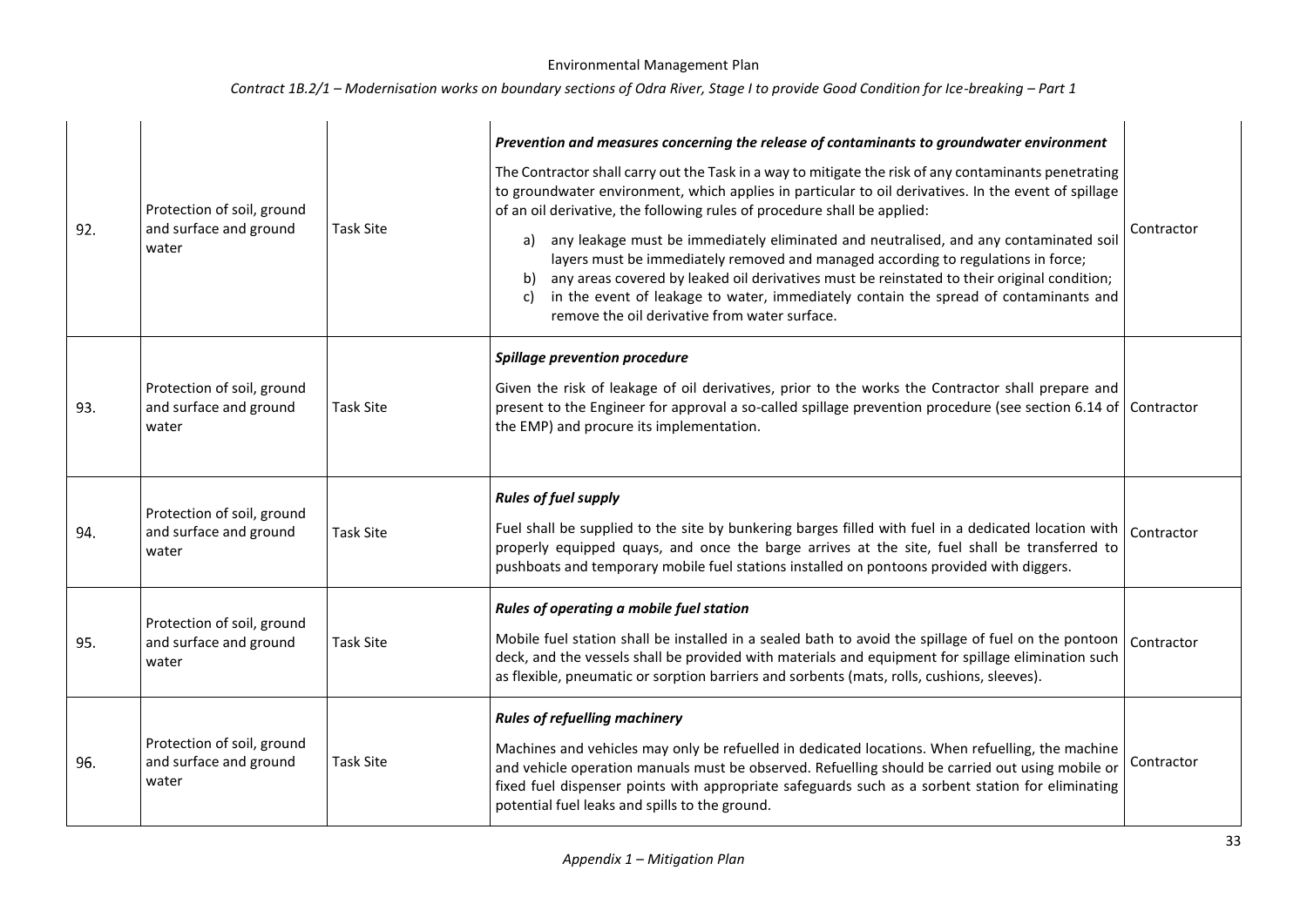| 92. | Protection of soil, ground and surface and ground water | Task Site | ***Prevention and measures concerning the release of contaminants to groundwater environment***<br><br>The Contractor shall carry out the Task in a way to mitigate the risk of any contaminants penetrating to groundwater environment, which applies in particular to oil derivatives. In the event of spillage of an oil derivative, the following rules of procedure shall be applied:<br><br>a) any leakage must be immediately eliminated and neutralised, and any contaminated soil layers must be immediately removed and managed according to regulations in force;<br>b) any areas covered by leaked oil derivatives must be reinstated to their original condition;<br>c) in the event of leakage to water, immediately contain the spread of contaminants and remove the oil derivative from water surface. | Contractor |
|---|---|---|---|---|
| 93. | Protection of soil, ground and surface and ground water | Task Site | ***Spillage prevention procedure***<br><br>Given the risk of leakage of oil derivatives, prior to the works the Contractor shall prepare and present to the Engineer for approval a so-called spillage prevention procedure (see section 6.14 of the EMP) and procure its implementation. | Contractor |
| 94. | Protection of soil, ground and surface and ground water | Task Site | ***Rules of fuel supply***<br><br>Fuel shall be supplied to the site by bunkering barges filled with fuel in a dedicated location with properly equipped quays, and once the barge arrives at the site, fuel shall be transferred to pushboats and temporary mobile fuel stations installed on pontoons provided with diggers. | Contractor |
| 95. | Protection of soil, ground and surface and ground water | Task Site | ***Rules of operating a mobile fuel station***<br><br>Mobile fuel station shall be installed in a sealed bath to avoid the spillage of fuel on the pontoon deck, and the vessels shall be provided with materials and equipment for spillage elimination such as flexible, pneumatic or sorption barriers and sorbents (mats, rolls, cushions, sleeves). | Contractor |
| 96. | Protection of soil, ground and surface and ground water | Task Site | ***Rules of refuelling machinery***<br><br>Machines and vehicles may only be refuelled in dedicated locations. When refuelling, the machine and vehicle operation manuals must be observed. Refuelling should be carried out using mobile or fixed fuel dispenser points with appropriate safeguards such as a sorbent station for eliminating potential fuel leaks and spills to the ground. | Contractor |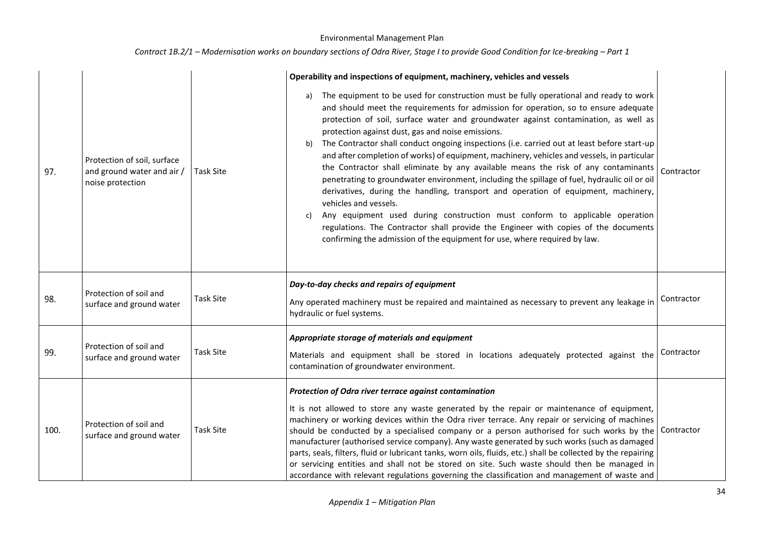| 97. | Protection of soil, surface and ground water and air / noise protection | Task Site | **Operability and inspections of equipment, machinery, vehicles and vessels**<br><br>a) The equipment to be used for construction must be fully operational and ready to work and should meet the requirements for admission for operation, so to ensure adequate protection of soil, surface water and groundwater against contamination, as well as protection against dust, gas and noise emissions.<br>b) The Contractor shall conduct ongoing inspections (i.e. carried out at least before start-up and after completion of works) of equipment, machinery, vehicles and vessels, in particular the Contractor shall eliminate by any available means the risk of any contaminants penetrating to groundwater environment, including the spillage of fuel, hydraulic oil or oil derivatives, during the handling, transport and operation of equipment, machinery, vehicles and vessels.<br>c) Any equipment used during construction must conform to applicable operation regulations. The Contractor shall provide the Engineer with copies of the documents confirming the admission of the equipment for use, where required by law. | Contractor |
|---|---|---|---|---|
| 98. | Protection of soil and surface and ground water | Task Site | ***Day-to-day checks and repairs of equipment***<br><br>Any operated machinery must be repaired and maintained as necessary to prevent any leakage in hydraulic or fuel systems. | Contractor |
| 99. | Protection of soil and surface and ground water | Task Site | ***Appropriate storage of materials and equipment***<br><br>Materials and equipment shall be stored in locations adequately protected against the contamination of groundwater environment. | Contractor |
| 100. | Protection of soil and surface and ground water | Task Site | ***Protection of Odra river terrace against contamination***<br><br>It is not allowed to store any waste generated by the repair or maintenance of equipment, machinery or working devices within the Odra river terrace. Any repair or servicing of machines should be conducted by a specialised company or a person authorised for such works by the manufacturer (authorised service company). Any waste generated by such works (such as damaged parts, seals, filters, fluid or lubricant tanks, worn oils, fluids, etc.) shall be collected by the repairing or servicing entities and shall not be stored on site. Such waste should then be managed in accordance with relevant regulations governing the classification and management of waste and | Contractor |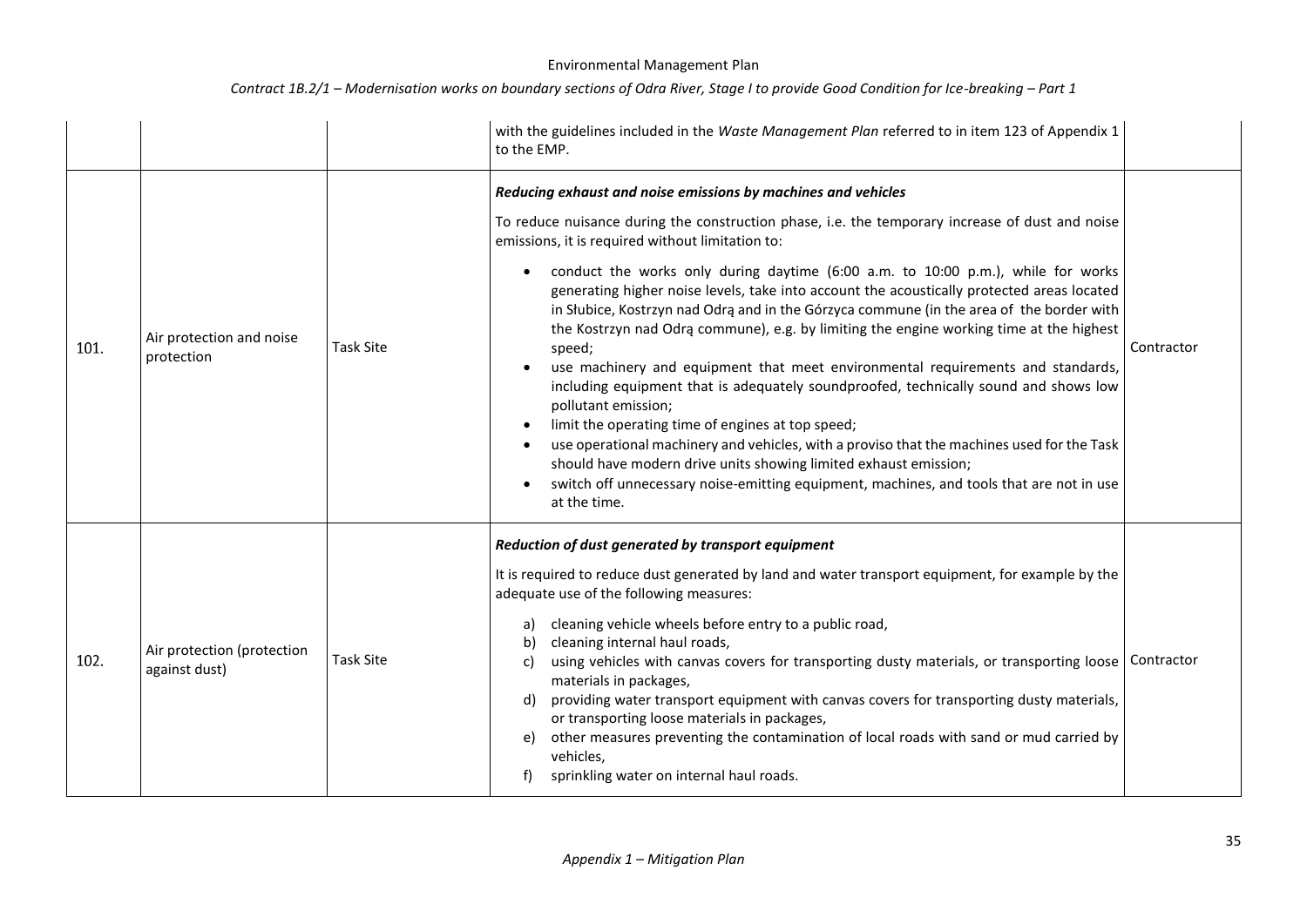| | | | | |
|---|---|---|---|---|
| | | | with the guidelines included in the *Waste Management Plan* referred to in item 123 of Appendix 1 to the EMP. | |
| 101. | Air protection and noise protection | Task Site | ***Reducing exhaust and noise emissions by machines and vehicles***<br><br>To reduce nuisance during the construction phase, i.e. the temporary increase of dust and noise emissions, it is required without limitation to:<br><br>• conduct the works only during daytime (6:00 a.m. to 10:00 p.m.), while for works generating higher noise levels, take into account the acoustically protected areas located in Słubice, Kostrzyn nad Odrą and in the Górzyca commune (in the area of the border with the Kostrzyn nad Odrą commune), e.g. by limiting the engine working time at the highest speed;<br>• use machinery and equipment that meet environmental requirements and standards, including equipment that is adequately soundproofed, technically sound and shows low pollutant emission;<br>• limit the operating time of engines at top speed;<br>• use operational machinery and vehicles, with a proviso that the machines used for the Task should have modern drive units showing limited exhaust emission;<br>• switch off unnecessary noise-emitting equipment, machines, and tools that are not in use at the time. | Contractor |
| 102. | Air protection (protection against dust) | Task Site | ***Reduction of dust generated by transport equipment***<br><br>It is required to reduce dust generated by land and water transport equipment, for example by the adequate use of the following measures:<br><br>a) cleaning vehicle wheels before entry to a public road,<br>b) cleaning internal haul roads,<br>c) using vehicles with canvas covers for transporting dusty materials, or transporting loose materials in packages,<br>d) providing water transport equipment with canvas covers for transporting dusty materials, or transporting loose materials in packages,<br>e) other measures preventing the contamination of local roads with sand or mud carried by vehicles,<br>f) sprinkling water on internal haul roads. | Contractor |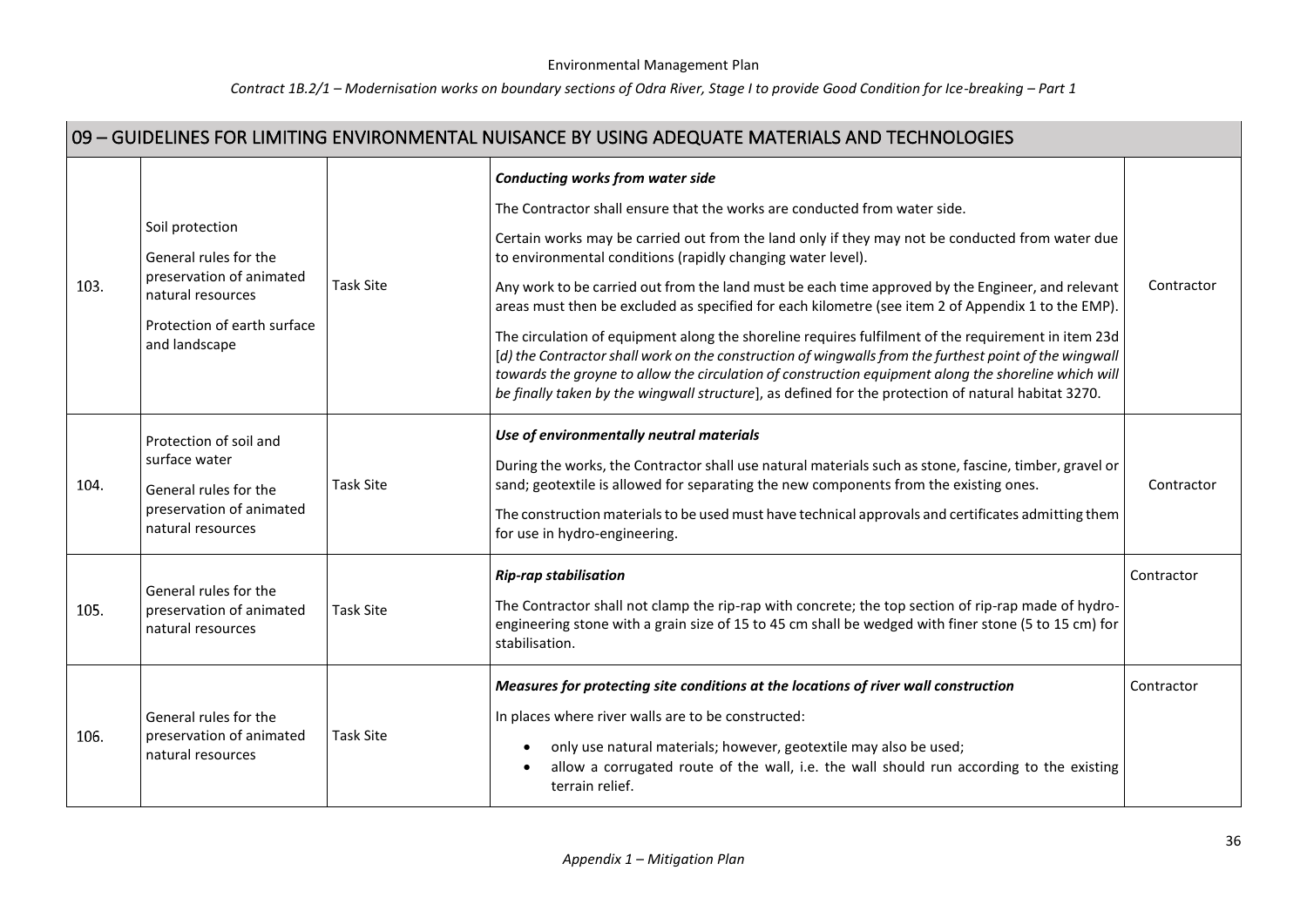## 09 – GUIDELINES FOR LIMITING ENVIRONMENTAL NUISANCE BY USING ADEQUATE MATERIALS AND TECHNOLOGIES

| | | | | |
|---|---|---|---|---|
| 103. | Soil protection<br>General rules for the preservation of animated natural resources<br>Protection of earth surface and landscape | Task Site | ***Conducting works from water side***<br>The Contractor shall ensure that the works are conducted from water side.<br>Certain works may be carried out from the land only if they may not be conducted from water due to environmental conditions (rapidly changing water level).<br>Any work to be carried out from the land must be each time approved by the Engineer, and relevant areas must then be excluded as specified for each kilometre (see item 2 of Appendix 1 to the EMP).<br>The circulation of equipment along the shoreline requires fulfilment of the requirement in item 23d [*d) the Contractor shall work on the construction of wingwalls from the furthest point of the wingwall towards the groyne to allow the circulation of construction equipment along the shoreline which will be finally taken by the wingwall structure*], as defined for the protection of natural habitat 3270. | Contractor |
| 104. | Protection of soil and surface water<br>General rules for the preservation of animated natural resources | Task Site | ***Use of environmentally neutral materials***<br>During the works, the Contractor shall use natural materials such as stone, fascine, timber, gravel or sand; geotextile is allowed for separating the new components from the existing ones.<br>The construction materials to be used must have technical approvals and certificates admitting them for use in hydro-engineering. | Contractor |
| 105. | General rules for the preservation of animated natural resources | Task Site | ***Rip-rap stabilisation***<br>The Contractor shall not clamp the rip-rap with concrete; the top section of rip-rap made of hydro-engineering stone with a grain size of 15 to 45 cm shall be wedged with finer stone (5 to 15 cm) for stabilisation. | Contractor |
| 106. | General rules for the preservation of animated natural resources | Task Site | ***Measures for protecting site conditions at the locations of river wall construction***<br>In places where river walls are to be constructed:<br>• only use natural materials; however, geotextile may also be used;<br>• allow a corrugated route of the wall, i.e. the wall should run according to the existing terrain relief. | Contractor |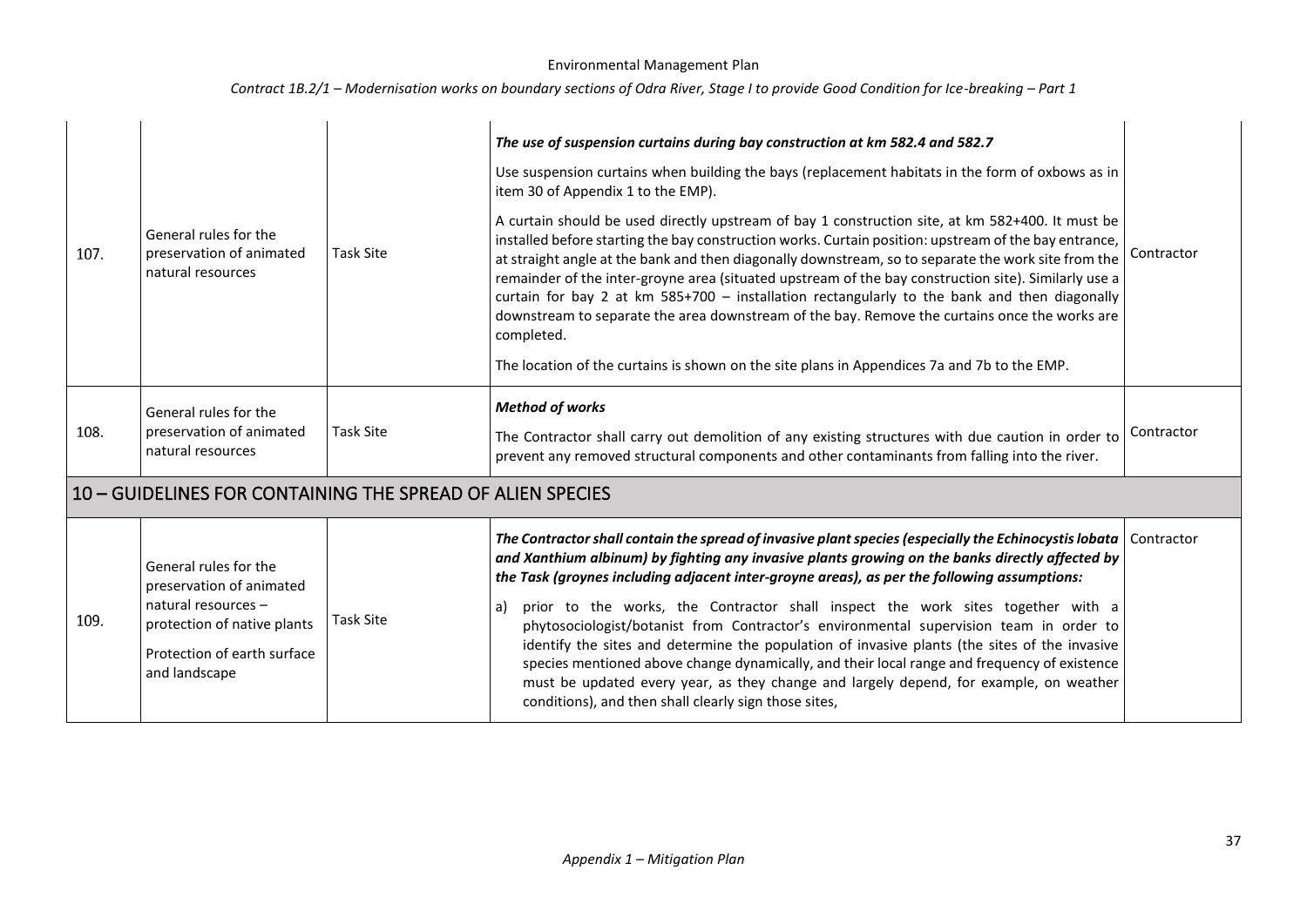| | | | | |
|---|---|---|---|---|
| 107. | General rules for the preservation of animated natural resources | Task Site | ***The use of suspension curtains during bay construction at km 582.4 and 582.7***<br><br>Use suspension curtains when building the bays (replacement habitats in the form of oxbows as in item 30 of Appendix 1 to the EMP).<br><br>A curtain should be used directly upstream of bay 1 construction site, at km 582+400. It must be installed before starting the bay construction works. Curtain position: upstream of the bay entrance, at straight angle at the bank and then diagonally downstream, so to separate the work site from the remainder of the inter-groyne area (situated upstream of the bay construction site). Similarly use a curtain for bay 2 at km 585+700 – installation rectangularly to the bank and then diagonally downstream to separate the area downstream of the bay. Remove the curtains once the works are completed.<br><br>The location of the curtains is shown on the site plans in Appendices 7a and 7b to the EMP. | Contractor |
| 108. | General rules for the preservation of animated natural resources | Task Site | ***Method of works***<br><br>The Contractor shall carry out demolition of any existing structures with due caution in order to prevent any removed structural components and other contaminants from falling into the river. | Contractor |
| **10 – GUIDELINES FOR CONTAINING THE SPREAD OF ALIEN SPECIES** | | | | |
| 109. | General rules for the preservation of animated natural resources – protection of native plants<br><br>Protection of earth surface and landscape | Task Site | ***The Contractor shall contain the spread of invasive plant species (especially the Echinocystis lobata and Xanthium albinum) by fighting any invasive plants growing on the banks directly affected by the Task (groynes including adjacent inter-groyne areas), as per the following assumptions:***<br><br>a) prior to the works, the Contractor shall inspect the work sites together with a phytosociologist/botanist from Contractor's environmental supervision team in order to identify the sites and determine the population of invasive plants (the sites of the invasive species mentioned above change dynamically, and their local range and frequency of existence must be updated every year, as they change and largely depend, for example, on weather conditions), and then shall clearly sign those sites, | Contractor |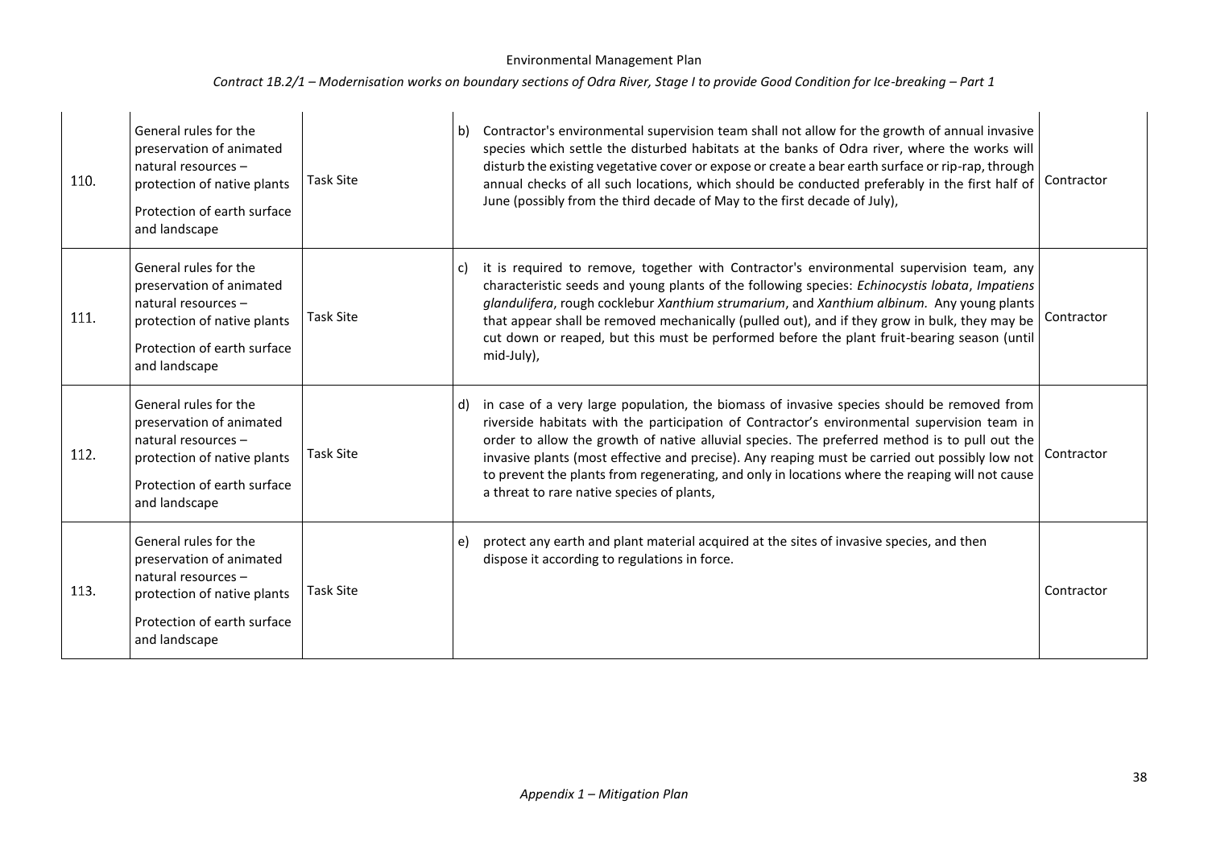| 110. | General rules for the preservation of animated natural resources – protection of native plants<br>Protection of earth surface and landscape | Task Site | b) Contractor's environmental supervision team shall not allow for the growth of annual invasive species which settle the disturbed habitats at the banks of Odra river, where the works will disturb the existing vegetative cover or expose or create a bear earth surface or rip-rap, through annual checks of all such locations, which should be conducted preferably in the first half of June (possibly from the third decade of May to the first decade of July), | Contractor |
|---|---|---|---|---|
| 111. | General rules for the preservation of animated natural resources – protection of native plants<br>Protection of earth surface and landscape | Task Site | c) it is required to remove, together with Contractor's environmental supervision team, any characteristic seeds and young plants of the following species: *Echinocystis lobata*, *Impatiens glandulifera*, rough cocklebur *Xanthium strumarium*, and *Xanthium albinum*. Any young plants that appear shall be removed mechanically (pulled out), and if they grow in bulk, they may be cut down or reaped, but this must be performed before the plant fruit-bearing season (until mid-July), | Contractor |
| 112. | General rules for the preservation of animated natural resources – protection of native plants<br>Protection of earth surface and landscape | Task Site | d) in case of a very large population, the biomass of invasive species should be removed from riverside habitats with the participation of Contractor's environmental supervision team in order to allow the growth of native alluvial species. The preferred method is to pull out the invasive plants (most effective and precise). Any reaping must be carried out possibly low not to prevent the plants from regenerating, and only in locations where the reaping will not cause a threat to rare native species of plants, | Contractor |
| 113. | General rules for the preservation of animated natural resources – protection of native plants<br>Protection of earth surface and landscape | Task Site | e) protect any earth and plant material acquired at the sites of invasive species, and then dispose it according to regulations in force. | Contractor |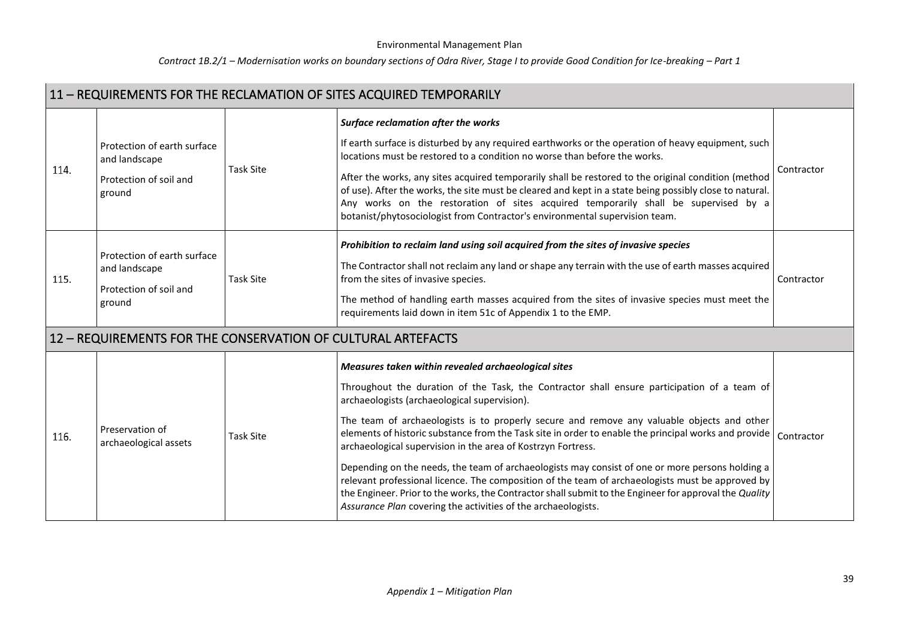| 11 – REQUIREMENTS FOR THE RECLAMATION OF SITES ACQUIRED TEMPORARILY | | | | |
|---|---|---|---|---|
| 114. | Protection of earth surface and landscape<br><br>Protection of soil and ground | Task Site | ***Surface reclamation after the works***<br><br>If earth surface is disturbed by any required earthworks or the operation of heavy equipment, such locations must be restored to a condition no worse than before the works.<br><br>After the works, any sites acquired temporarily shall be restored to the original condition (method of use). After the works, the site must be cleared and kept in a state being possibly close to natural. Any works on the restoration of sites acquired temporarily shall be supervised by a botanist/phytosociologist from Contractor's environmental supervision team. | Contractor |
| 115. | Protection of earth surface and landscape<br><br>Protection of soil and ground | Task Site | ***Prohibition to reclaim land using soil acquired from the sites of invasive species***<br><br>The Contractor shall not reclaim any land or shape any terrain with the use of earth masses acquired from the sites of invasive species.<br><br>The method of handling earth masses acquired from the sites of invasive species must meet the requirements laid down in item 51c of Appendix 1 to the EMP. | Contractor |
| **12 – REQUIREMENTS FOR THE CONSERVATION OF CULTURAL ARTEFACTS** | | | | |
| 116. | Preservation of archaeological assets | Task Site | ***Measures taken within revealed archaeological sites***<br><br>Throughout the duration of the Task, the Contractor shall ensure participation of a team of archaeologists (archaeological supervision).<br><br>The team of archaeologists is to properly secure and remove any valuable objects and other elements of historic substance from the Task site in order to enable the principal works and provide archaeological supervision in the area of Kostrzyn Fortress.<br><br>Depending on the needs, the team of archaeologists may consist of one or more persons holding a relevant professional licence. The composition of the team of archaeologists must be approved by the Engineer. Prior to the works, the Contractor shall submit to the Engineer for approval the *Quality Assurance Plan* covering the activities of the archaeologists. | Contractor |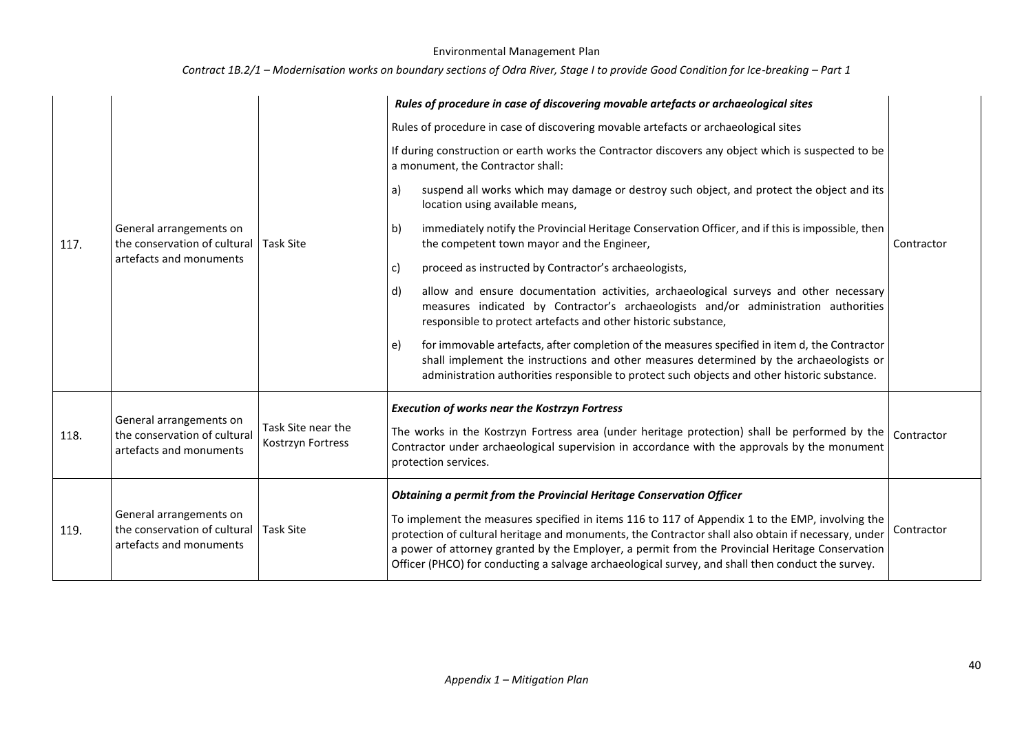| 117. | General arrangements on the conservation of cultural artefacts and monuments | Task Site | ***Rules of procedure in case of discovering movable artefacts or archaeological sites***<br><br>Rules of procedure in case of discovering movable artefacts or archaeological sites<br><br>If during construction or earth works the Contractor discovers any object which is suspected to be a monument, the Contractor shall:<br><br>a) suspend all works which may damage or destroy such object, and protect the object and its location using available means,<br><br>b) immediately notify the Provincial Heritage Conservation Officer, and if this is impossible, then the competent town mayor and the Engineer,<br><br>c) proceed as instructed by Contractor's archaeologists,<br><br>d) allow and ensure documentation activities, archaeological surveys and other necessary measures indicated by Contractor's archaeologists and/or administration authorities responsible to protect artefacts and other historic substance,<br><br>e) for immovable artefacts, after completion of the measures specified in item d, the Contractor shall implement the instructions and other measures determined by the archaeologists or administration authorities responsible to protect such objects and other historic substance. | Contractor |
|---|---|---|---|---|
| 118. | General arrangements on the conservation of cultural artefacts and monuments | Task Site near the Kostrzyn Fortress | ***Execution of works near the Kostrzyn Fortress***<br><br>The works in the Kostrzyn Fortress area (under heritage protection) shall be performed by the Contractor under archaeological supervision in accordance with the approvals by the monument protection services. | Contractor |
| 119. | General arrangements on the conservation of cultural artefacts and monuments | Task Site | ***Obtaining a permit from the Provincial Heritage Conservation Officer***<br><br>To implement the measures specified in items 116 to 117 of Appendix 1 to the EMP, involving the protection of cultural heritage and monuments, the Contractor shall also obtain if necessary, under a power of attorney granted by the Employer, a permit from the Provincial Heritage Conservation Officer (PHCO) for conducting a salvage archaeological survey, and shall then conduct the survey. | Contractor |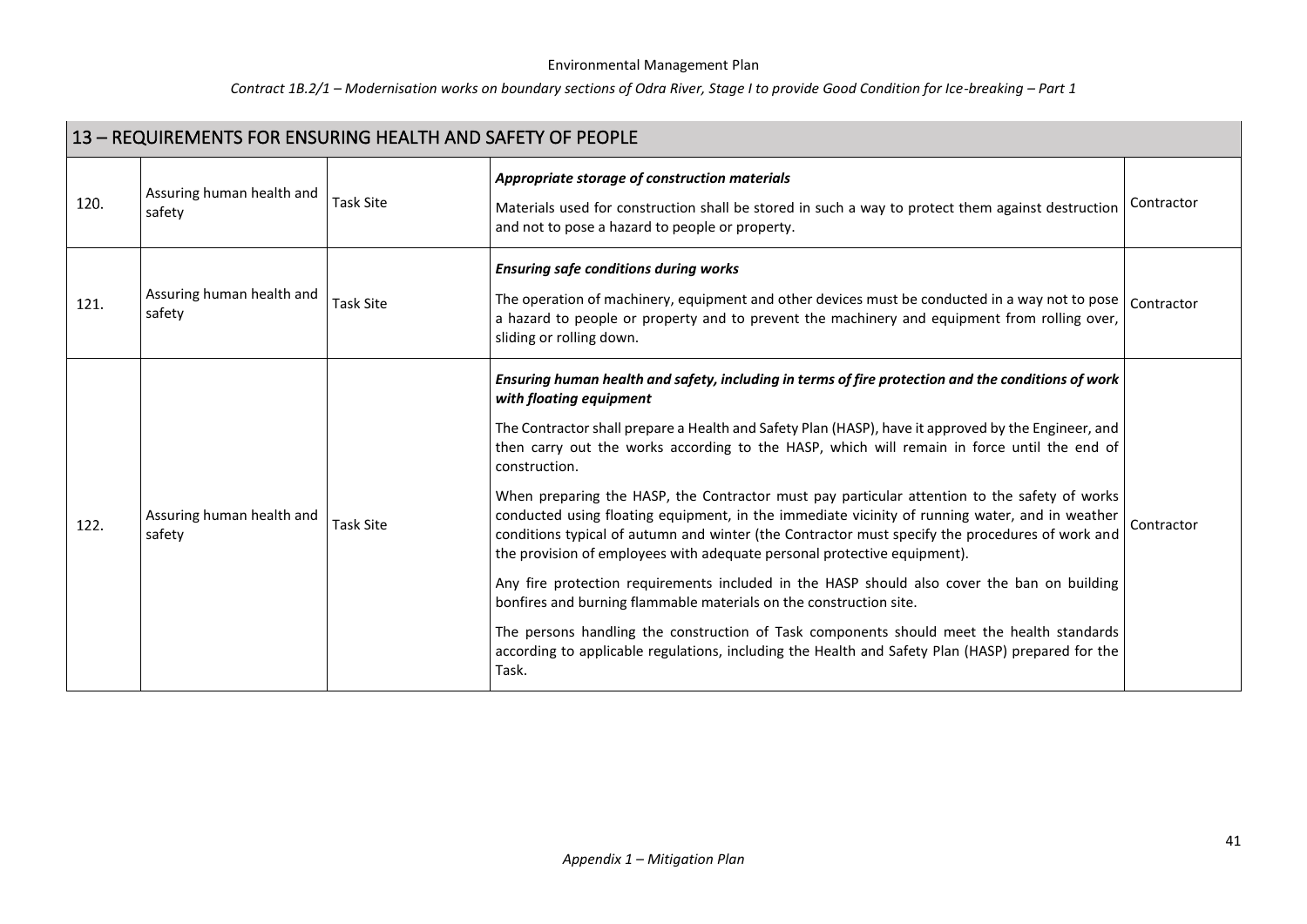| 13 – REQUIREMENTS FOR ENSURING HEALTH AND SAFETY OF PEOPLE | | | | |
|---|---|---|---|---|
| 120. | Assuring human health and safety | Task Site | ***Appropriate storage of construction materials***<br><br>Materials used for construction shall be stored in such a way to protect them against destruction and not to pose a hazard to people or property. | Contractor |
| 121. | Assuring human health and safety | Task Site | ***Ensuring safe conditions during works***<br><br>The operation of machinery, equipment and other devices must be conducted in a way not to pose a hazard to people or property and to prevent the machinery and equipment from rolling over, sliding or rolling down. | Contractor |
| 122. | Assuring human health and safety | Task Site | ***Ensuring human health and safety, including in terms of fire protection and the conditions of work with floating equipment***<br><br>The Contractor shall prepare a Health and Safety Plan (HASP), have it approved by the Engineer, and then carry out the works according to the HASP, which will remain in force until the end of construction.<br><br>When preparing the HASP, the Contractor must pay particular attention to the safety of works conducted using floating equipment, in the immediate vicinity of running water, and in weather conditions typical of autumn and winter (the Contractor must specify the procedures of work and the provision of employees with adequate personal protective equipment).<br><br>Any fire protection requirements included in the HASP should also cover the ban on building bonfires and burning flammable materials on the construction site.<br><br>The persons handling the construction of Task components should meet the health standards according to applicable regulations, including the Health and Safety Plan (HASP) prepared for the Task. | Contractor |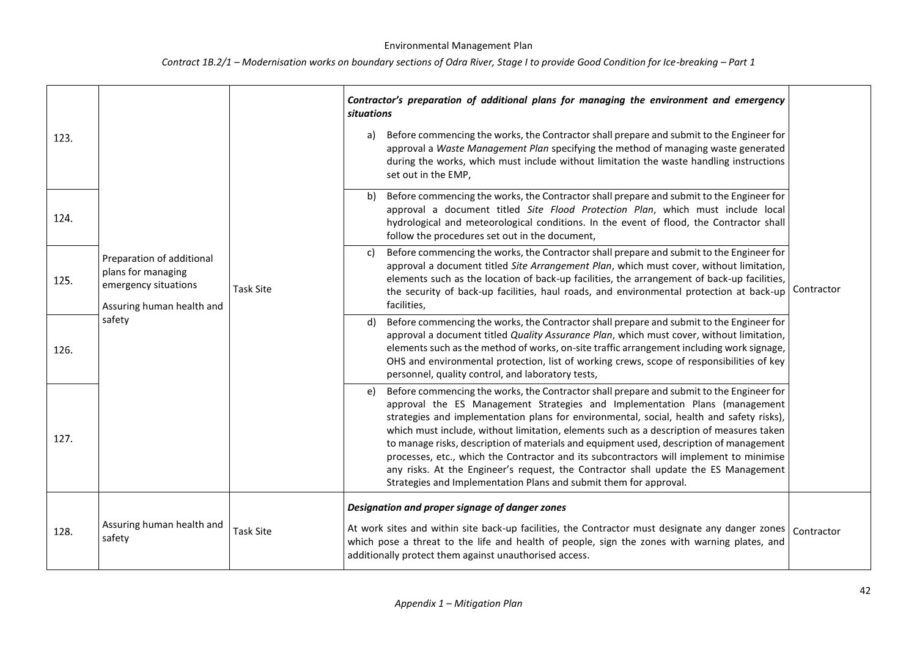| | | | | |
|---|---|---|---|---|
| 123. | Preparation of additional plans for managing emergency situations<br>Assuring human health and safety | Task Site | ***Contractor's preparation of additional plans for managing the environment and emergency situations***<br>a) Before commencing the works, the Contractor shall prepare and submit to the Engineer for approval a *Waste Management Plan* specifying the method of managing waste generated during the works, which must include without limitation the waste handling instructions set out in the EMP, | Contractor |
| 124. | | | b) Before commencing the works, the Contractor shall prepare and submit to the Engineer for approval a document titled *Site Flood Protection Plan*, which must include local hydrological and meteorological conditions. In the event of flood, the Contractor shall follow the procedures set out in the document, | |
| 125. | | | c) Before commencing the works, the Contractor shall prepare and submit to the Engineer for approval a document titled *Site Arrangement Plan*, which must cover, without limitation, elements such as the location of back-up facilities, the arrangement of back-up facilities, the security of back-up facilities, haul roads, and environmental protection at back-up facilities, | |
| 126. | | | d) Before commencing the works, the Contractor shall prepare and submit to the Engineer for approval a document titled *Quality Assurance Plan*, which must cover, without limitation, elements such as the method of works, on-site traffic arrangement including work signage, OHS and environmental protection, list of working crews, scope of responsibilities of key personnel, quality control, and laboratory tests, | |
| 127. | | | e) Before commencing the works, the Contractor shall prepare and submit to the Engineer for approval the ES Management Strategies and Implementation Plans (management strategies and implementation plans for environmental, social, health and safety risks), which must include, without limitation, elements such as a description of measures taken to manage risks, description of materials and equipment used, description of management processes, etc., which the Contractor and its subcontractors will implement to minimise any risks. At the Engineer's request, the Contractor shall update the ES Management Strategies and Implementation Plans and submit them for approval. | |
| 128. | Assuring human health and safety | Task Site | ***Designation and proper signage of danger zones***<br>At work sites and within site back-up facilities, the Contractor must designate any danger zones which pose a threat to the life and health of people, sign the zones with warning plates, and additionally protect them against unauthorised access. | Contractor |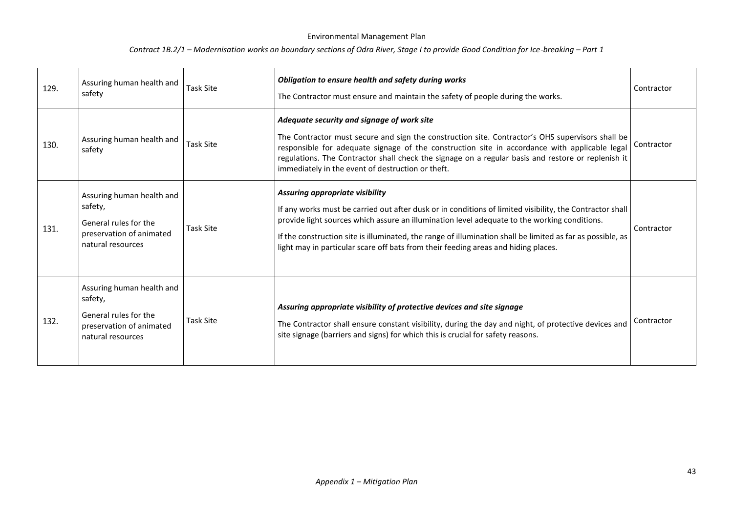| 129. | Assuring human health and safety | Task Site | ***Obligation to ensure health and safety during works***<br><br>The Contractor must ensure and maintain the safety of people during the works. | Contractor |
|---|---|---|---|---|
| 130. | Assuring human health and safety | Task Site | ***Adequate security and signage of work site***<br><br>The Contractor must secure and sign the construction site. Contractor's OHS supervisors shall be responsible for adequate signage of the construction site in accordance with applicable legal regulations. The Contractor shall check the signage on a regular basis and restore or replenish it immediately in the event of destruction or theft. | Contractor |
| 131. | Assuring human health and safety,<br><br>General rules for the preservation of animated natural resources | Task Site | ***Assuring appropriate visibility***<br><br>If any works must be carried out after dusk or in conditions of limited visibility, the Contractor shall provide light sources which assure an illumination level adequate to the working conditions.<br><br>If the construction site is illuminated, the range of illumination shall be limited as far as possible, as light may in particular scare off bats from their feeding areas and hiding places. | Contractor |
| 132. | Assuring human health and safety,<br><br>General rules for the preservation of animated natural resources | Task Site | ***Assuring appropriate visibility of protective devices and site signage***<br><br>The Contractor shall ensure constant visibility, during the day and night, of protective devices and site signage (barriers and signs) for which this is crucial for safety reasons. | Contractor |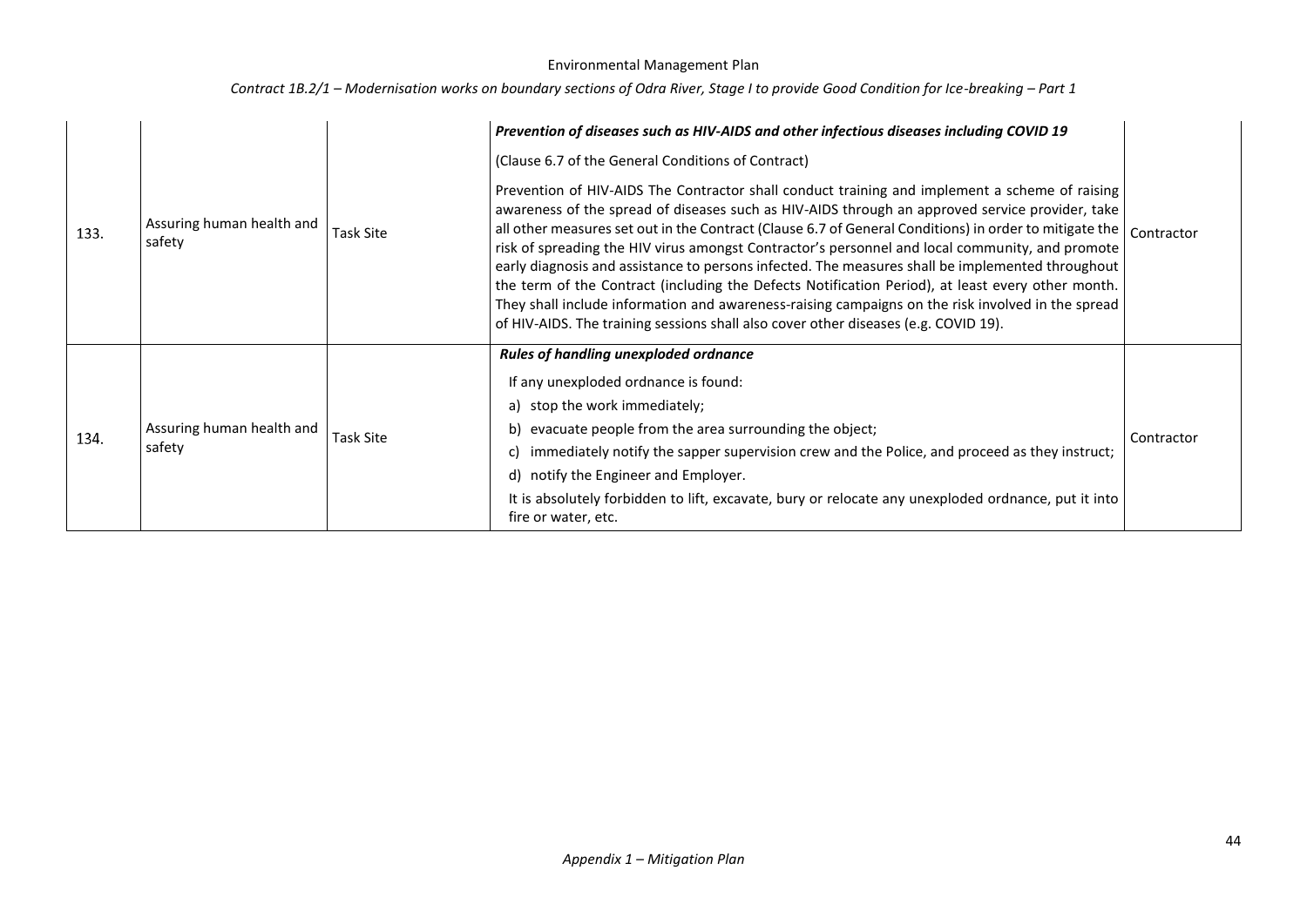| 133. | Assuring human health and safety | Task Site | ***Prevention of diseases such as HIV-AIDS and other infectious diseases including COVID 19***<br><br>(Clause 6.7 of the General Conditions of Contract)<br><br>Prevention of HIV-AIDS The Contractor shall conduct training and implement a scheme of raising awareness of the spread of diseases such as HIV-AIDS through an approved service provider, take all other measures set out in the Contract (Clause 6.7 of General Conditions) in order to mitigate the risk of spreading the HIV virus amongst Contractor's personnel and local community, and promote early diagnosis and assistance to persons infected. The measures shall be implemented throughout the term of the Contract (including the Defects Notification Period), at least every other month. They shall include information and awareness-raising campaigns on the risk involved in the spread of HIV-AIDS. The training sessions shall also cover other diseases (e.g. COVID 19). | Contractor |
|---|---|---|---|---|
| 134. | Assuring human health and safety | Task Site | ***Rules of handling unexploded ordnance***<br><br>If any unexploded ordnance is found:<br>a) stop the work immediately;<br>b) evacuate people from the area surrounding the object;<br>c) immediately notify the sapper supervision crew and the Police, and proceed as they instruct;<br>d) notify the Engineer and Employer.<br><br>It is absolutely forbidden to lift, excavate, bury or relocate any unexploded ordnance, put it into fire or water, etc. | Contractor |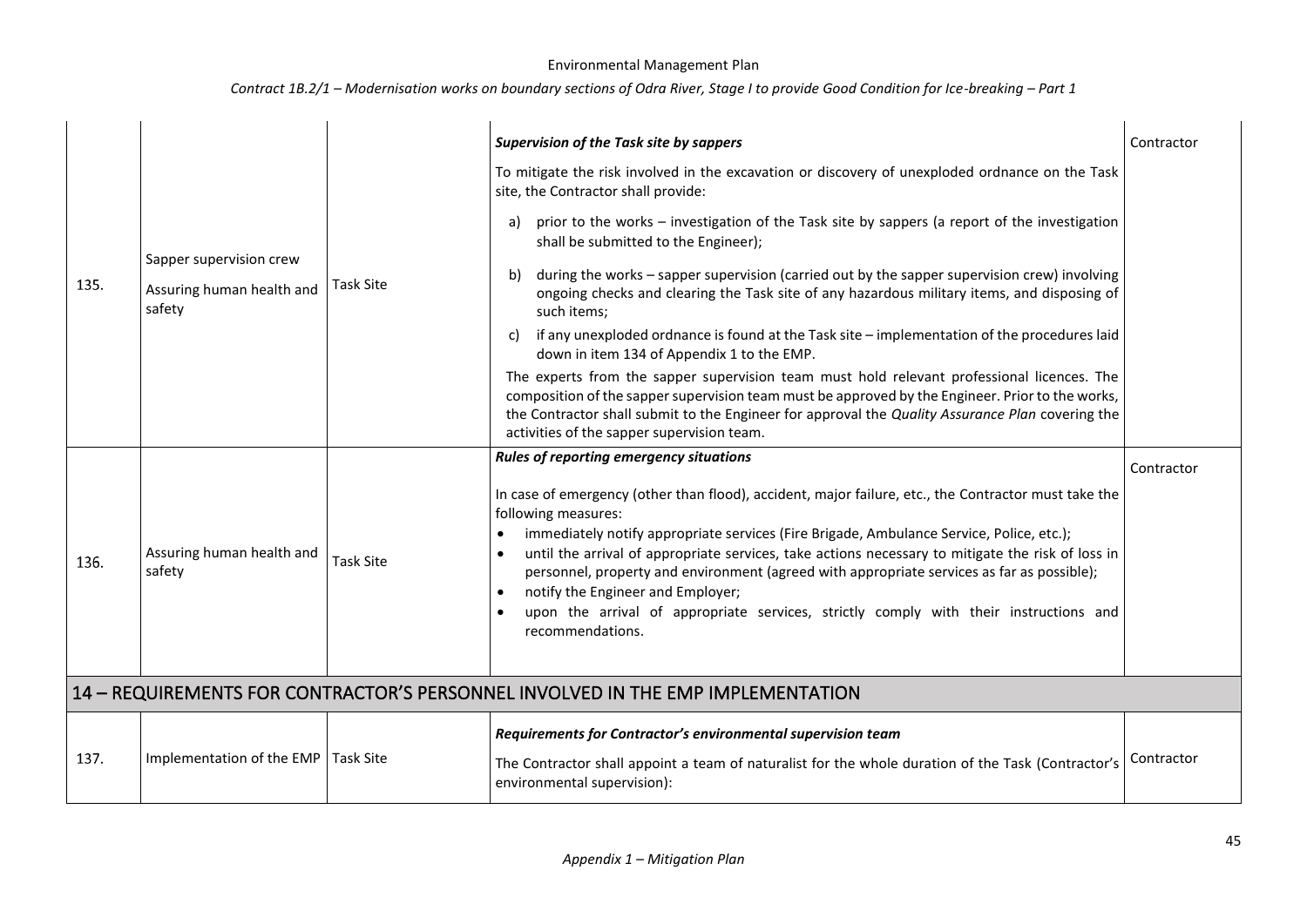| 135. | Sapper supervision crew<br>Assuring human health and safety | Task Site | ***Supervision of the Task site by sappers***<br>To mitigate the risk involved in the excavation or discovery of unexploded ordnance on the Task site, the Contractor shall provide:<br>a) prior to the works – investigation of the Task site by sappers (a report of the investigation shall be submitted to the Engineer);<br>b) during the works – sapper supervision (carried out by the sapper supervision crew) involving ongoing checks and clearing the Task site of any hazardous military items, and disposing of such items;<br>c) if any unexploded ordnance is found at the Task site – implementation of the procedures laid down in item 134 of Appendix 1 to the EMP.<br>The experts from the sapper supervision team must hold relevant professional licences. The composition of the sapper supervision team must be approved by the Engineer. Prior to the works, the Contractor shall submit to the Engineer for approval the *Quality Assurance Plan* covering the activities of the sapper supervision team. | Contractor |
|---|---|---|---|---|
| 136. | Assuring human health and safety | Task Site | ***Rules of reporting emergency situations***<br>In case of emergency (other than flood), accident, major failure, etc., the Contractor must take the following measures:<br>• immediately notify appropriate services (Fire Brigade, Ambulance Service, Police, etc.);<br>• until the arrival of appropriate services, take actions necessary to mitigate the risk of loss in personnel, property and environment (agreed with appropriate services as far as possible);<br>• notify the Engineer and Employer;<br>• upon the arrival of appropriate services, strictly comply with their instructions and recommendations. | Contractor |
| **14 – REQUIREMENTS FOR CONTRACTOR'S PERSONNEL INVOLVED IN THE EMP IMPLEMENTATION** | | | | |
| 137. | Implementation of the EMP | Task Site | ***Requirements for Contractor's environmental supervision team***<br>The Contractor shall appoint a team of naturalist for the whole duration of the Task (Contractor's environmental supervision): | Contractor |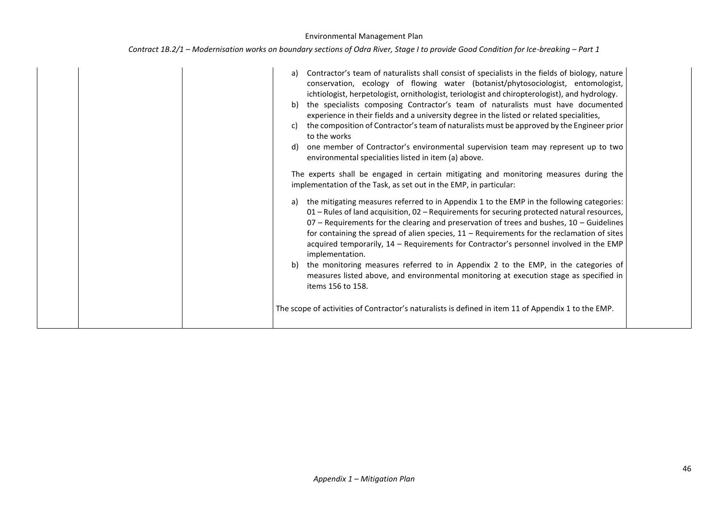| | | | | |
|---|---|---|---|---|
| | | | a) Contractor's team of naturalists shall consist of specialists in the fields of biology, nature conservation, ecology of flowing water (botanist/phytosociologist, entomologist, ichtiologist, herpetologist, ornithologist, teriologist and chiropterologist), and hydrology.<br>b) the specialists composing Contractor's team of naturalists must have documented experience in their fields and a university degree in the listed or related specialities,<br>c) the composition of Contractor's team of naturalists must be approved by the Engineer prior to the works<br>d) one member of Contractor's environmental supervision team may represent up to two environmental specialities listed in item (a) above.<br><br>The experts shall be engaged in certain mitigating and monitoring measures during the implementation of the Task, as set out in the EMP, in particular:<br><br>a) the mitigating measures referred to in Appendix 1 to the EMP in the following categories: 01 – Rules of land acquisition, 02 – Requirements for securing protected natural resources, 07 – Requirements for the clearing and preservation of trees and bushes, 10 – Guidelines for containing the spread of alien species, 11 – Requirements for the reclamation of sites acquired temporarily, 14 – Requirements for Contractor's personnel involved in the EMP implementation.<br>b) the monitoring measures referred to in Appendix 2 to the EMP, in the categories of measures listed above, and environmental monitoring at execution stage as specified in items 156 to 158.<br><br>The scope of activities of Contractor's naturalists is defined in item 11 of Appendix 1 to the EMP. | |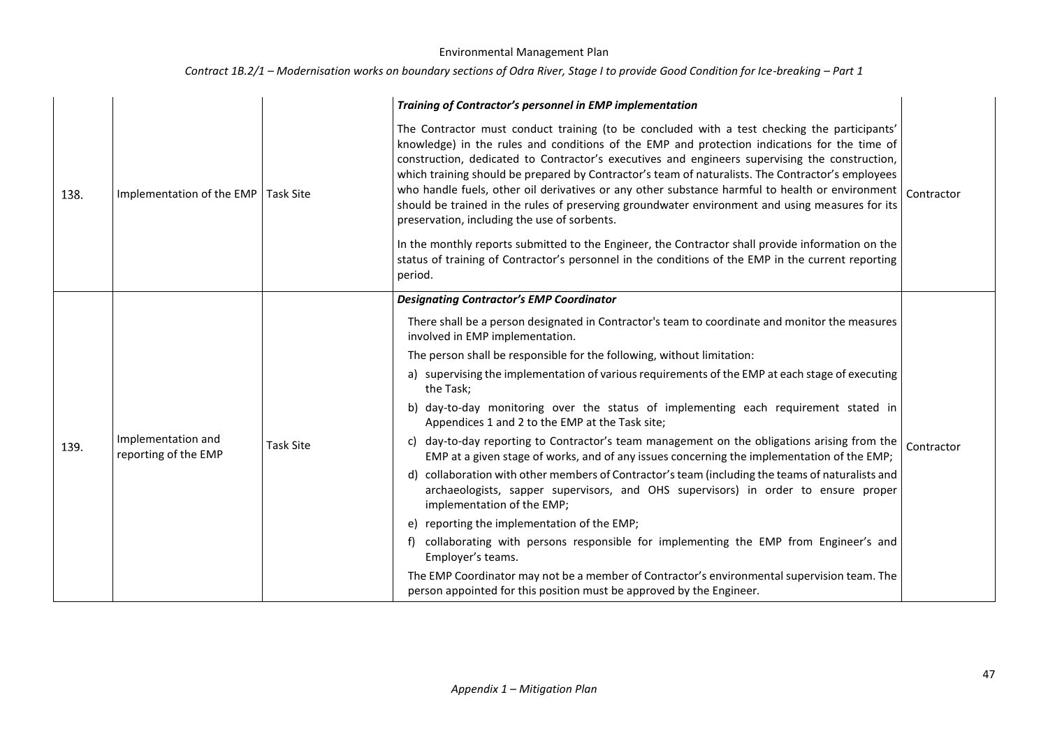| | | | | |
|---|---|---|---|---|
| 138. | Implementation of the EMP | Task Site | ***Training of Contractor's personnel in EMP implementation***<br><br>The Contractor must conduct training (to be concluded with a test checking the participants' knowledge) in the rules and conditions of the EMP and protection indications for the time of construction, dedicated to Contractor's executives and engineers supervising the construction, which training should be prepared by Contractor's team of naturalists. The Contractor's employees who handle fuels, other oil derivatives or any other substance harmful to health or environment should be trained in the rules of preserving groundwater environment and using measures for its preservation, including the use of sorbents.<br><br>In the monthly reports submitted to the Engineer, the Contractor shall provide information on the status of training of Contractor's personnel in the conditions of the EMP in the current reporting period. | Contractor |
| 139. | Implementation and reporting of the EMP | Task Site | ***Designating Contractor's EMP Coordinator***<br><br>There shall be a person designated in Contractor's team to coordinate and monitor the measures involved in EMP implementation.<br><br>The person shall be responsible for the following, without limitation:<br><br>a) supervising the implementation of various requirements of the EMP at each stage of executing the Task;<br><br>b) day-to-day monitoring over the status of implementing each requirement stated in Appendices 1 and 2 to the EMP at the Task site;<br><br>c) day-to-day reporting to Contractor's team management on the obligations arising from the EMP at a given stage of works, and of any issues concerning the implementation of the EMP;<br><br>d) collaboration with other members of Contractor's team (including the teams of naturalists and archaeologists, sapper supervisors, and OHS supervisors) in order to ensure proper implementation of the EMP;<br><br>e) reporting the implementation of the EMP;<br><br>f) collaborating with persons responsible for implementing the EMP from Engineer's and Employer's teams.<br><br>The EMP Coordinator may not be a member of Contractor's environmental supervision team. The person appointed for this position must be approved by the Engineer. | Contractor |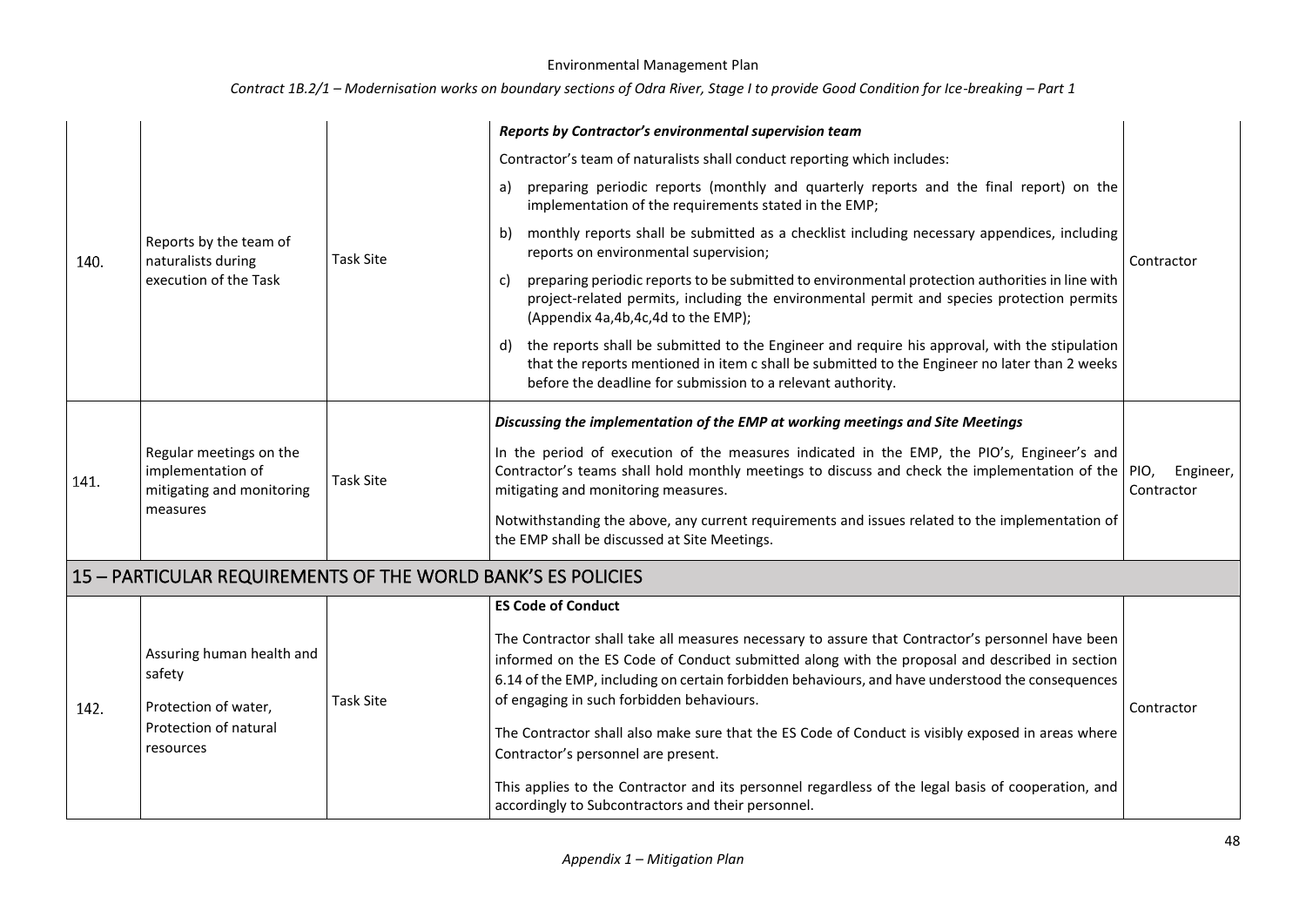| | | | | |
|---|---|---|---|---|
| 140. | Reports by the team of naturalists during execution of the Task | Task Site | ***Reports by Contractor's environmental supervision team***<br>Contractor's team of naturalists shall conduct reporting which includes:<br>a) preparing periodic reports (monthly and quarterly reports and the final report) on the implementation of the requirements stated in the EMP;<br>b) monthly reports shall be submitted as a checklist including necessary appendices, including reports on environmental supervision;<br>c) preparing periodic reports to be submitted to environmental protection authorities in line with project-related permits, including the environmental permit and species protection permits (Appendix 4a,4b,4c,4d to the EMP);<br>d) the reports shall be submitted to the Engineer and require his approval, with the stipulation that the reports mentioned in item c shall be submitted to the Engineer no later than 2 weeks before the deadline for submission to a relevant authority. | Contractor |
| 141. | Regular meetings on the implementation of mitigating and monitoring measures | Task Site | ***Discussing the implementation of the EMP at working meetings and Site Meetings***<br>In the period of execution of the measures indicated in the EMP, the PIO's, Engineer's and Contractor's teams shall hold monthly meetings to discuss and check the implementation of the mitigating and monitoring measures.<br>Notwithstanding the above, any current requirements and issues related to the implementation of the EMP shall be discussed at Site Meetings. | PIO, Engineer, Contractor |
| **15 – PARTICULAR REQUIREMENTS OF THE WORLD BANK'S ES POLICIES** | | | | |
| 142. | Assuring human health and safety<br>Protection of water,<br>Protection of natural resources | Task Site | **ES Code of Conduct**<br>The Contractor shall take all measures necessary to assure that Contractor's personnel have been informed on the ES Code of Conduct submitted along with the proposal and described in section 6.14 of the EMP, including on certain forbidden behaviours, and have understood the consequences of engaging in such forbidden behaviours.<br>The Contractor shall also make sure that the ES Code of Conduct is visibly exposed in areas where Contractor's personnel are present.<br>This applies to the Contractor and its personnel regardless of the legal basis of cooperation, and accordingly to Subcontractors and their personnel. | Contractor |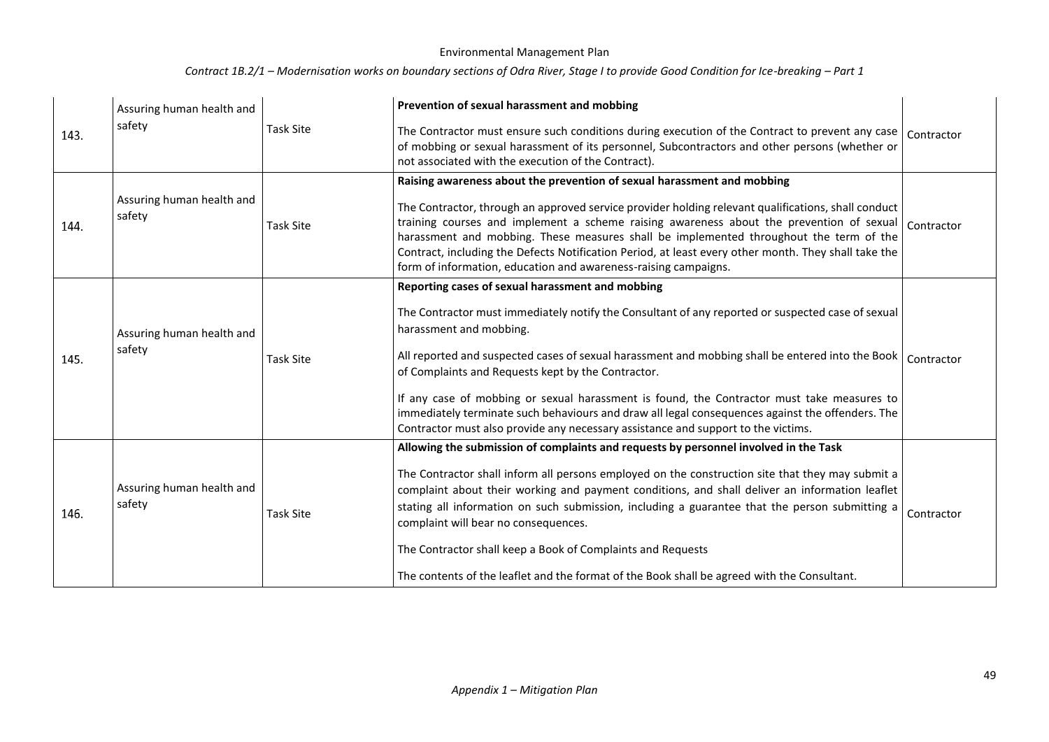| 143. | Assuring human health and safety | Task Site | **Prevention of sexual harassment and mobbing**<br><br>The Contractor must ensure such conditions during execution of the Contract to prevent any case of mobbing or sexual harassment of its personnel, Subcontractors and other persons (whether or not associated with the execution of the Contract). | Contractor |
|---|---|---|---|---|
| 144. | Assuring human health and safety | Task Site | **Raising awareness about the prevention of sexual harassment and mobbing**<br><br>The Contractor, through an approved service provider holding relevant qualifications, shall conduct training courses and implement a scheme raising awareness about the prevention of sexual harassment and mobbing. These measures shall be implemented throughout the term of the Contract, including the Defects Notification Period, at least every other month. They shall take the form of information, education and awareness-raising campaigns. | Contractor |
| 145. | Assuring human health and safety | Task Site | **Reporting cases of sexual harassment and mobbing**<br><br>The Contractor must immediately notify the Consultant of any reported or suspected case of sexual harassment and mobbing.<br><br>All reported and suspected cases of sexual harassment and mobbing shall be entered into the Book of Complaints and Requests kept by the Contractor.<br><br>If any case of mobbing or sexual harassment is found, the Contractor must take measures to immediately terminate such behaviours and draw all legal consequences against the offenders. The Contractor must also provide any necessary assistance and support to the victims. | Contractor |
| 146. | Assuring human health and safety | Task Site | **Allowing the submission of complaints and requests by personnel involved in the Task**<br><br>The Contractor shall inform all persons employed on the construction site that they may submit a complaint about their working and payment conditions, and shall deliver an information leaflet stating all information on such submission, including a guarantee that the person submitting a complaint will bear no consequences.<br><br>The Contractor shall keep a Book of Complaints and Requests<br><br>The contents of the leaflet and the format of the Book shall be agreed with the Consultant. | Contractor |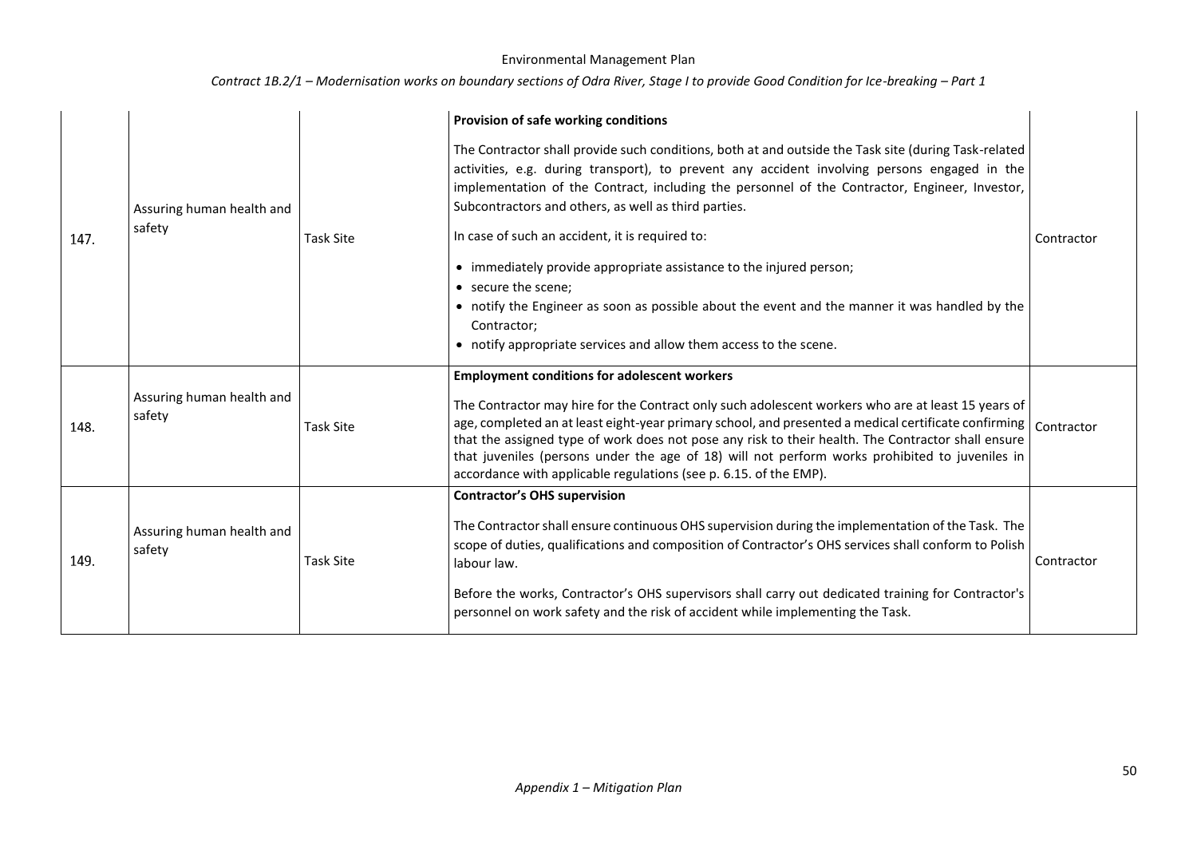| 147. | Assuring human health and safety | Task Site | **Provision of safe working conditions**<br><br>The Contractor shall provide such conditions, both at and outside the Task site (during Task-related activities, e.g. during transport), to prevent any accident involving persons engaged in the implementation of the Contract, including the personnel of the Contractor, Engineer, Investor, Subcontractors and others, as well as third parties.<br><br>In case of such an accident, it is required to:<br><br>• immediately provide appropriate assistance to the injured person;<br>• secure the scene;<br>• notify the Engineer as soon as possible about the event and the manner it was handled by the Contractor;<br>• notify appropriate services and allow them access to the scene. | Contractor |
|---|---|---|---|---|
| 148. | Assuring human health and safety | Task Site | **Employment conditions for adolescent workers**<br><br>The Contractor may hire for the Contract only such adolescent workers who are at least 15 years of age, completed an at least eight-year primary school, and presented a medical certificate confirming that the assigned type of work does not pose any risk to their health. The Contractor shall ensure that juveniles (persons under the age of 18) will not perform works prohibited to juveniles in accordance with applicable regulations (see p. 6.15. of the EMP). | Contractor |
| 149. | Assuring human health and safety | Task Site | **Contractor's OHS supervision**<br><br>The Contractor shall ensure continuous OHS supervision during the implementation of the Task. The scope of duties, qualifications and composition of Contractor's OHS services shall conform to Polish labour law.<br><br>Before the works, Contractor's OHS supervisors shall carry out dedicated training for Contractor's personnel on work safety and the risk of accident while implementing the Task. | Contractor |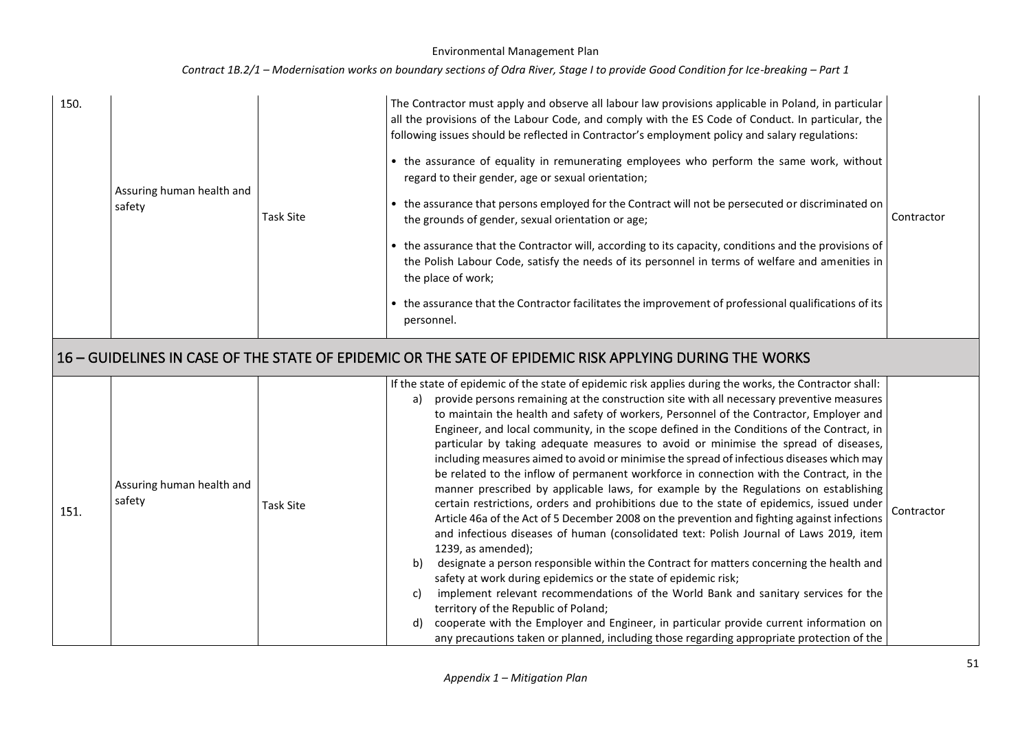| | | | | |
|---|---|---|---|---|
| 150. | Assuring human health and safety | Task Site | The Contractor must apply and observe all labour law provisions applicable in Poland, in particular all the provisions of the Labour Code, and comply with the ES Code of Conduct. In particular, the following issues should be reflected in Contractor's employment policy and salary regulations:<br>• the assurance of equality in remunerating employees who perform the same work, without regard to their gender, age or sexual orientation;<br>• the assurance that persons employed for the Contract will not be persecuted or discriminated on the grounds of gender, sexual orientation or age;<br>• the assurance that the Contractor will, according to its capacity, conditions and the provisions of the Polish Labour Code, satisfy the needs of its personnel in terms of welfare and amenities in the place of work;<br>• the assurance that the Contractor facilitates the improvement of professional qualifications of its personnel. | Contractor |
| **16 – GUIDELINES IN CASE OF THE STATE OF EPIDEMIC OR THE SATE OF EPIDEMIC RISK APPLYING DURING THE WORKS** | | | | |
| 151. | Assuring human health and safety | Task Site | If the state of epidemic of the state of epidemic risk applies during the works, the Contractor shall:<br>a) provide persons remaining at the construction site with all necessary preventive measures to maintain the health and safety of workers, Personnel of the Contractor, Employer and Engineer, and local community, in the scope defined in the Conditions of the Contract, in particular by taking adequate measures to avoid or minimise the spread of diseases, including measures aimed to avoid or minimise the spread of infectious diseases which may be related to the inflow of permanent workforce in connection with the Contract, in the manner prescribed by applicable laws, for example by the Regulations on establishing certain restrictions, orders and prohibitions due to the state of epidemics, issued under Article 46a of the Act of 5 December 2008 on the prevention and fighting against infections and infectious diseases of human (consolidated text: Polish Journal of Laws 2019, item 1239, as amended);<br>b) designate a person responsible within the Contract for matters concerning the health and safety at work during epidemics or the state of epidemic risk;<br>c) implement relevant recommendations of the World Bank and sanitary services for the territory of the Republic of Poland;<br>d) cooperate with the Employer and Engineer, in particular provide current information on any precautions taken or planned, including those regarding appropriate protection of the | Contractor |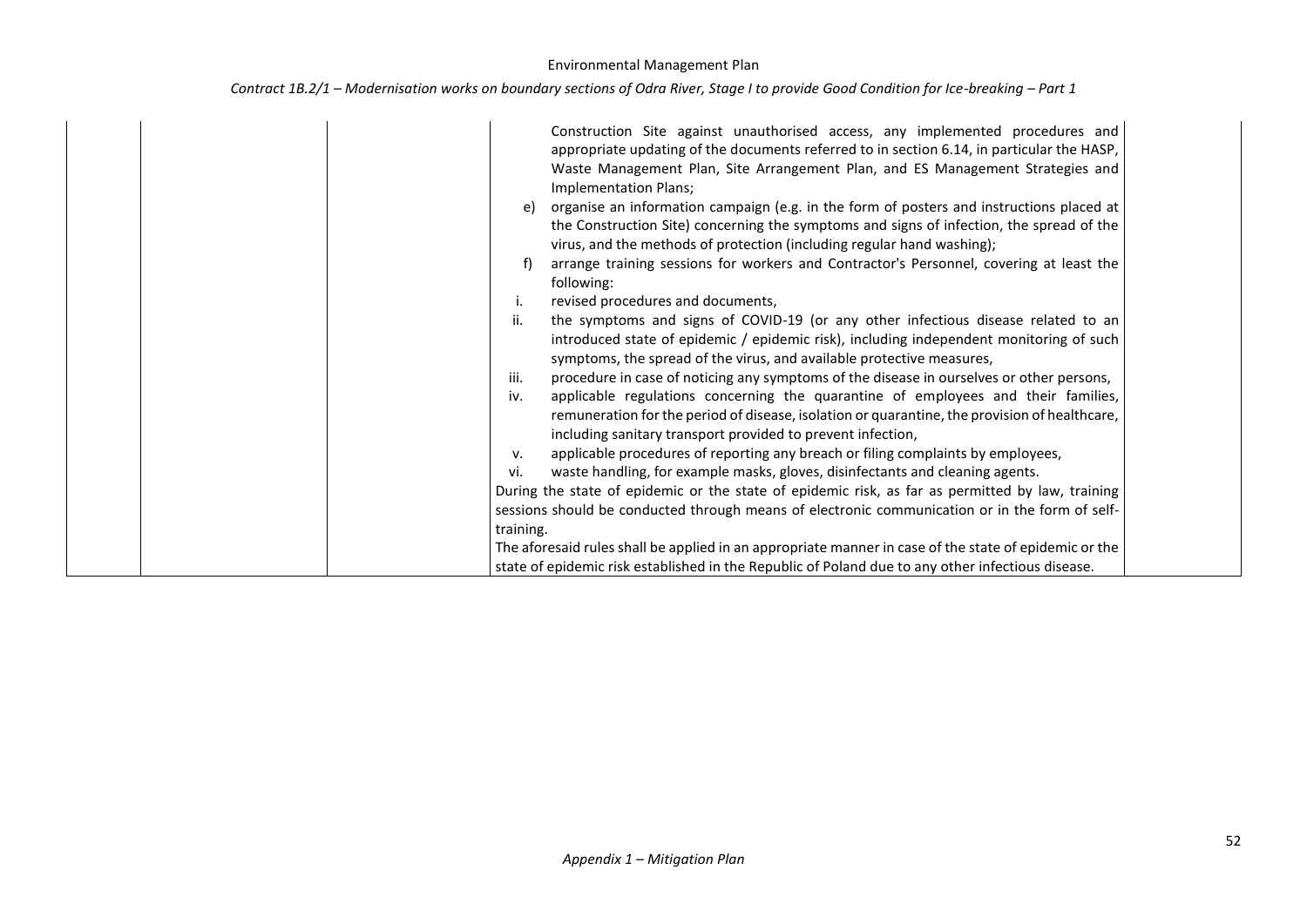| | | | | |
|---|---|---|---|---|
| | | | Construction Site against unauthorised access, any implemented procedures and appropriate updating of the documents referred to in section 6.14, in particular the HASP, Waste Management Plan, Site Arrangement Plan, and ES Management Strategies and Implementation Plans;<br>e) organise an information campaign (e.g. in the form of posters and instructions placed at the Construction Site) concerning the symptoms and signs of infection, the spread of the virus, and the methods of protection (including regular hand washing);<br>f) arrange training sessions for workers and Contractor's Personnel, covering at least the following:<br>i. revised procedures and documents,<br>ii. the symptoms and signs of COVID-19 (or any other infectious disease related to an introduced state of epidemic / epidemic risk), including independent monitoring of such symptoms, the spread of the virus, and available protective measures,<br>iii. procedure in case of noticing any symptoms of the disease in ourselves or other persons,<br>iv. applicable regulations concerning the quarantine of employees and their families, remuneration for the period of disease, isolation or quarantine, the provision of healthcare, including sanitary transport provided to prevent infection,<br>v. applicable procedures of reporting any breach or filing complaints by employees,<br>vi. waste handling, for example masks, gloves, disinfectants and cleaning agents.<br>During the state of epidemic or the state of epidemic risk, as far as permitted by law, training sessions should be conducted through means of electronic communication or in the form of self-training.<br>The aforesaid rules shall be applied in an appropriate manner in case of the state of epidemic or the state of epidemic risk established in the Republic of Poland due to any other infectious disease. | |